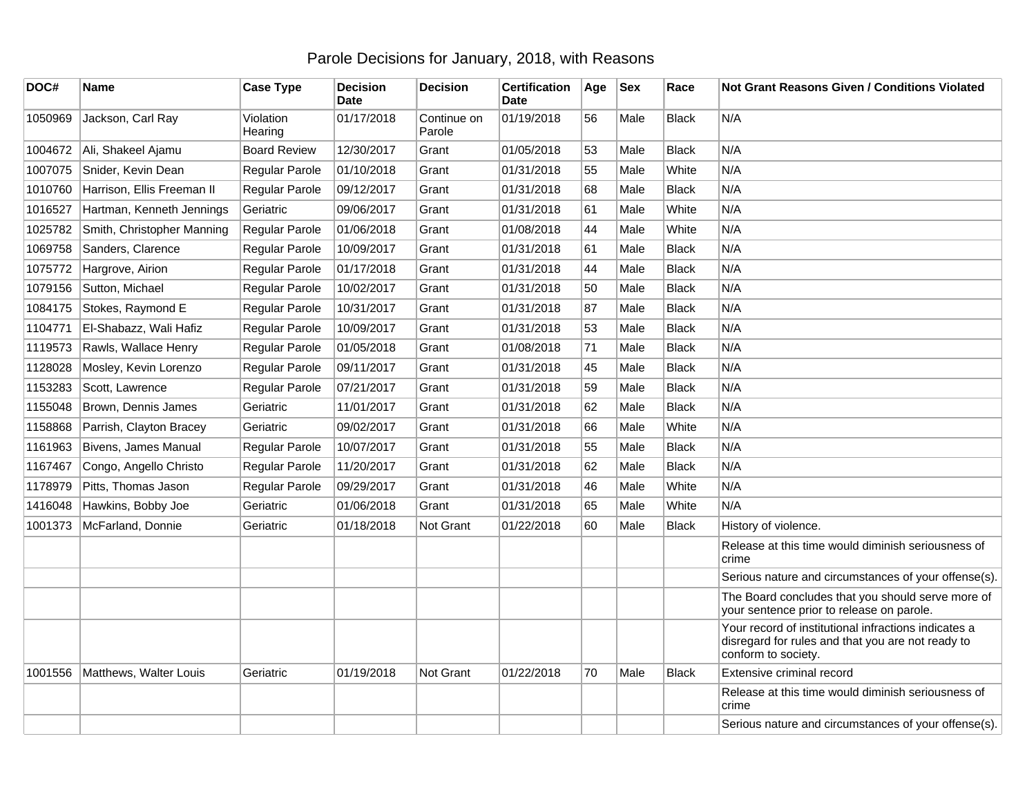# Parole Decisions for January, 2018, with Reasons

| DOC# | Name | Case Type | Decision Date | Decision | Certification Date | Age | Sex | Race | Not Grant Reasons Given / Conditions Violated |
|---|---|---|---|---|---|---|---|---|---|
| 1050969 | Jackson, Carl Ray | Violation Hearing | 01/17/2018 | Continue on Parole | 01/19/2018 | 56 | Male | Black | N/A |
| 1004672 | Ali, Shakeel Ajamu | Board Review | 12/30/2017 | Grant | 01/05/2018 | 53 | Male | Black | N/A |
| 1007075 | Snider, Kevin Dean | Regular Parole | 01/10/2018 | Grant | 01/31/2018 | 55 | Male | White | N/A |
| 1010760 | Harrison, Ellis Freeman II | Regular Parole | 09/12/2017 | Grant | 01/31/2018 | 68 | Male | Black | N/A |
| 1016527 | Hartman, Kenneth Jennings | Geriatric | 09/06/2017 | Grant | 01/31/2018 | 61 | Male | White | N/A |
| 1025782 | Smith, Christopher Manning | Regular Parole | 01/06/2018 | Grant | 01/08/2018 | 44 | Male | White | N/A |
| 1069758 | Sanders, Clarence | Regular Parole | 10/09/2017 | Grant | 01/31/2018 | 61 | Male | Black | N/A |
| 1075772 | Hargrove, Airion | Regular Parole | 01/17/2018 | Grant | 01/31/2018 | 44 | Male | Black | N/A |
| 1079156 | Sutton, Michael | Regular Parole | 10/02/2017 | Grant | 01/31/2018 | 50 | Male | Black | N/A |
| 1084175 | Stokes, Raymond E | Regular Parole | 10/31/2017 | Grant | 01/31/2018 | 87 | Male | Black | N/A |
| 1104771 | El-Shabazz, Wali Hafiz | Regular Parole | 10/09/2017 | Grant | 01/31/2018 | 53 | Male | Black | N/A |
| 1119573 | Rawls, Wallace Henry | Regular Parole | 01/05/2018 | Grant | 01/08/2018 | 71 | Male | Black | N/A |
| 1128028 | Mosley, Kevin Lorenzo | Regular Parole | 09/11/2017 | Grant | 01/31/2018 | 45 | Male | Black | N/A |
| 1153283 | Scott, Lawrence | Regular Parole | 07/21/2017 | Grant | 01/31/2018 | 59 | Male | Black | N/A |
| 1155048 | Brown, Dennis James | Geriatric | 11/01/2017 | Grant | 01/31/2018 | 62 | Male | Black | N/A |
| 1158868 | Parrish, Clayton Bracey | Geriatric | 09/02/2017 | Grant | 01/31/2018 | 66 | Male | White | N/A |
| 1161963 | Bivens, James Manual | Regular Parole | 10/07/2017 | Grant | 01/31/2018 | 55 | Male | Black | N/A |
| 1167467 | Congo, Angello Christo | Regular Parole | 11/20/2017 | Grant | 01/31/2018 | 62 | Male | Black | N/A |
| 1178979 | Pitts, Thomas Jason | Regular Parole | 09/29/2017 | Grant | 01/31/2018 | 46 | Male | White | N/A |
| 1416048 | Hawkins, Bobby Joe | Geriatric | 01/06/2018 | Grant | 01/31/2018 | 65 | Male | White | N/A |
| 1001373 | McFarland, Donnie | Geriatric | 01/18/2018 | Not Grant | 01/22/2018 | 60 | Male | Black | History of violence. |
| | | | | | | | | | Release at this time would diminish seriousness of crime |
| | | | | | | | | | Serious nature and circumstances of your offense(s). |
| | | | | | | | | | The Board concludes that you should serve more of your sentence prior to release on parole. |
| | | | | | | | | | Your record of institutional infractions indicates a disregard for rules and that you are not ready to conform to society. |
| 1001556 | Matthews, Walter Louis | Geriatric | 01/19/2018 | Not Grant | 01/22/2018 | 70 | Male | Black | Extensive criminal record |
| | | | | | | | | | Release at this time would diminish seriousness of crime |
| | | | | | | | | | Serious nature and circumstances of your offense(s). |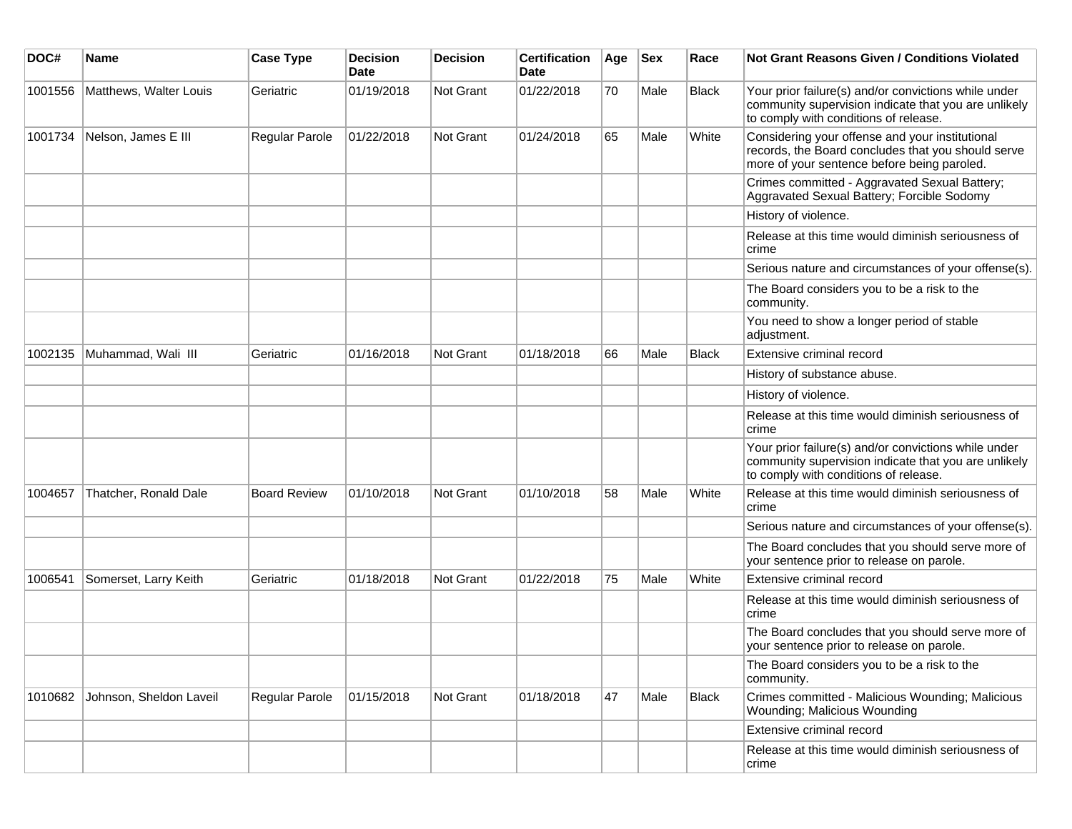| DOC# | Name | Case Type | Decision Date | Decision | Certification Date | Age | Sex | Race | Not Grant Reasons Given / Conditions Violated |
|---|---|---|---|---|---|---|---|---|---|
| 1001556 | Matthews, Walter Louis | Geriatric | 01/19/2018 | Not Grant | 01/22/2018 | 70 | Male | Black | Your prior failure(s) and/or convictions while under community supervision indicate that you are unlikely to comply with conditions of release. |
| 1001734 | Nelson, James E III | Regular Parole | 01/22/2018 | Not Grant | 01/24/2018 | 65 | Male | White | Considering your offense and your institutional records, the Board concludes that you should serve more of your sentence before being paroled. |
| | | | | | | | | | Crimes committed - Aggravated Sexual Battery; Aggravated Sexual Battery; Forcible Sodomy |
| | | | | | | | | | History of violence. |
| | | | | | | | | | Release at this time would diminish seriousness of crime |
| | | | | | | | | | Serious nature and circumstances of your offense(s). |
| | | | | | | | | | The Board considers you to be a risk to the community. |
| | | | | | | | | | You need to show a longer period of stable adjustment. |
| 1002135 | Muhammad, Wali III | Geriatric | 01/16/2018 | Not Grant | 01/18/2018 | 66 | Male | Black | Extensive criminal record |
| | | | | | | | | | History of substance abuse. |
| | | | | | | | | | History of violence. |
| | | | | | | | | | Release at this time would diminish seriousness of crime |
| | | | | | | | | | Your prior failure(s) and/or convictions while under community supervision indicate that you are unlikely to comply with conditions of release. |
| 1004657 | Thatcher, Ronald Dale | Board Review | 01/10/2018 | Not Grant | 01/10/2018 | 58 | Male | White | Release at this time would diminish seriousness of crime |
| | | | | | | | | | Serious nature and circumstances of your offense(s). |
| | | | | | | | | | The Board concludes that you should serve more of your sentence prior to release on parole. |
| 1006541 | Somerset, Larry Keith | Geriatric | 01/18/2018 | Not Grant | 01/22/2018 | 75 | Male | White | Extensive criminal record |
| | | | | | | | | | Release at this time would diminish seriousness of crime |
| | | | | | | | | | The Board concludes that you should serve more of your sentence prior to release on parole. |
| | | | | | | | | | The Board considers you to be a risk to the community. |
| 1010682 | Johnson, Sheldon Laveil | Regular Parole | 01/15/2018 | Not Grant | 01/18/2018 | 47 | Male | Black | Crimes committed - Malicious Wounding; Malicious Wounding; Malicious Wounding |
| | | | | | | | | | Extensive criminal record |
| | | | | | | | | | Release at this time would diminish seriousness of crime |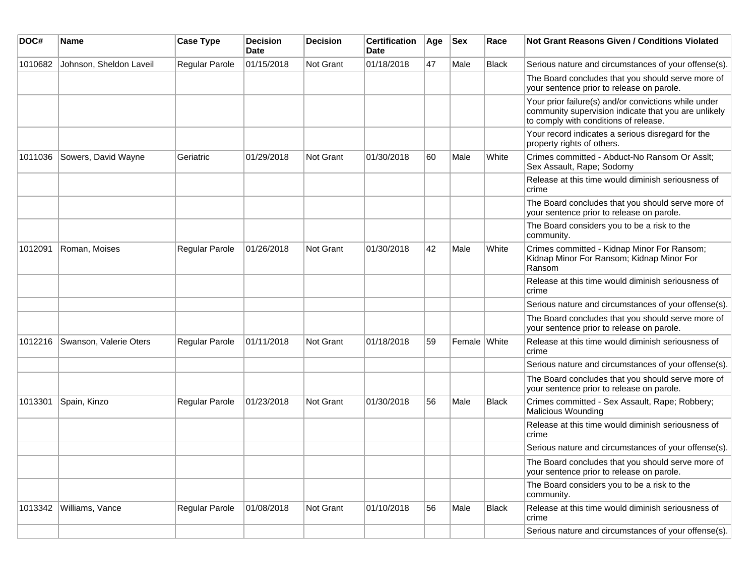| DOC# | Name | Case Type | Decision Date | Decision | Certification Date | Age | Sex | Race | Not Grant Reasons Given / Conditions Violated |
|---|---|---|---|---|---|---|---|---|---|
| 1010682 | Johnson, Sheldon Laveil | Regular Parole | 01/15/2018 | Not Grant | 01/18/2018 | 47 | Male | Black | Serious nature and circumstances of your offense(s). |
| | | | | | | | | | The Board concludes that you should serve more of your sentence prior to release on parole. |
| | | | | | | | | | Your prior failure(s) and/or convictions while under community supervision indicate that you are unlikely to comply with conditions of release. |
| | | | | | | | | | Your record indicates a serious disregard for the property rights of others. |
| 1011036 | Sowers, David Wayne | Geriatric | 01/29/2018 | Not Grant | 01/30/2018 | 60 | Male | White | Crimes committed - Abduct-No Ransom Or Asslt; Sex Assault, Rape; Sodomy |
| | | | | | | | | | Release at this time would diminish seriousness of crime |
| | | | | | | | | | The Board concludes that you should serve more of your sentence prior to release on parole. |
| | | | | | | | | | The Board considers you to be a risk to the community. |
| 1012091 | Roman, Moises | Regular Parole | 01/26/2018 | Not Grant | 01/30/2018 | 42 | Male | White | Crimes committed - Kidnap Minor For Ransom; Kidnap Minor For Ransom; Kidnap Minor For Ransom |
| | | | | | | | | | Release at this time would diminish seriousness of crime |
| | | | | | | | | | Serious nature and circumstances of your offense(s). |
| | | | | | | | | | The Board concludes that you should serve more of your sentence prior to release on parole. |
| 1012216 | Swanson, Valerie Oters | Regular Parole | 01/11/2018 | Not Grant | 01/18/2018 | 59 | Female | White | Release at this time would diminish seriousness of crime |
| | | | | | | | | | Serious nature and circumstances of your offense(s). |
| | | | | | | | | | The Board concludes that you should serve more of your sentence prior to release on parole. |
| 1013301 | Spain, Kinzo | Regular Parole | 01/23/2018 | Not Grant | 01/30/2018 | 56 | Male | Black | Crimes committed - Sex Assault, Rape; Robbery; Malicious Wounding |
| | | | | | | | | | Release at this time would diminish seriousness of crime |
| | | | | | | | | | Serious nature and circumstances of your offense(s). |
| | | | | | | | | | The Board concludes that you should serve more of your sentence prior to release on parole. |
| | | | | | | | | | The Board considers you to be a risk to the community. |
| 1013342 | Williams, Vance | Regular Parole | 01/08/2018 | Not Grant | 01/10/2018 | 56 | Male | Black | Release at this time would diminish seriousness of crime |
| | | | | | | | | | Serious nature and circumstances of your offense(s). |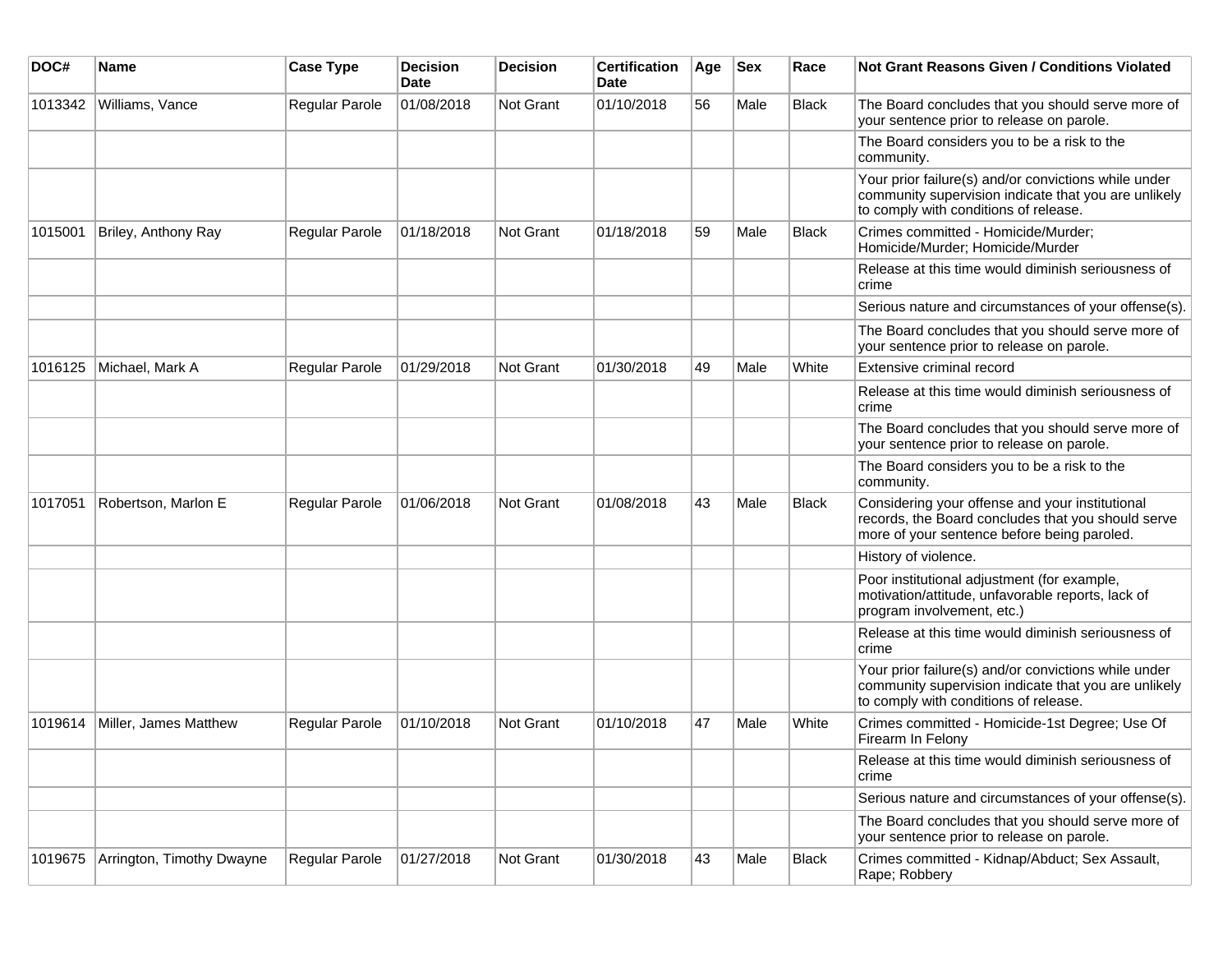| DOC# | Name | Case Type | Decision Date | Decision | Certification Date | Age | Sex | Race | Not Grant Reasons Given / Conditions Violated |
|---|---|---|---|---|---|---|---|---|---|
| 1013342 | Williams, Vance | Regular Parole | 01/08/2018 | Not Grant | 01/10/2018 | 56 | Male | Black | The Board concludes that you should serve more of your sentence prior to release on parole. |
| | | | | | | | | | The Board considers you to be a risk to the community. |
| | | | | | | | | | Your prior failure(s) and/or convictions while under community supervision indicate that you are unlikely to comply with conditions of release. |
| 1015001 | Briley, Anthony Ray | Regular Parole | 01/18/2018 | Not Grant | 01/18/2018 | 59 | Male | Black | Crimes committed - Homicide/Murder; Homicide/Murder; Homicide/Murder |
| | | | | | | | | | Release at this time would diminish seriousness of crime |
| | | | | | | | | | Serious nature and circumstances of your offense(s). |
| | | | | | | | | | The Board concludes that you should serve more of your sentence prior to release on parole. |
| 1016125 | Michael, Mark A | Regular Parole | 01/29/2018 | Not Grant | 01/30/2018 | 49 | Male | White | Extensive criminal record |
| | | | | | | | | | Release at this time would diminish seriousness of crime |
| | | | | | | | | | The Board concludes that you should serve more of your sentence prior to release on parole. |
| | | | | | | | | | The Board considers you to be a risk to the community. |
| 1017051 | Robertson, Marlon E | Regular Parole | 01/06/2018 | Not Grant | 01/08/2018 | 43 | Male | Black | Considering your offense and your institutional records, the Board concludes that you should serve more of your sentence before being paroled. |
| | | | | | | | | | History of violence. |
| | | | | | | | | | Poor institutional adjustment (for example, motivation/attitude, unfavorable reports, lack of program involvement, etc.) |
| | | | | | | | | | Release at this time would diminish seriousness of crime |
| | | | | | | | | | Your prior failure(s) and/or convictions while under community supervision indicate that you are unlikely to comply with conditions of release. |
| 1019614 | Miller, James Matthew | Regular Parole | 01/10/2018 | Not Grant | 01/10/2018 | 47 | Male | White | Crimes committed - Homicide-1st Degree; Use Of Firearm In Felony |
| | | | | | | | | | Release at this time would diminish seriousness of crime |
| | | | | | | | | | Serious nature and circumstances of your offense(s). |
| | | | | | | | | | The Board concludes that you should serve more of your sentence prior to release on parole. |
| 1019675 | Arrington, Timothy Dwayne | Regular Parole | 01/27/2018 | Not Grant | 01/30/2018 | 43 | Male | Black | Crimes committed - Kidnap/Abduct; Sex Assault, Rape; Robbery |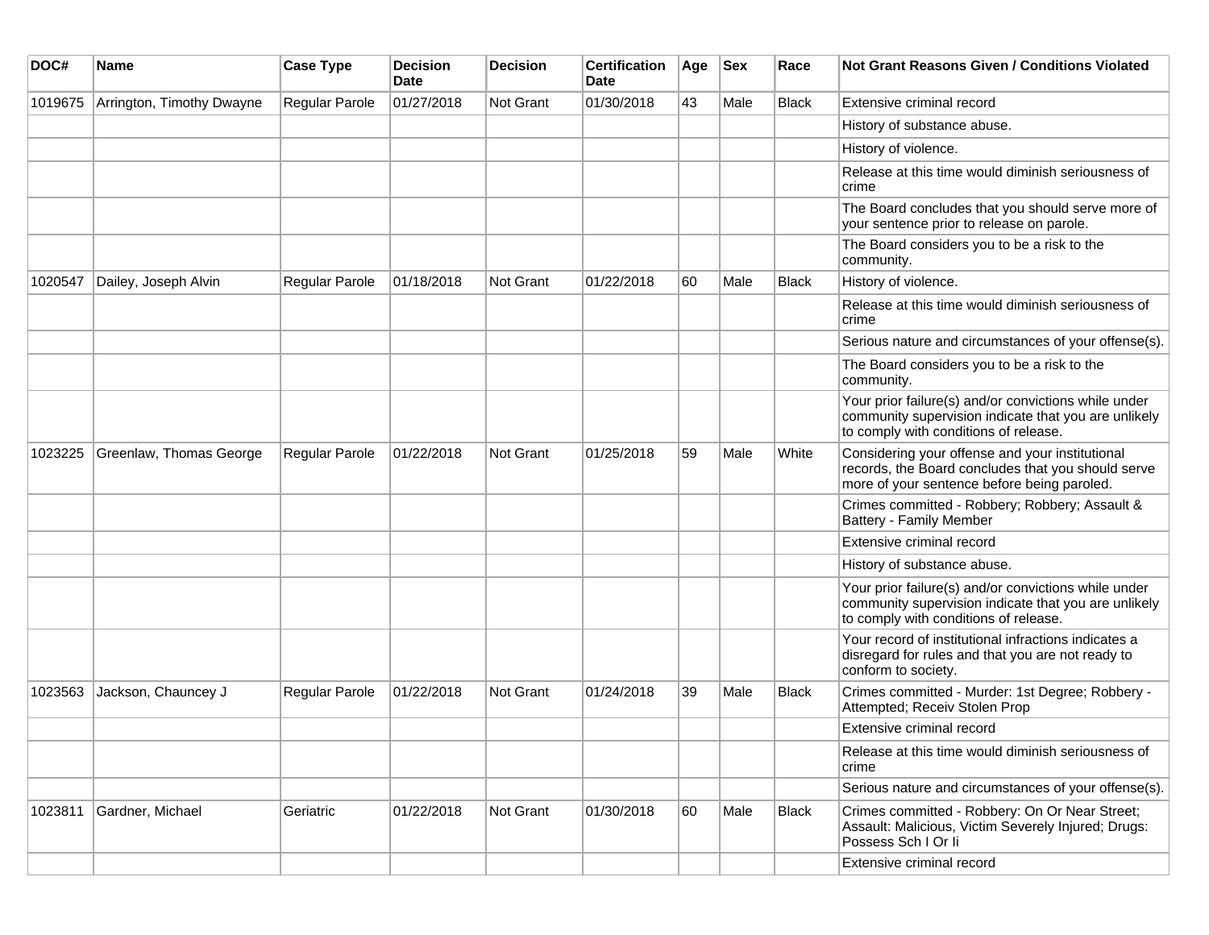| DOC# | Name | Case Type | Decision Date | Decision | Certification Date | Age | Sex | Race | Not Grant Reasons Given / Conditions Violated |
|---|---|---|---|---|---|---|---|---|---|
| 1019675 | Arrington, Timothy Dwayne | Regular Parole | 01/27/2018 | Not Grant | 01/30/2018 | 43 | Male | Black | Extensive criminal record |
| | | | | | | | | | History of substance abuse. |
| | | | | | | | | | History of violence. |
| | | | | | | | | | Release at this time would diminish seriousness of crime |
| | | | | | | | | | The Board concludes that you should serve more of your sentence prior to release on parole. |
| | | | | | | | | | The Board considers you to be a risk to the community. |
| 1020547 | Dailey, Joseph Alvin | Regular Parole | 01/18/2018 | Not Grant | 01/22/2018 | 60 | Male | Black | History of violence. |
| | | | | | | | | | Release at this time would diminish seriousness of crime |
| | | | | | | | | | Serious nature and circumstances of your offense(s). |
| | | | | | | | | | The Board considers you to be a risk to the community. |
| | | | | | | | | | Your prior failure(s) and/or convictions while under community supervision indicate that you are unlikely to comply with conditions of release. |
| 1023225 | Greenlaw, Thomas George | Regular Parole | 01/22/2018 | Not Grant | 01/25/2018 | 59 | Male | White | Considering your offense and your institutional records, the Board concludes that you should serve more of your sentence before being paroled. |
| | | | | | | | | | Crimes committed - Robbery; Robbery; Assault & Battery - Family Member |
| | | | | | | | | | Extensive criminal record |
| | | | | | | | | | History of substance abuse. |
| | | | | | | | | | Your prior failure(s) and/or convictions while under community supervision indicate that you are unlikely to comply with conditions of release. |
| | | | | | | | | | Your record of institutional infractions indicates a disregard for rules and that you are not ready to conform to society. |
| 1023563 | Jackson, Chauncey J | Regular Parole | 01/22/2018 | Not Grant | 01/24/2018 | 39 | Male | Black | Crimes committed - Murder: 1st Degree; Robbery - Attempted; Receiv Stolen Prop |
| | | | | | | | | | Extensive criminal record |
| | | | | | | | | | Release at this time would diminish seriousness of crime |
| | | | | | | | | | Serious nature and circumstances of your offense(s). |
| 1023811 | Gardner, Michael | Geriatric | 01/22/2018 | Not Grant | 01/30/2018 | 60 | Male | Black | Crimes committed - Robbery: On Or Near Street; Assault: Malicious, Victim Severely Injured; Drugs: Possess Sch I Or Ii |
| | | | | | | | | | Extensive criminal record |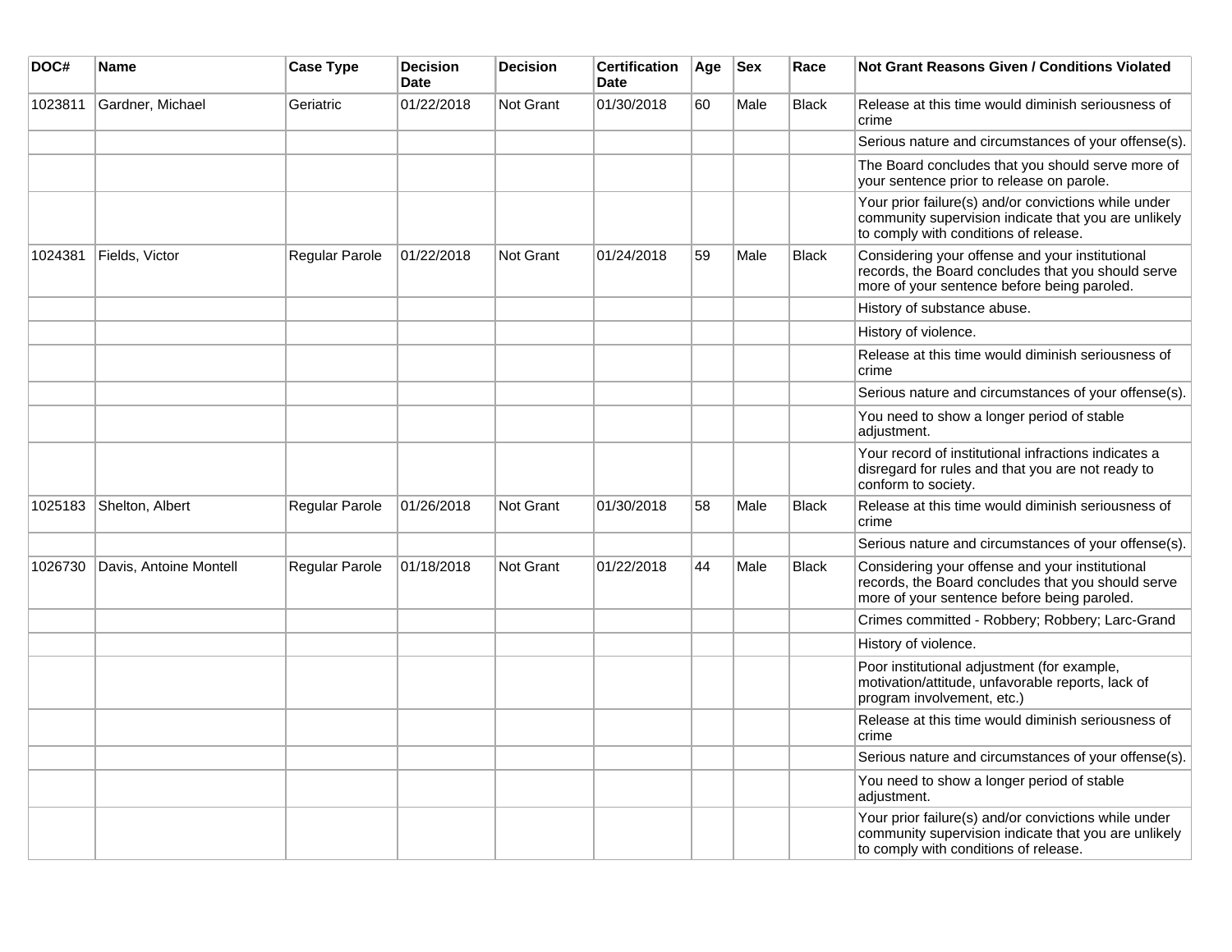| DOC# | Name | Case Type | Decision Date | Decision | Certification Date | Age | Sex | Race | Not Grant Reasons Given / Conditions Violated |
|---|---|---|---|---|---|---|---|---|---|
| 1023811 | Gardner, Michael | Geriatric | 01/22/2018 | Not Grant | 01/30/2018 | 60 | Male | Black | Release at this time would diminish seriousness of crime |
| | | | | | | | | | Serious nature and circumstances of your offense(s). |
| | | | | | | | | | The Board concludes that you should serve more of your sentence prior to release on parole. |
| | | | | | | | | | Your prior failure(s) and/or convictions while under community supervision indicate that you are unlikely to comply with conditions of release. |
| 1024381 | Fields, Victor | Regular Parole | 01/22/2018 | Not Grant | 01/24/2018 | 59 | Male | Black | Considering your offense and your institutional records, the Board concludes that you should serve more of your sentence before being paroled. |
| | | | | | | | | | History of substance abuse. |
| | | | | | | | | | History of violence. |
| | | | | | | | | | Release at this time would diminish seriousness of crime |
| | | | | | | | | | Serious nature and circumstances of your offense(s). |
| | | | | | | | | | You need to show a longer period of stable adjustment. |
| | | | | | | | | | Your record of institutional infractions indicates a disregard for rules and that you are not ready to conform to society. |
| 1025183 | Shelton, Albert | Regular Parole | 01/26/2018 | Not Grant | 01/30/2018 | 58 | Male | Black | Release at this time would diminish seriousness of crime |
| | | | | | | | | | Serious nature and circumstances of your offense(s). |
| 1026730 | Davis, Antoine Montell | Regular Parole | 01/18/2018 | Not Grant | 01/22/2018 | 44 | Male | Black | Considering your offense and your institutional records, the Board concludes that you should serve more of your sentence before being paroled. |
| | | | | | | | | | Crimes committed - Robbery; Robbery; Larc-Grand |
| | | | | | | | | | History of violence. |
| | | | | | | | | | Poor institutional adjustment (for example, motivation/attitude, unfavorable reports, lack of program involvement, etc.) |
| | | | | | | | | | Release at this time would diminish seriousness of crime |
| | | | | | | | | | Serious nature and circumstances of your offense(s). |
| | | | | | | | | | You need to show a longer period of stable adjustment. |
| | | | | | | | | | Your prior failure(s) and/or convictions while under community supervision indicate that you are unlikely to comply with conditions of release. |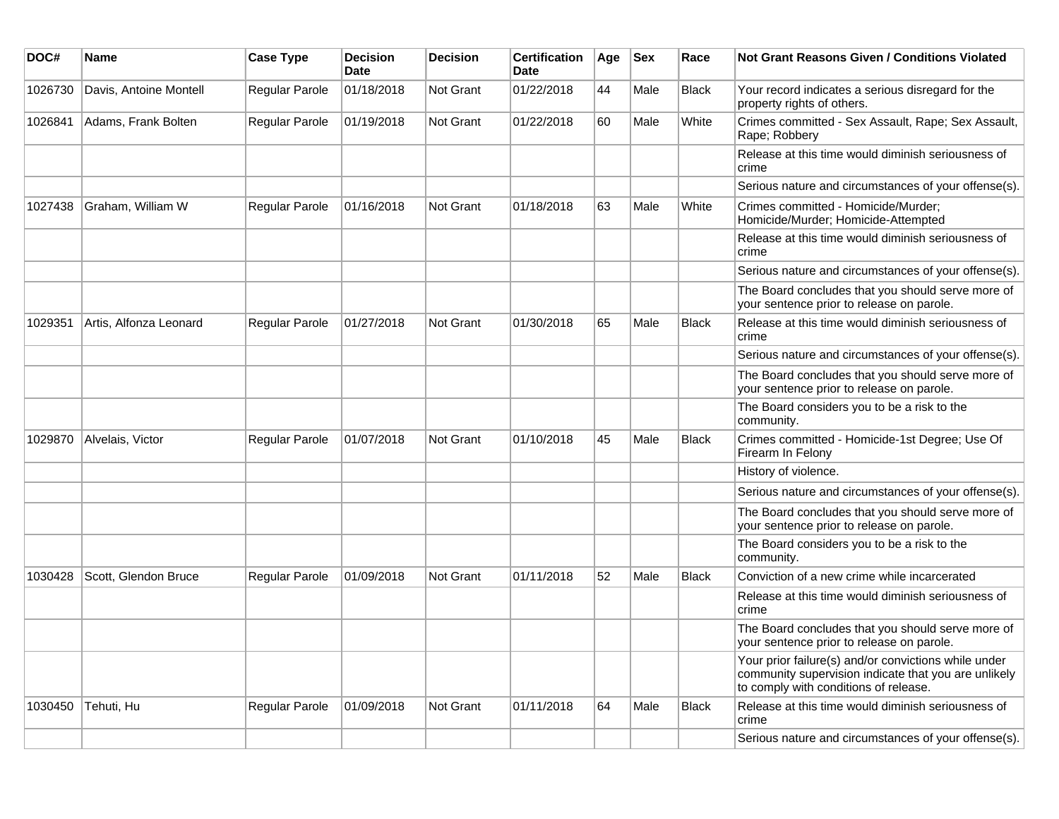| DOC# | Name | Case Type | Decision Date | Decision | Certification Date | Age | Sex | Race | Not Grant Reasons Given / Conditions Violated |
|---|---|---|---|---|---|---|---|---|---|
| 1026730 | Davis, Antoine Montell | Regular Parole | 01/18/2018 | Not Grant | 01/22/2018 | 44 | Male | Black | Your record indicates a serious disregard for the property rights of others. |
| 1026841 | Adams, Frank Bolten | Regular Parole | 01/19/2018 | Not Grant | 01/22/2018 | 60 | Male | White | Crimes committed - Sex Assault, Rape; Sex Assault, Rape; Robbery |
| | | | | | | | | | Release at this time would diminish seriousness of crime |
| | | | | | | | | | Serious nature and circumstances of your offense(s). |
| 1027438 | Graham, William W | Regular Parole | 01/16/2018 | Not Grant | 01/18/2018 | 63 | Male | White | Crimes committed - Homicide/Murder; Homicide/Murder; Homicide-Attempted |
| | | | | | | | | | Release at this time would diminish seriousness of crime |
| | | | | | | | | | Serious nature and circumstances of your offense(s). |
| | | | | | | | | | The Board concludes that you should serve more of your sentence prior to release on parole. |
| 1029351 | Artis, Alfonza Leonard | Regular Parole | 01/27/2018 | Not Grant | 01/30/2018 | 65 | Male | Black | Release at this time would diminish seriousness of crime |
| | | | | | | | | | Serious nature and circumstances of your offense(s). |
| | | | | | | | | | The Board concludes that you should serve more of your sentence prior to release on parole. |
| | | | | | | | | | The Board considers you to be a risk to the community. |
| 1029870 | Alvelais, Victor | Regular Parole | 01/07/2018 | Not Grant | 01/10/2018 | 45 | Male | Black | Crimes committed - Homicide-1st Degree; Use Of Firearm In Felony |
| | | | | | | | | | History of violence. |
| | | | | | | | | | Serious nature and circumstances of your offense(s). |
| | | | | | | | | | The Board concludes that you should serve more of your sentence prior to release on parole. |
| | | | | | | | | | The Board considers you to be a risk to the community. |
| 1030428 | Scott, Glendon Bruce | Regular Parole | 01/09/2018 | Not Grant | 01/11/2018 | 52 | Male | Black | Conviction of a new crime while incarcerated |
| | | | | | | | | | Release at this time would diminish seriousness of crime |
| | | | | | | | | | The Board concludes that you should serve more of your sentence prior to release on parole. |
| | | | | | | | | | Your prior failure(s) and/or convictions while under community supervision indicate that you are unlikely to comply with conditions of release. |
| 1030450 | Tehuti, Hu | Regular Parole | 01/09/2018 | Not Grant | 01/11/2018 | 64 | Male | Black | Release at this time would diminish seriousness of crime |
| | | | | | | | | | Serious nature and circumstances of your offense(s). |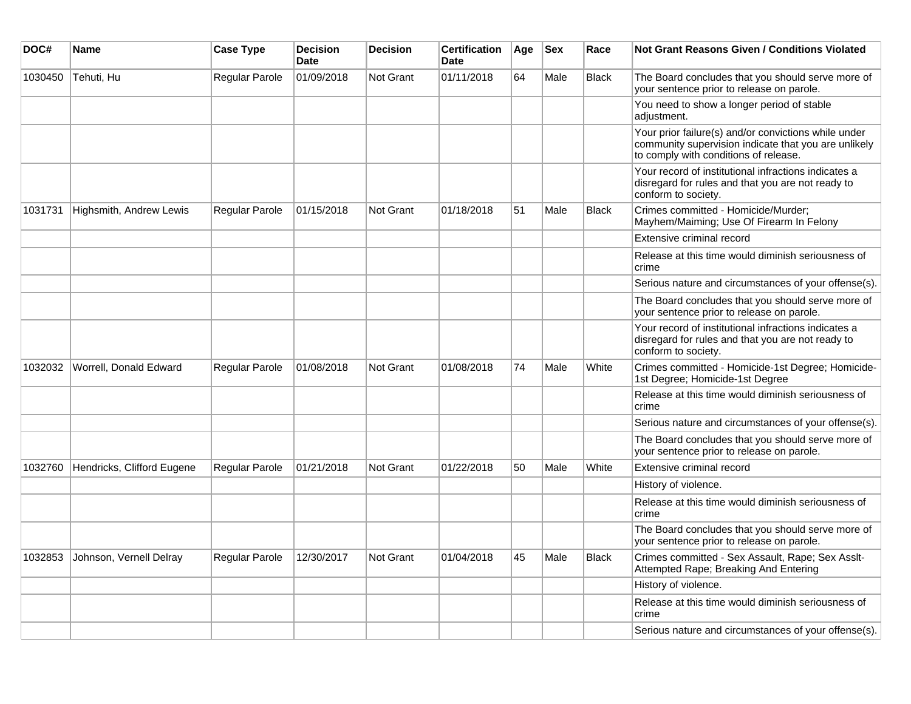| DOC# | Name | Case Type | Decision Date | Decision | Certification Date | Age | Sex | Race | Not Grant Reasons Given / Conditions Violated |
|---|---|---|---|---|---|---|---|---|---|
| 1030450 | Tehuti, Hu | Regular Parole | 01/09/2018 | Not Grant | 01/11/2018 | 64 | Male | Black | The Board concludes that you should serve more of your sentence prior to release on parole. |
| | | | | | | | | | You need to show a longer period of stable adjustment. |
| | | | | | | | | | Your prior failure(s) and/or convictions while under community supervision indicate that you are unlikely to comply with conditions of release. |
| | | | | | | | | | Your record of institutional infractions indicates a disregard for rules and that you are not ready to conform to society. |
| 1031731 | Highsmith, Andrew Lewis | Regular Parole | 01/15/2018 | Not Grant | 01/18/2018 | 51 | Male | Black | Crimes committed - Homicide/Murder; Mayhem/Maiming; Use Of Firearm In Felony |
| | | | | | | | | | Extensive criminal record |
| | | | | | | | | | Release at this time would diminish seriousness of crime |
| | | | | | | | | | Serious nature and circumstances of your offense(s). |
| | | | | | | | | | The Board concludes that you should serve more of your sentence prior to release on parole. |
| | | | | | | | | | Your record of institutional infractions indicates a disregard for rules and that you are not ready to conform to society. |
| 1032032 | Worrell, Donald Edward | Regular Parole | 01/08/2018 | Not Grant | 01/08/2018 | 74 | Male | White | Crimes committed - Homicide-1st Degree; Homicide-1st Degree; Homicide-1st Degree |
| | | | | | | | | | Release at this time would diminish seriousness of crime |
| | | | | | | | | | Serious nature and circumstances of your offense(s). |
| | | | | | | | | | The Board concludes that you should serve more of your sentence prior to release on parole. |
| 1032760 | Hendricks, Clifford Eugene | Regular Parole | 01/21/2018 | Not Grant | 01/22/2018 | 50 | Male | White | Extensive criminal record |
| | | | | | | | | | History of violence. |
| | | | | | | | | | Release at this time would diminish seriousness of crime |
| | | | | | | | | | The Board concludes that you should serve more of your sentence prior to release on parole. |
| 1032853 | Johnson, Vernell Delray | Regular Parole | 12/30/2017 | Not Grant | 01/04/2018 | 45 | Male | Black | Crimes committed - Sex Assault, Rape; Sex Asslt-Attempted Rape; Breaking And Entering |
| | | | | | | | | | History of violence. |
| | | | | | | | | | Release at this time would diminish seriousness of crime |
| | | | | | | | | | Serious nature and circumstances of your offense(s). |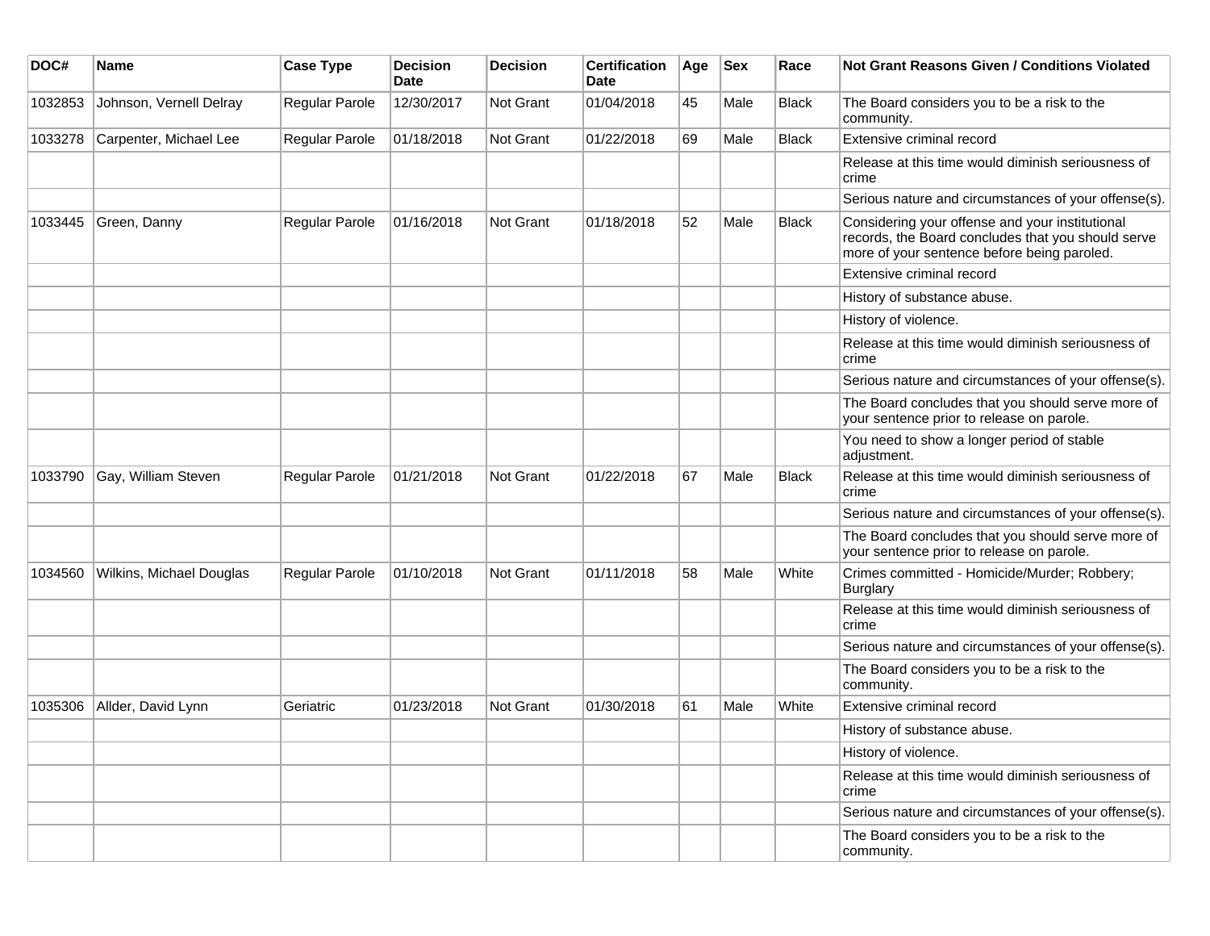| DOC# | Name | Case Type | Decision Date | Decision | Certification Date | Age | Sex | Race | Not Grant Reasons Given / Conditions Violated |
|---|---|---|---|---|---|---|---|---|---|
| 1032853 | Johnson, Vernell Delray | Regular Parole | 12/30/2017 | Not Grant | 01/04/2018 | 45 | Male | Black | The Board considers you to be a risk to the community. |
| 1033278 | Carpenter, Michael Lee | Regular Parole | 01/18/2018 | Not Grant | 01/22/2018 | 69 | Male | Black | Extensive criminal record |
| | | | | | | | | | Release at this time would diminish seriousness of crime |
| | | | | | | | | | Serious nature and circumstances of your offense(s). |
| 1033445 | Green, Danny | Regular Parole | 01/16/2018 | Not Grant | 01/18/2018 | 52 | Male | Black | Considering your offense and your institutional records, the Board concludes that you should serve more of your sentence before being paroled. |
| | | | | | | | | | Extensive criminal record |
| | | | | | | | | | History of substance abuse. |
| | | | | | | | | | History of violence. |
| | | | | | | | | | Release at this time would diminish seriousness of crime |
| | | | | | | | | | Serious nature and circumstances of your offense(s). |
| | | | | | | | | | The Board concludes that you should serve more of your sentence prior to release on parole. |
| | | | | | | | | | You need to show a longer period of stable adjustment. |
| 1033790 | Gay, William Steven | Regular Parole | 01/21/2018 | Not Grant | 01/22/2018 | 67 | Male | Black | Release at this time would diminish seriousness of crime |
| | | | | | | | | | Serious nature and circumstances of your offense(s). |
| | | | | | | | | | The Board concludes that you should serve more of your sentence prior to release on parole. |
| 1034560 | Wilkins, Michael Douglas | Regular Parole | 01/10/2018 | Not Grant | 01/11/2018 | 58 | Male | White | Crimes committed - Homicide/Murder; Robbery; Burglary |
| | | | | | | | | | Release at this time would diminish seriousness of crime |
| | | | | | | | | | Serious nature and circumstances of your offense(s). |
| | | | | | | | | | The Board considers you to be a risk to the community. |
| 1035306 | Allder, David Lynn | Geriatric | 01/23/2018 | Not Grant | 01/30/2018 | 61 | Male | White | Extensive criminal record |
| | | | | | | | | | History of substance abuse. |
| | | | | | | | | | History of violence. |
| | | | | | | | | | Release at this time would diminish seriousness of crime |
| | | | | | | | | | Serious nature and circumstances of your offense(s). |
| | | | | | | | | | The Board considers you to be a risk to the community. |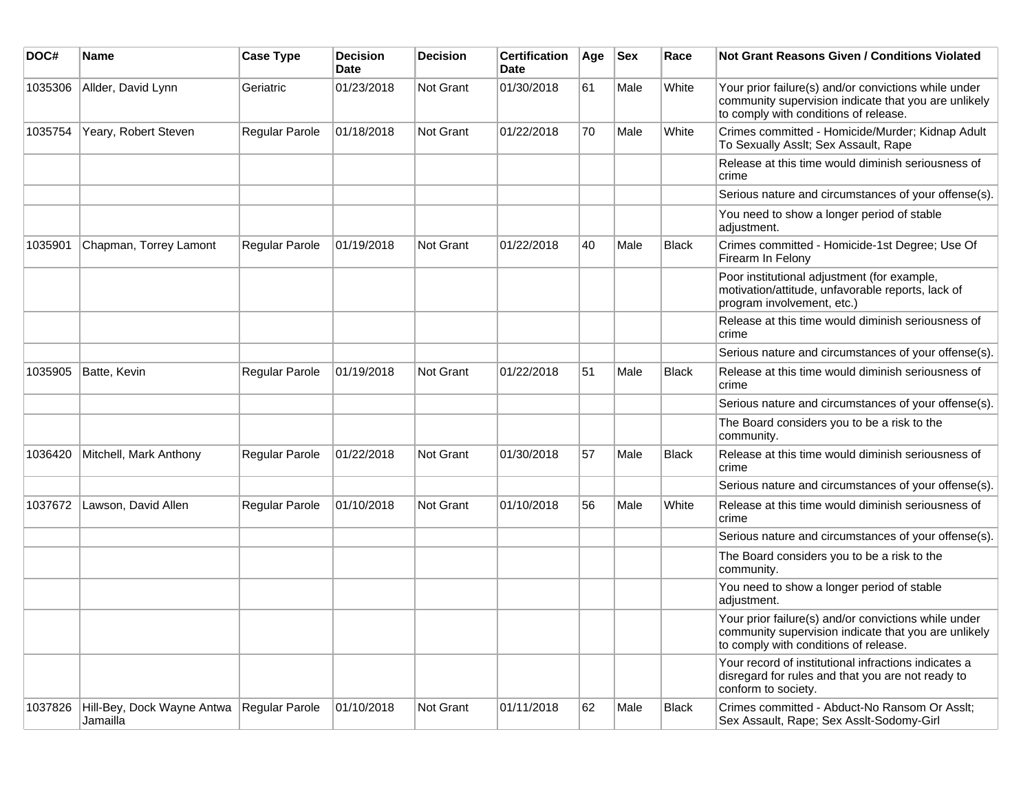| DOC# | Name | Case Type | Decision Date | Decision | Certification Date | Age | Sex | Race | Not Grant Reasons Given / Conditions Violated |
| --- | --- | --- | --- | --- | --- | --- | --- | --- | --- |
| 1035306 | Allder, David Lynn | Geriatric | 01/23/2018 | Not Grant | 01/30/2018 | 61 | Male | White | Your prior failure(s) and/or convictions while under community supervision indicate that you are unlikely to comply with conditions of release. |
| 1035754 | Yeary, Robert Steven | Regular Parole | 01/18/2018 | Not Grant | 01/22/2018 | 70 | Male | White | Crimes committed - Homicide/Murder; Kidnap Adult To Sexually Asslt; Sex Assault, Rape |
| | | | | | | | | | Release at this time would diminish seriousness of crime |
| | | | | | | | | | Serious nature and circumstances of your offense(s). |
| | | | | | | | | | You need to show a longer period of stable adjustment. |
| 1035901 | Chapman, Torrey Lamont | Regular Parole | 01/19/2018 | Not Grant | 01/22/2018 | 40 | Male | Black | Crimes committed - Homicide-1st Degree; Use Of Firearm In Felony |
| | | | | | | | | | Poor institutional adjustment (for example, motivation/attitude, unfavorable reports, lack of program involvement, etc.) |
| | | | | | | | | | Release at this time would diminish seriousness of crime |
| | | | | | | | | | Serious nature and circumstances of your offense(s). |
| 1035905 | Batte, Kevin | Regular Parole | 01/19/2018 | Not Grant | 01/22/2018 | 51 | Male | Black | Release at this time would diminish seriousness of crime |
| | | | | | | | | | Serious nature and circumstances of your offense(s). |
| | | | | | | | | | The Board considers you to be a risk to the community. |
| 1036420 | Mitchell, Mark Anthony | Regular Parole | 01/22/2018 | Not Grant | 01/30/2018 | 57 | Male | Black | Release at this time would diminish seriousness of crime |
| | | | | | | | | | Serious nature and circumstances of your offense(s). |
| 1037672 | Lawson, David Allen | Regular Parole | 01/10/2018 | Not Grant | 01/10/2018 | 56 | Male | White | Release at this time would diminish seriousness of crime |
| | | | | | | | | | Serious nature and circumstances of your offense(s). |
| | | | | | | | | | The Board considers you to be a risk to the community. |
| | | | | | | | | | You need to show a longer period of stable adjustment. |
| | | | | | | | | | Your prior failure(s) and/or convictions while under community supervision indicate that you are unlikely to comply with conditions of release. |
| | | | | | | | | | Your record of institutional infractions indicates a disregard for rules and that you are not ready to conform to society. |
| 1037826 | Hill-Bey, Dock Wayne Antwa Jamailla | Regular Parole | 01/10/2018 | Not Grant | 01/11/2018 | 62 | Male | Black | Crimes committed - Abduct-No Ransom Or Asslt; Sex Assault, Rape; Sex Asslt-Sodomy-Girl |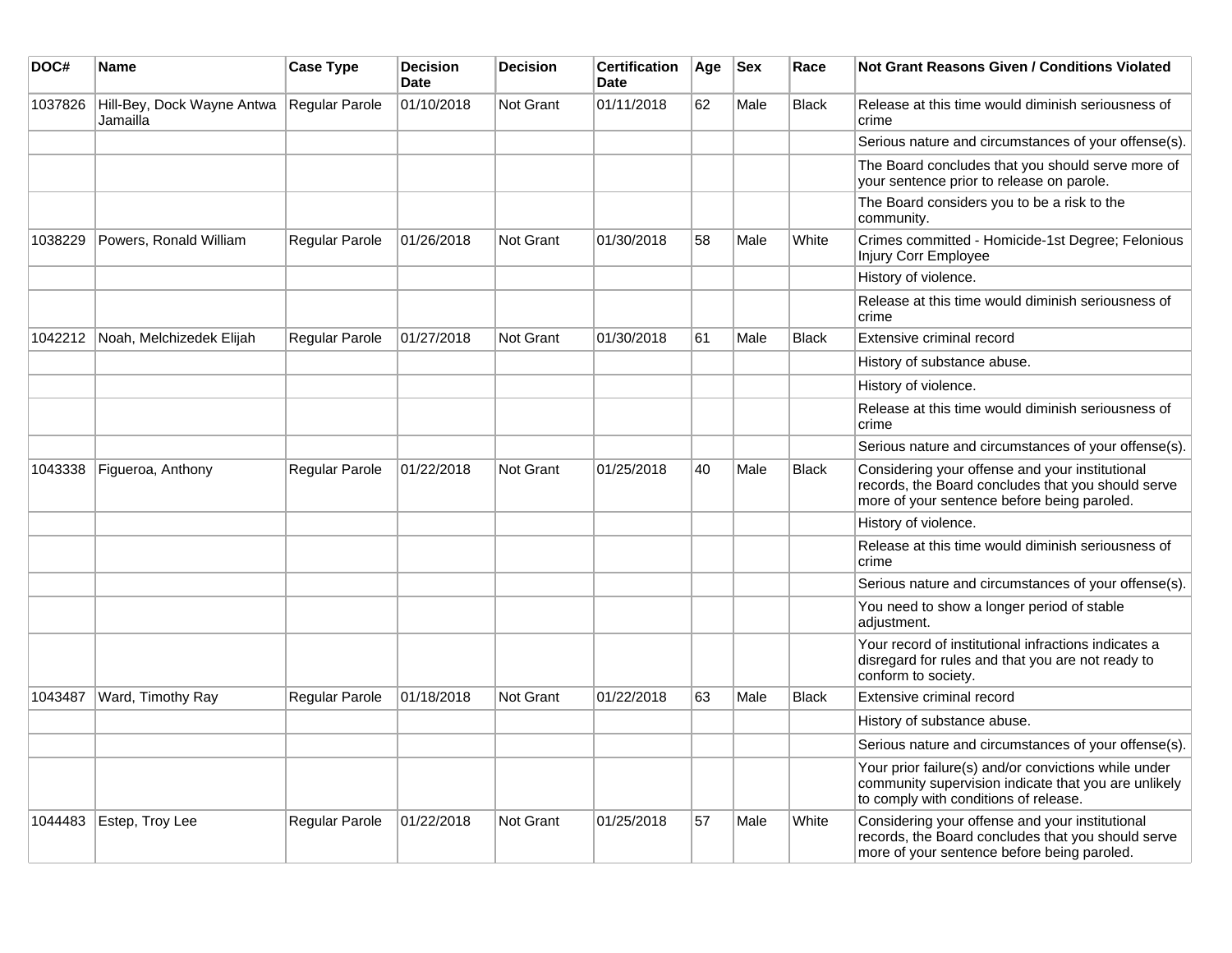| DOC# | Name | Case Type | Decision Date | Decision | Certification Date | Age | Sex | Race | Not Grant Reasons Given / Conditions Violated |
| --- | --- | --- | --- | --- | --- | --- | --- | --- | --- |
| 1037826 | Hill-Bey, Dock Wayne Antwa Jamailla | Regular Parole | 01/10/2018 | Not Grant | 01/11/2018 | 62 | Male | Black | Release at this time would diminish seriousness of crime |
| | | | | | | | | | Serious nature and circumstances of your offense(s). |
| | | | | | | | | | The Board concludes that you should serve more of your sentence prior to release on parole. |
| | | | | | | | | | The Board considers you to be a risk to the community. |
| 1038229 | Powers, Ronald William | Regular Parole | 01/26/2018 | Not Grant | 01/30/2018 | 58 | Male | White | Crimes committed - Homicide-1st Degree; Felonious Injury Corr Employee |
| | | | | | | | | | History of violence. |
| | | | | | | | | | Release at this time would diminish seriousness of crime |
| 1042212 | Noah, Melchizedek Elijah | Regular Parole | 01/27/2018 | Not Grant | 01/30/2018 | 61 | Male | Black | Extensive criminal record |
| | | | | | | | | | History of substance abuse. |
| | | | | | | | | | History of violence. |
| | | | | | | | | | Release at this time would diminish seriousness of crime |
| | | | | | | | | | Serious nature and circumstances of your offense(s). |
| 1043338 | Figueroa, Anthony | Regular Parole | 01/22/2018 | Not Grant | 01/25/2018 | 40 | Male | Black | Considering your offense and your institutional records, the Board concludes that you should serve more of your sentence before being paroled. |
| | | | | | | | | | History of violence. |
| | | | | | | | | | Release at this time would diminish seriousness of crime |
| | | | | | | | | | Serious nature and circumstances of your offense(s). |
| | | | | | | | | | You need to show a longer period of stable adjustment. |
| | | | | | | | | | Your record of institutional infractions indicates a disregard for rules and that you are not ready to conform to society. |
| 1043487 | Ward, Timothy Ray | Regular Parole | 01/18/2018 | Not Grant | 01/22/2018 | 63 | Male | Black | Extensive criminal record |
| | | | | | | | | | History of substance abuse. |
| | | | | | | | | | Serious nature and circumstances of your offense(s). |
| | | | | | | | | | Your prior failure(s) and/or convictions while under community supervision indicate that you are unlikely to comply with conditions of release. |
| 1044483 | Estep, Troy Lee | Regular Parole | 01/22/2018 | Not Grant | 01/25/2018 | 57 | Male | White | Considering your offense and your institutional records, the Board concludes that you should serve more of your sentence before being paroled. |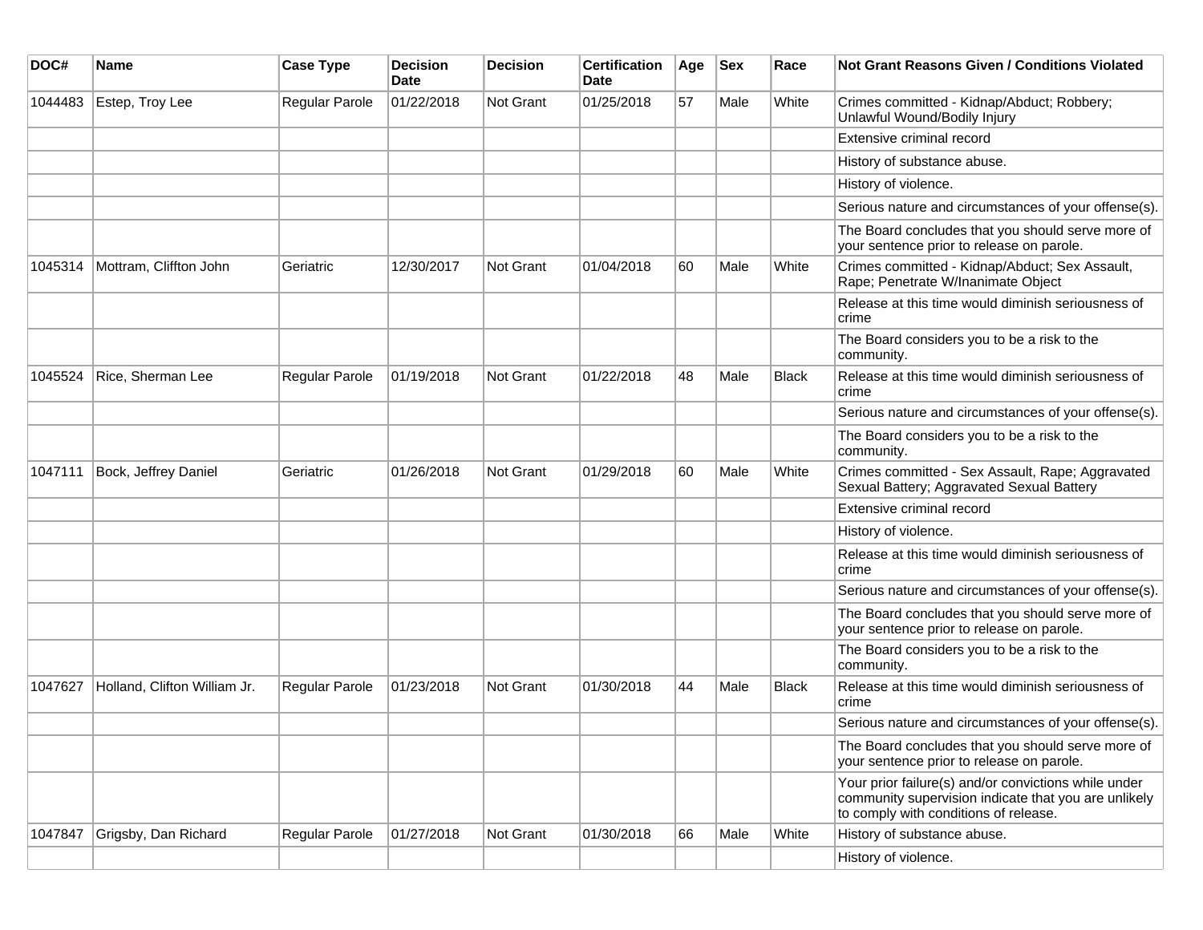| DOC# | Name | Case Type | Decision Date | Decision | Certification Date | Age | Sex | Race | Not Grant Reasons Given / Conditions Violated |
|---|---|---|---|---|---|---|---|---|---|
| 1044483 | Estep, Troy Lee | Regular Parole | 01/22/2018 | Not Grant | 01/25/2018 | 57 | Male | White | Crimes committed - Kidnap/Abduct; Robbery; Unlawful Wound/Bodily Injury |
| | | | | | | | | | Extensive criminal record |
| | | | | | | | | | History of substance abuse. |
| | | | | | | | | | History of violence. |
| | | | | | | | | | Serious nature and circumstances of your offense(s). |
| | | | | | | | | | The Board concludes that you should serve more of your sentence prior to release on parole. |
| 1045314 | Mottram, Cliffton John | Geriatric | 12/30/2017 | Not Grant | 01/04/2018 | 60 | Male | White | Crimes committed - Kidnap/Abduct; Sex Assault, Rape; Penetrate W/Inanimate Object |
| | | | | | | | | | Release at this time would diminish seriousness of crime |
| | | | | | | | | | The Board considers you to be a risk to the community. |
| 1045524 | Rice, Sherman Lee | Regular Parole | 01/19/2018 | Not Grant | 01/22/2018 | 48 | Male | Black | Release at this time would diminish seriousness of crime |
| | | | | | | | | | Serious nature and circumstances of your offense(s). |
| | | | | | | | | | The Board considers you to be a risk to the community. |
| 1047111 | Bock, Jeffrey Daniel | Geriatric | 01/26/2018 | Not Grant | 01/29/2018 | 60 | Male | White | Crimes committed - Sex Assault, Rape; Aggravated Sexual Battery; Aggravated Sexual Battery |
| | | | | | | | | | Extensive criminal record |
| | | | | | | | | | History of violence. |
| | | | | | | | | | Release at this time would diminish seriousness of crime |
| | | | | | | | | | Serious nature and circumstances of your offense(s). |
| | | | | | | | | | The Board concludes that you should serve more of your sentence prior to release on parole. |
| | | | | | | | | | The Board considers you to be a risk to the community. |
| 1047627 | Holland, Clifton William Jr. | Regular Parole | 01/23/2018 | Not Grant | 01/30/2018 | 44 | Male | Black | Release at this time would diminish seriousness of crime |
| | | | | | | | | | Serious nature and circumstances of your offense(s). |
| | | | | | | | | | The Board concludes that you should serve more of your sentence prior to release on parole. |
| | | | | | | | | | Your prior failure(s) and/or convictions while under community supervision indicate that you are unlikely to comply with conditions of release. |
| 1047847 | Grigsby, Dan Richard | Regular Parole | 01/27/2018 | Not Grant | 01/30/2018 | 66 | Male | White | History of substance abuse. |
| | | | | | | | | | History of violence. |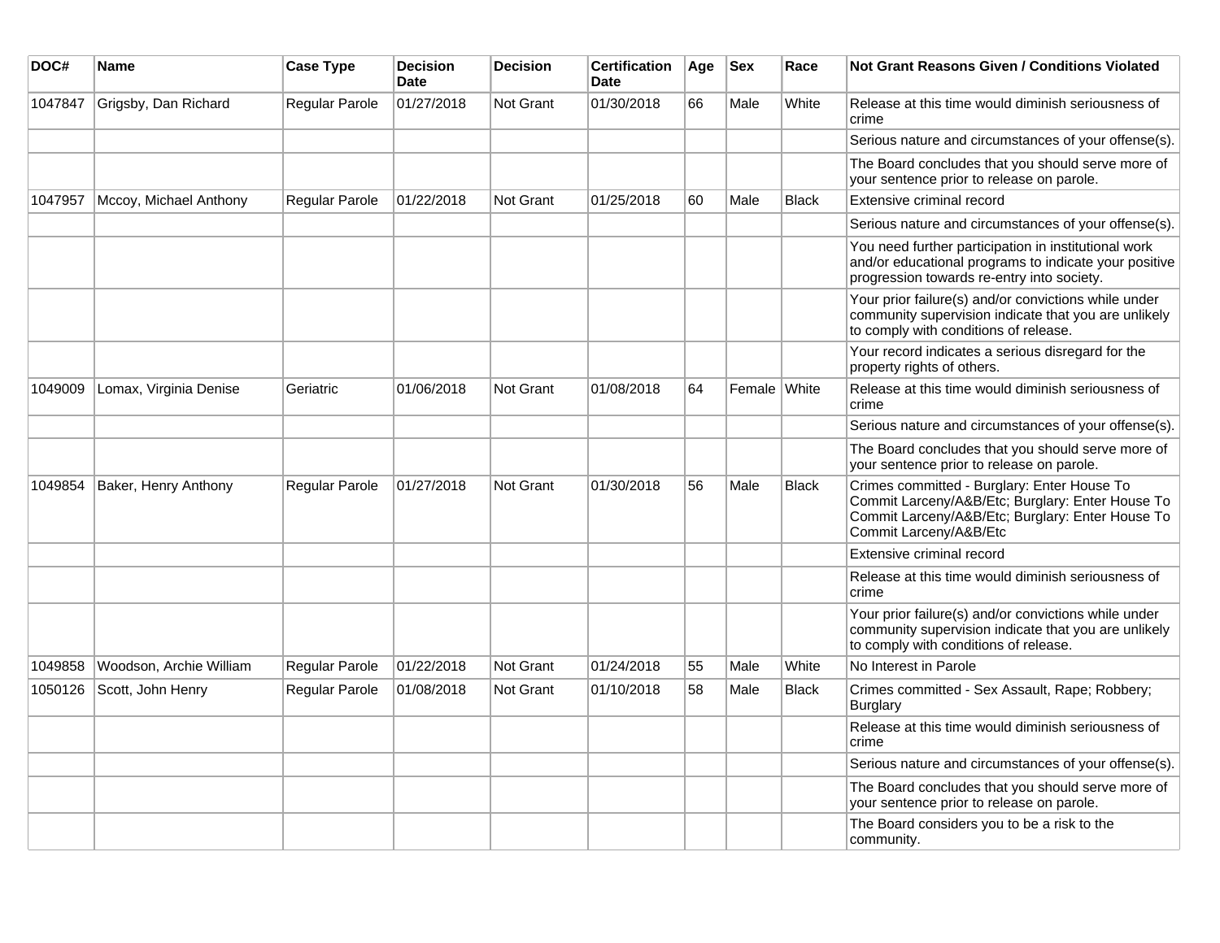| DOC# | Name | Case Type | Decision Date | Decision | Certification Date | Age | Sex | Race | Not Grant Reasons Given / Conditions Violated |
|---|---|---|---|---|---|---|---|---|---|
| 1047847 | Grigsby, Dan Richard | Regular Parole | 01/27/2018 | Not Grant | 01/30/2018 | 66 | Male | White | Release at this time would diminish seriousness of crime |
| | | | | | | | | | Serious nature and circumstances of your offense(s). |
| | | | | | | | | | The Board concludes that you should serve more of your sentence prior to release on parole. |
| 1047957 | Mccoy, Michael Anthony | Regular Parole | 01/22/2018 | Not Grant | 01/25/2018 | 60 | Male | Black | Extensive criminal record |
| | | | | | | | | | Serious nature and circumstances of your offense(s). |
| | | | | | | | | | You need further participation in institutional work and/or educational programs to indicate your positive progression towards re-entry into society. |
| | | | | | | | | | Your prior failure(s) and/or convictions while under community supervision indicate that you are unlikely to comply with conditions of release. |
| | | | | | | | | | Your record indicates a serious disregard for the property rights of others. |
| 1049009 | Lomax, Virginia Denise | Geriatric | 01/06/2018 | Not Grant | 01/08/2018 | 64 | Female | White | Release at this time would diminish seriousness of crime |
| | | | | | | | | | Serious nature and circumstances of your offense(s). |
| | | | | | | | | | The Board concludes that you should serve more of your sentence prior to release on parole. |
| 1049854 | Baker, Henry Anthony | Regular Parole | 01/27/2018 | Not Grant | 01/30/2018 | 56 | Male | Black | Crimes committed - Burglary: Enter House To Commit Larceny/A&B/Etc; Burglary: Enter House To Commit Larceny/A&B/Etc; Burglary: Enter House To Commit Larceny/A&B/Etc |
| | | | | | | | | | Extensive criminal record |
| | | | | | | | | | Release at this time would diminish seriousness of crime |
| | | | | | | | | | Your prior failure(s) and/or convictions while under community supervision indicate that you are unlikely to comply with conditions of release. |
| 1049858 | Woodson, Archie William | Regular Parole | 01/22/2018 | Not Grant | 01/24/2018 | 55 | Male | White | No Interest in Parole |
| 1050126 | Scott, John Henry | Regular Parole | 01/08/2018 | Not Grant | 01/10/2018 | 58 | Male | Black | Crimes committed - Sex Assault, Rape; Robbery; Burglary |
| | | | | | | | | | Release at this time would diminish seriousness of crime |
| | | | | | | | | | Serious nature and circumstances of your offense(s). |
| | | | | | | | | | The Board concludes that you should serve more of your sentence prior to release on parole. |
| | | | | | | | | | The Board considers you to be a risk to the community. |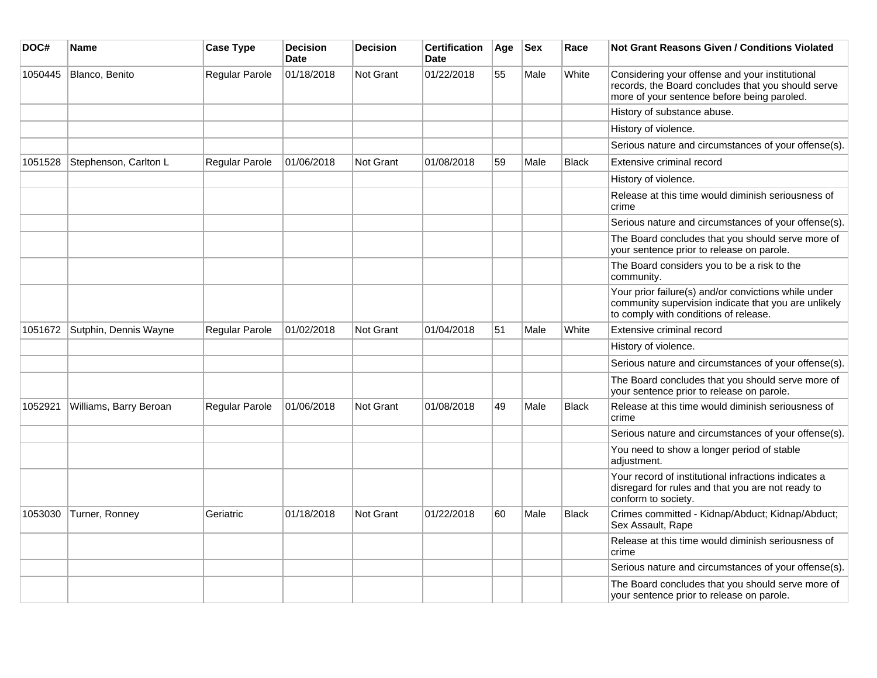| DOC# | Name | Case Type | Decision Date | Decision | Certification Date | Age | Sex | Race | Not Grant Reasons Given / Conditions Violated |
|---|---|---|---|---|---|---|---|---|---|
| 1050445 | Blanco, Benito | Regular Parole | 01/18/2018 | Not Grant | 01/22/2018 | 55 | Male | White | Considering your offense and your institutional records, the Board concludes that you should serve more of your sentence before being paroled. |
| | | | | | | | | | History of substance abuse. |
| | | | | | | | | | History of violence. |
| | | | | | | | | | Serious nature and circumstances of your offense(s). |
| 1051528 | Stephenson, Carlton L | Regular Parole | 01/06/2018 | Not Grant | 01/08/2018 | 59 | Male | Black | Extensive criminal record |
| | | | | | | | | | History of violence. |
| | | | | | | | | | Release at this time would diminish seriousness of crime |
| | | | | | | | | | Serious nature and circumstances of your offense(s). |
| | | | | | | | | | The Board concludes that you should serve more of your sentence prior to release on parole. |
| | | | | | | | | | The Board considers you to be a risk to the community. |
| | | | | | | | | | Your prior failure(s) and/or convictions while under community supervision indicate that you are unlikely to comply with conditions of release. |
| 1051672 | Sutphin, Dennis Wayne | Regular Parole | 01/02/2018 | Not Grant | 01/04/2018 | 51 | Male | White | Extensive criminal record |
| | | | | | | | | | History of violence. |
| | | | | | | | | | Serious nature and circumstances of your offense(s). |
| | | | | | | | | | The Board concludes that you should serve more of your sentence prior to release on parole. |
| 1052921 | Williams, Barry Beroan | Regular Parole | 01/06/2018 | Not Grant | 01/08/2018 | 49 | Male | Black | Release at this time would diminish seriousness of crime |
| | | | | | | | | | Serious nature and circumstances of your offense(s). |
| | | | | | | | | | You need to show a longer period of stable adjustment. |
| | | | | | | | | | Your record of institutional infractions indicates a disregard for rules and that you are not ready to conform to society. |
| 1053030 | Turner, Ronney | Geriatric | 01/18/2018 | Not Grant | 01/22/2018 | 60 | Male | Black | Crimes committed - Kidnap/Abduct; Kidnap/Abduct; Sex Assault, Rape |
| | | | | | | | | | Release at this time would diminish seriousness of crime |
| | | | | | | | | | Serious nature and circumstances of your offense(s). |
| | | | | | | | | | The Board concludes that you should serve more of your sentence prior to release on parole. |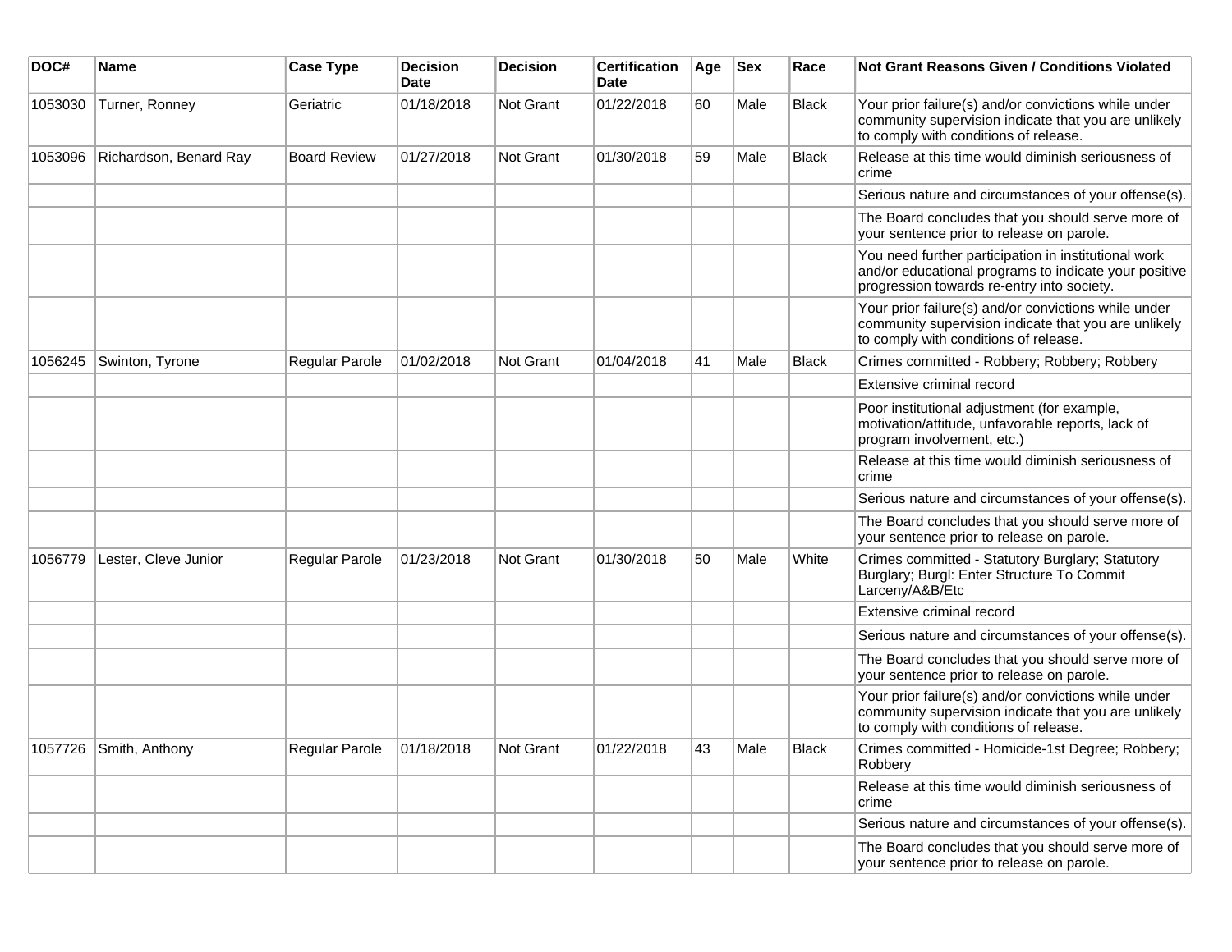| DOC# | Name | Case Type | Decision Date | Decision | Certification Date | Age | Sex | Race | Not Grant Reasons Given / Conditions Violated |
|---|---|---|---|---|---|---|---|---|---|
| 1053030 | Turner, Ronney | Geriatric | 01/18/2018 | Not Grant | 01/22/2018 | 60 | Male | Black | Your prior failure(s) and/or convictions while under community supervision indicate that you are unlikely to comply with conditions of release. |
| 1053096 | Richardson, Benard Ray | Board Review | 01/27/2018 | Not Grant | 01/30/2018 | 59 | Male | Black | Release at this time would diminish seriousness of crime |
| | | | | | | | | | Serious nature and circumstances of your offense(s). |
| | | | | | | | | | The Board concludes that you should serve more of your sentence prior to release on parole. |
| | | | | | | | | | You need further participation in institutional work and/or educational programs to indicate your positive progression towards re-entry into society. |
| | | | | | | | | | Your prior failure(s) and/or convictions while under community supervision indicate that you are unlikely to comply with conditions of release. |
| 1056245 | Swinton, Tyrone | Regular Parole | 01/02/2018 | Not Grant | 01/04/2018 | 41 | Male | Black | Crimes committed - Robbery; Robbery; Robbery |
| | | | | | | | | | Extensive criminal record |
| | | | | | | | | | Poor institutional adjustment (for example, motivation/attitude, unfavorable reports, lack of program involvement, etc.) |
| | | | | | | | | | Release at this time would diminish seriousness of crime |
| | | | | | | | | | Serious nature and circumstances of your offense(s). |
| | | | | | | | | | The Board concludes that you should serve more of your sentence prior to release on parole. |
| 1056779 | Lester, Cleve Junior | Regular Parole | 01/23/2018 | Not Grant | 01/30/2018 | 50 | Male | White | Crimes committed - Statutory Burglary; Statutory Burglary; Burgl: Enter Structure To Commit Larceny/A&B/Etc |
| | | | | | | | | | Extensive criminal record |
| | | | | | | | | | Serious nature and circumstances of your offense(s). |
| | | | | | | | | | The Board concludes that you should serve more of your sentence prior to release on parole. |
| | | | | | | | | | Your prior failure(s) and/or convictions while under community supervision indicate that you are unlikely to comply with conditions of release. |
| 1057726 | Smith, Anthony | Regular Parole | 01/18/2018 | Not Grant | 01/22/2018 | 43 | Male | Black | Crimes committed - Homicide-1st Degree; Robbery; Robbery |
| | | | | | | | | | Release at this time would diminish seriousness of crime |
| | | | | | | | | | Serious nature and circumstances of your offense(s). |
| | | | | | | | | | The Board concludes that you should serve more of your sentence prior to release on parole. |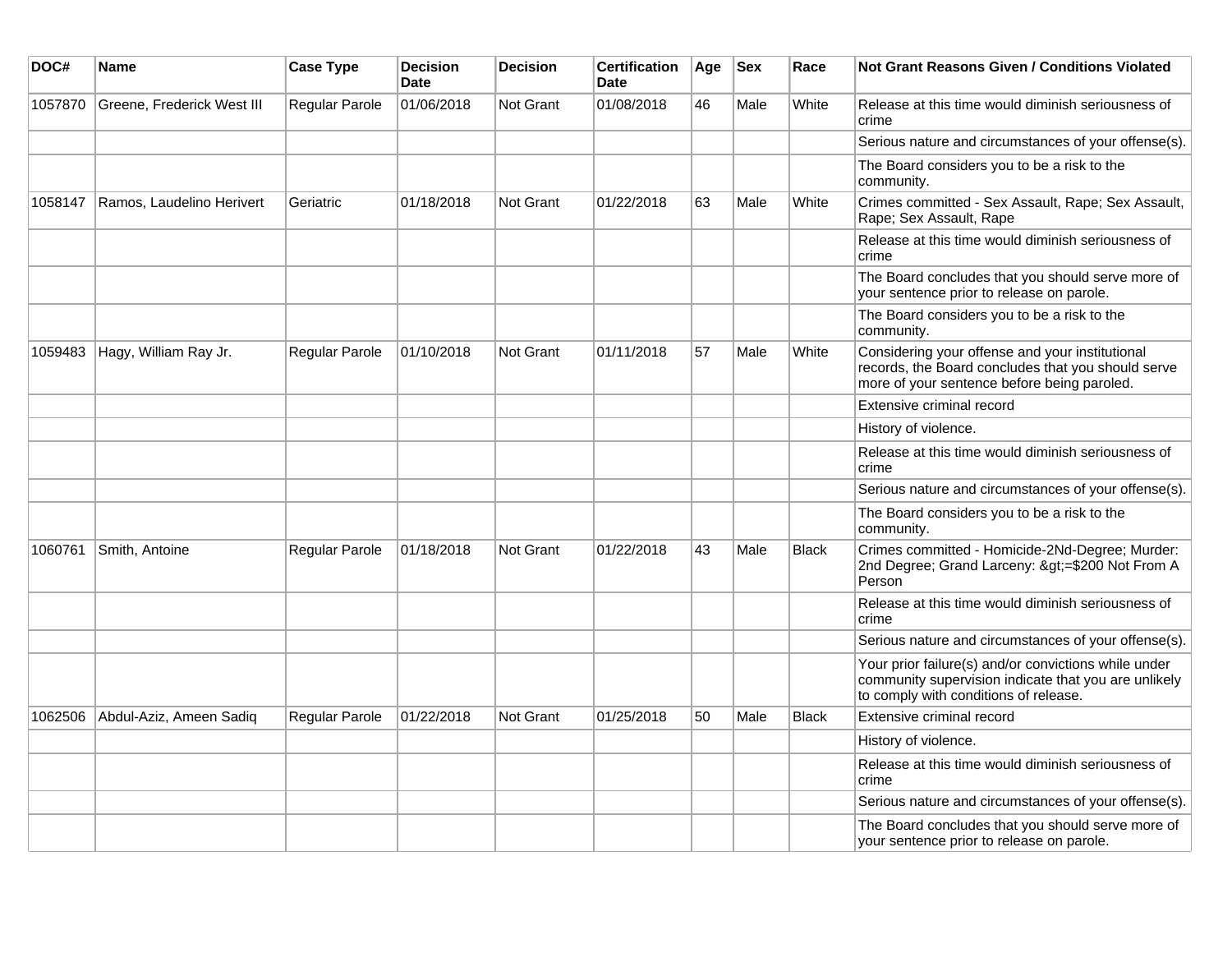| DOC# | Name | Case Type | Decision Date | Decision | Certification Date | Age | Sex | Race | Not Grant Reasons Given / Conditions Violated |
|---|---|---|---|---|---|---|---|---|---|
| 1057870 | Greene, Frederick West III | Regular Parole | 01/06/2018 | Not Grant | 01/08/2018 | 46 | Male | White | Release at this time would diminish seriousness of crime |
| | | | | | | | | | Serious nature and circumstances of your offense(s). |
| | | | | | | | | | The Board considers you to be a risk to the community. |
| 1058147 | Ramos, Laudelino Herivert | Geriatric | 01/18/2018 | Not Grant | 01/22/2018 | 63 | Male | White | Crimes committed - Sex Assault, Rape; Sex Assault, Rape; Sex Assault, Rape |
| | | | | | | | | | Release at this time would diminish seriousness of crime |
| | | | | | | | | | The Board concludes that you should serve more of your sentence prior to release on parole. |
| | | | | | | | | | The Board considers you to be a risk to the community. |
| 1059483 | Hagy, William Ray Jr. | Regular Parole | 01/10/2018 | Not Grant | 01/11/2018 | 57 | Male | White | Considering your offense and your institutional records, the Board concludes that you should serve more of your sentence before being paroled. |
| | | | | | | | | | Extensive criminal record |
| | | | | | | | | | History of violence. |
| | | | | | | | | | Release at this time would diminish seriousness of crime |
| | | | | | | | | | Serious nature and circumstances of your offense(s). |
| | | | | | | | | | The Board considers you to be a risk to the community. |
| 1060761 | Smith, Antoine | Regular Parole | 01/18/2018 | Not Grant | 01/22/2018 | 43 | Male | Black | Crimes committed - Homicide-2Nd-Degree; Murder: 2nd Degree; Grand Larceny: &gt;=$200 Not From A Person |
| | | | | | | | | | Release at this time would diminish seriousness of crime |
| | | | | | | | | | Serious nature and circumstances of your offense(s). |
| | | | | | | | | | Your prior failure(s) and/or convictions while under community supervision indicate that you are unlikely to comply with conditions of release. |
| 1062506 | Abdul-Aziz, Ameen Sadiq | Regular Parole | 01/22/2018 | Not Grant | 01/25/2018 | 50 | Male | Black | Extensive criminal record |
| | | | | | | | | | History of violence. |
| | | | | | | | | | Release at this time would diminish seriousness of crime |
| | | | | | | | | | Serious nature and circumstances of your offense(s). |
| | | | | | | | | | The Board concludes that you should serve more of your sentence prior to release on parole. |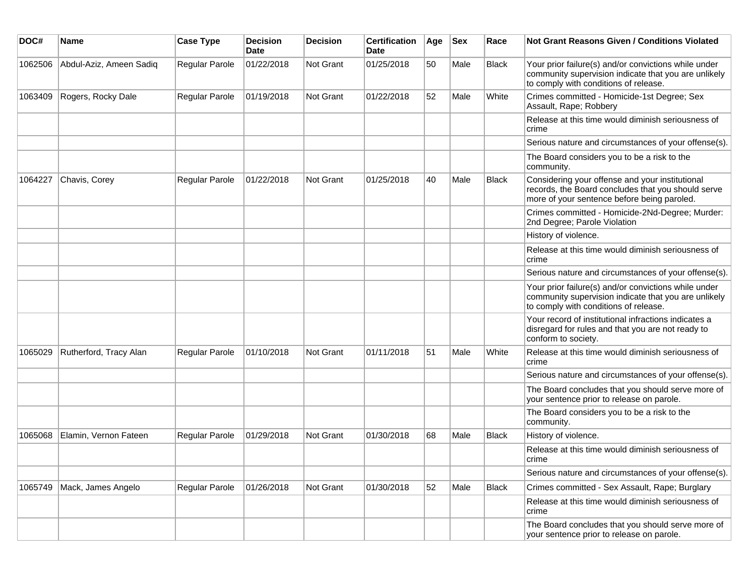| DOC# | Name | Case Type | Decision Date | Decision | Certification Date | Age | Sex | Race | Not Grant Reasons Given / Conditions Violated |
|---|---|---|---|---|---|---|---|---|---|
| 1062506 | Abdul-Aziz, Ameen Sadiq | Regular Parole | 01/22/2018 | Not Grant | 01/25/2018 | 50 | Male | Black | Your prior failure(s) and/or convictions while under community supervision indicate that you are unlikely to comply with conditions of release. |
| 1063409 | Rogers, Rocky Dale | Regular Parole | 01/19/2018 | Not Grant | 01/22/2018 | 52 | Male | White | Crimes committed - Homicide-1st Degree; Sex Assault, Rape; Robbery |
| | | | | | | | | | Release at this time would diminish seriousness of crime |
| | | | | | | | | | Serious nature and circumstances of your offense(s). |
| | | | | | | | | | The Board considers you to be a risk to the community. |
| 1064227 | Chavis, Corey | Regular Parole | 01/22/2018 | Not Grant | 01/25/2018 | 40 | Male | Black | Considering your offense and your institutional records, the Board concludes that you should serve more of your sentence before being paroled. |
| | | | | | | | | | Crimes committed - Homicide-2Nd-Degree; Murder: 2nd Degree; Parole Violation |
| | | | | | | | | | History of violence. |
| | | | | | | | | | Release at this time would diminish seriousness of crime |
| | | | | | | | | | Serious nature and circumstances of your offense(s). |
| | | | | | | | | | Your prior failure(s) and/or convictions while under community supervision indicate that you are unlikely to comply with conditions of release. |
| | | | | | | | | | Your record of institutional infractions indicates a disregard for rules and that you are not ready to conform to society. |
| 1065029 | Rutherford, Tracy Alan | Regular Parole | 01/10/2018 | Not Grant | 01/11/2018 | 51 | Male | White | Release at this time would diminish seriousness of crime |
| | | | | | | | | | Serious nature and circumstances of your offense(s). |
| | | | | | | | | | The Board concludes that you should serve more of your sentence prior to release on parole. |
| | | | | | | | | | The Board considers you to be a risk to the community. |
| 1065068 | Elamin, Vernon Fateen | Regular Parole | 01/29/2018 | Not Grant | 01/30/2018 | 68 | Male | Black | History of violence. |
| | | | | | | | | | Release at this time would diminish seriousness of crime |
| | | | | | | | | | Serious nature and circumstances of your offense(s). |
| 1065749 | Mack, James Angelo | Regular Parole | 01/26/2018 | Not Grant | 01/30/2018 | 52 | Male | Black | Crimes committed - Sex Assault, Rape; Burglary |
| | | | | | | | | | Release at this time would diminish seriousness of crime |
| | | | | | | | | | The Board concludes that you should serve more of your sentence prior to release on parole. |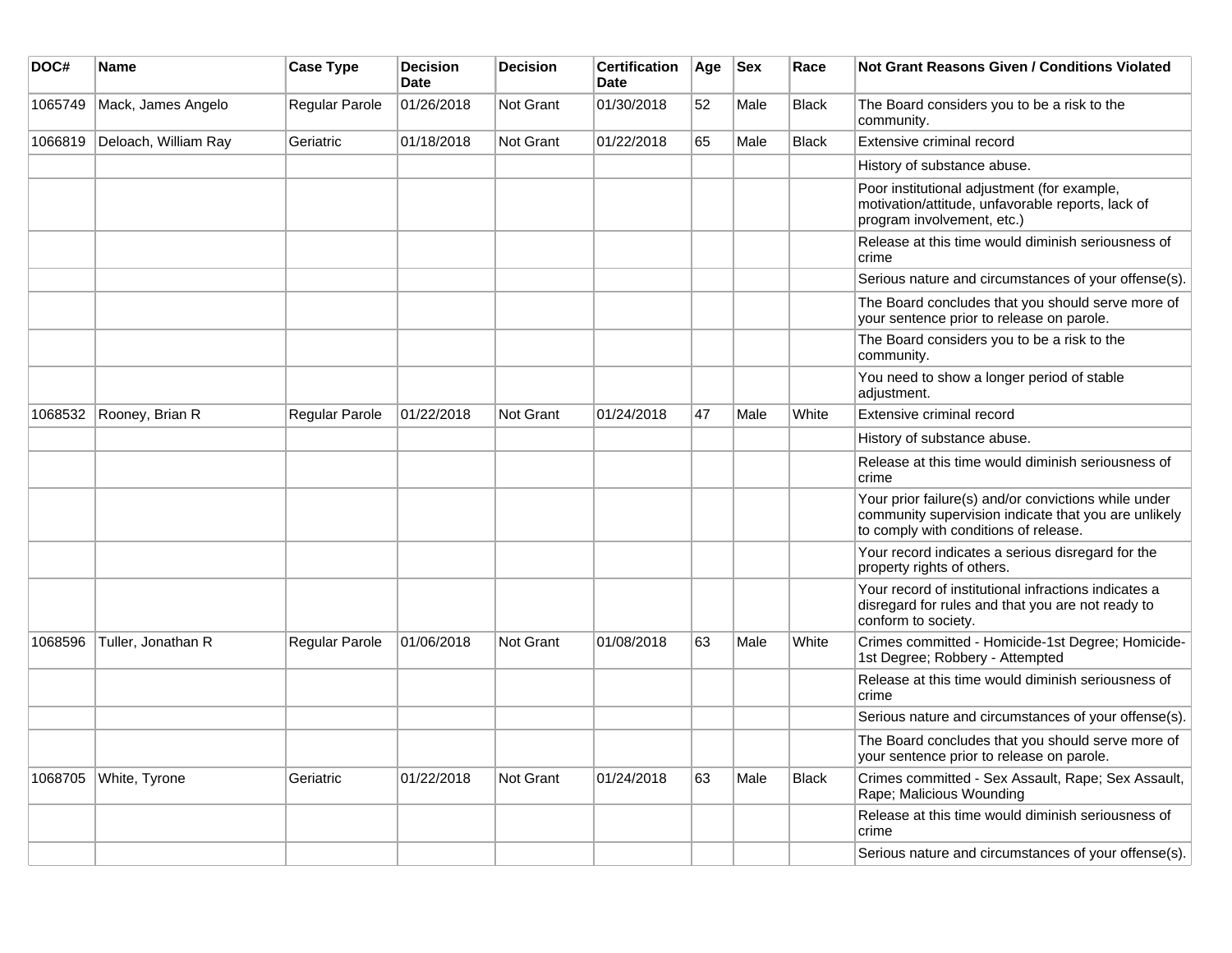| DOC# | Name | Case Type | Decision Date | Decision | Certification Date | Age | Sex | Race | Not Grant Reasons Given / Conditions Violated |
|---|---|---|---|---|---|---|---|---|---|
| 1065749 | Mack, James Angelo | Regular Parole | 01/26/2018 | Not Grant | 01/30/2018 | 52 | Male | Black | The Board considers you to be a risk to the community. |
| 1066819 | Deloach, William Ray | Geriatric | 01/18/2018 | Not Grant | 01/22/2018 | 65 | Male | Black | Extensive criminal record |
| | | | | | | | | | History of substance abuse. |
| | | | | | | | | | Poor institutional adjustment (for example, motivation/attitude, unfavorable reports, lack of program involvement, etc.) |
| | | | | | | | | | Release at this time would diminish seriousness of crime |
| | | | | | | | | | Serious nature and circumstances of your offense(s). |
| | | | | | | | | | The Board concludes that you should serve more of your sentence prior to release on parole. |
| | | | | | | | | | The Board considers you to be a risk to the community. |
| | | | | | | | | | You need to show a longer period of stable adjustment. |
| 1068532 | Rooney, Brian R | Regular Parole | 01/22/2018 | Not Grant | 01/24/2018 | 47 | Male | White | Extensive criminal record |
| | | | | | | | | | History of substance abuse. |
| | | | | | | | | | Release at this time would diminish seriousness of crime |
| | | | | | | | | | Your prior failure(s) and/or convictions while under community supervision indicate that you are unlikely to comply with conditions of release. |
| | | | | | | | | | Your record indicates a serious disregard for the property rights of others. |
| | | | | | | | | | Your record of institutional infractions indicates a disregard for rules and that you are not ready to conform to society. |
| 1068596 | Tuller, Jonathan R | Regular Parole | 01/06/2018 | Not Grant | 01/08/2018 | 63 | Male | White | Crimes committed - Homicide-1st Degree; Homicide-1st Degree; Robbery - Attempted |
| | | | | | | | | | Release at this time would diminish seriousness of crime |
| | | | | | | | | | Serious nature and circumstances of your offense(s). |
| | | | | | | | | | The Board concludes that you should serve more of your sentence prior to release on parole. |
| 1068705 | White, Tyrone | Geriatric | 01/22/2018 | Not Grant | 01/24/2018 | 63 | Male | Black | Crimes committed - Sex Assault, Rape; Sex Assault, Rape; Malicious Wounding |
| | | | | | | | | | Release at this time would diminish seriousness of crime |
| | | | | | | | | | Serious nature and circumstances of your offense(s). |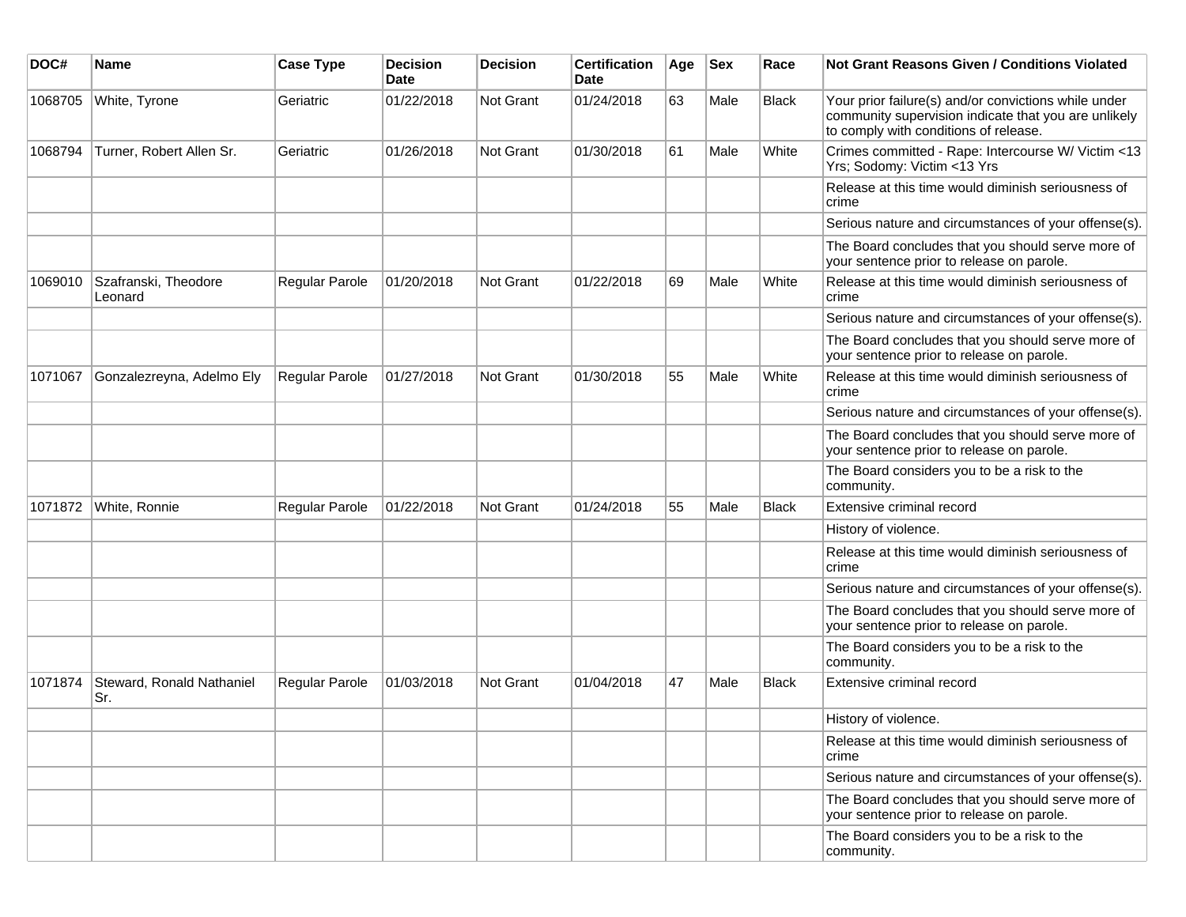| DOC# | Name | Case Type | Decision Date | Decision | Certification Date | Age | Sex | Race | Not Grant Reasons Given / Conditions Violated |
|---|---|---|---|---|---|---|---|---|---|
| 1068705 | White, Tyrone | Geriatric | 01/22/2018 | Not Grant | 01/24/2018 | 63 | Male | Black | Your prior failure(s) and/or convictions while under community supervision indicate that you are unlikely to comply with conditions of release. |
| 1068794 | Turner, Robert Allen Sr. | Geriatric | 01/26/2018 | Not Grant | 01/30/2018 | 61 | Male | White | Crimes committed - Rape: Intercourse W/ Victim <13 Yrs; Sodomy: Victim <13 Yrs |
| | | | | | | | | | Release at this time would diminish seriousness of crime |
| | | | | | | | | | Serious nature and circumstances of your offense(s). |
| | | | | | | | | | The Board concludes that you should serve more of your sentence prior to release on parole. |
| 1069010 | Szafranski, Theodore Leonard | Regular Parole | 01/20/2018 | Not Grant | 01/22/2018 | 69 | Male | White | Release at this time would diminish seriousness of crime |
| | | | | | | | | | Serious nature and circumstances of your offense(s). |
| | | | | | | | | | The Board concludes that you should serve more of your sentence prior to release on parole. |
| 1071067 | Gonzalezreyna, Adelmo Ely | Regular Parole | 01/27/2018 | Not Grant | 01/30/2018 | 55 | Male | White | Release at this time would diminish seriousness of crime |
| | | | | | | | | | Serious nature and circumstances of your offense(s). |
| | | | | | | | | | The Board concludes that you should serve more of your sentence prior to release on parole. |
| | | | | | | | | | The Board considers you to be a risk to the community. |
| 1071872 | White, Ronnie | Regular Parole | 01/22/2018 | Not Grant | 01/24/2018 | 55 | Male | Black | Extensive criminal record |
| | | | | | | | | | History of violence. |
| | | | | | | | | | Release at this time would diminish seriousness of crime |
| | | | | | | | | | Serious nature and circumstances of your offense(s). |
| | | | | | | | | | The Board concludes that you should serve more of your sentence prior to release on parole. |
| | | | | | | | | | The Board considers you to be a risk to the community. |
| 1071874 | Steward, Ronald Nathaniel Sr. | Regular Parole | 01/03/2018 | Not Grant | 01/04/2018 | 47 | Male | Black | Extensive criminal record |
| | | | | | | | | | History of violence. |
| | | | | | | | | | Release at this time would diminish seriousness of crime |
| | | | | | | | | | Serious nature and circumstances of your offense(s). |
| | | | | | | | | | The Board concludes that you should serve more of your sentence prior to release on parole. |
| | | | | | | | | | The Board considers you to be a risk to the community. |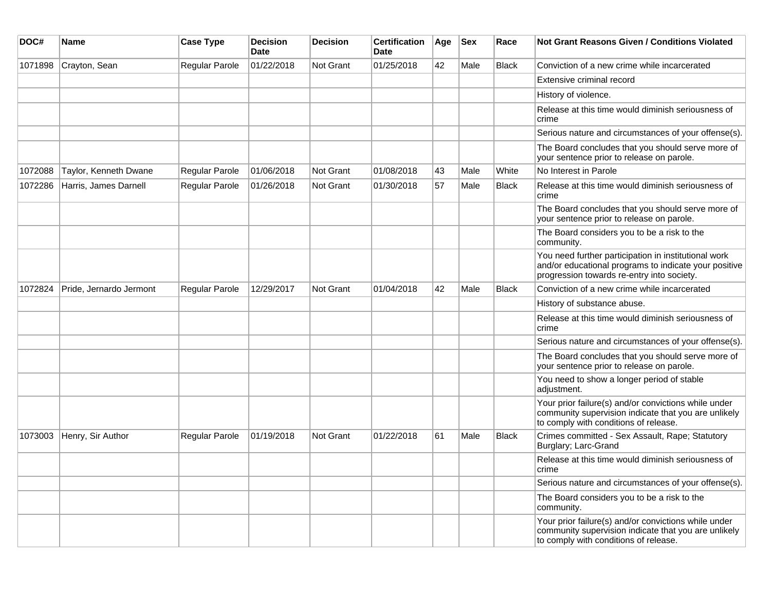| DOC# | Name | Case Type | Decision Date | Decision | Certification Date | Age | Sex | Race | Not Grant Reasons Given / Conditions Violated |
| --- | --- | --- | --- | --- | --- | --- | --- | --- | --- |
| 1071898 | Crayton, Sean | Regular Parole | 01/22/2018 | Not Grant | 01/25/2018 | 42 | Male | Black | Conviction of a new crime while incarcerated |
| | | | | | | | | | Extensive criminal record |
| | | | | | | | | | History of violence. |
| | | | | | | | | | Release at this time would diminish seriousness of crime |
| | | | | | | | | | Serious nature and circumstances of your offense(s). |
| | | | | | | | | | The Board concludes that you should serve more of your sentence prior to release on parole. |
| 1072088 | Taylor, Kenneth Dwane | Regular Parole | 01/06/2018 | Not Grant | 01/08/2018 | 43 | Male | White | No Interest in Parole |
| 1072286 | Harris, James Darnell | Regular Parole | 01/26/2018 | Not Grant | 01/30/2018 | 57 | Male | Black | Release at this time would diminish seriousness of crime |
| | | | | | | | | | The Board concludes that you should serve more of your sentence prior to release on parole. |
| | | | | | | | | | The Board considers you to be a risk to the community. |
| | | | | | | | | | You need further participation in institutional work and/or educational programs to indicate your positive progression towards re-entry into society. |
| 1072824 | Pride, Jernardo Jermont | Regular Parole | 12/29/2017 | Not Grant | 01/04/2018 | 42 | Male | Black | Conviction of a new crime while incarcerated |
| | | | | | | | | | History of substance abuse. |
| | | | | | | | | | Release at this time would diminish seriousness of crime |
| | | | | | | | | | Serious nature and circumstances of your offense(s). |
| | | | | | | | | | The Board concludes that you should serve more of your sentence prior to release on parole. |
| | | | | | | | | | You need to show a longer period of stable adjustment. |
| | | | | | | | | | Your prior failure(s) and/or convictions while under community supervision indicate that you are unlikely to comply with conditions of release. |
| 1073003 | Henry, Sir Author | Regular Parole | 01/19/2018 | Not Grant | 01/22/2018 | 61 | Male | Black | Crimes committed - Sex Assault, Rape; Statutory Burglary; Larc-Grand |
| | | | | | | | | | Release at this time would diminish seriousness of crime |
| | | | | | | | | | Serious nature and circumstances of your offense(s). |
| | | | | | | | | | The Board considers you to be a risk to the community. |
| | | | | | | | | | Your prior failure(s) and/or convictions while under community supervision indicate that you are unlikely to comply with conditions of release. |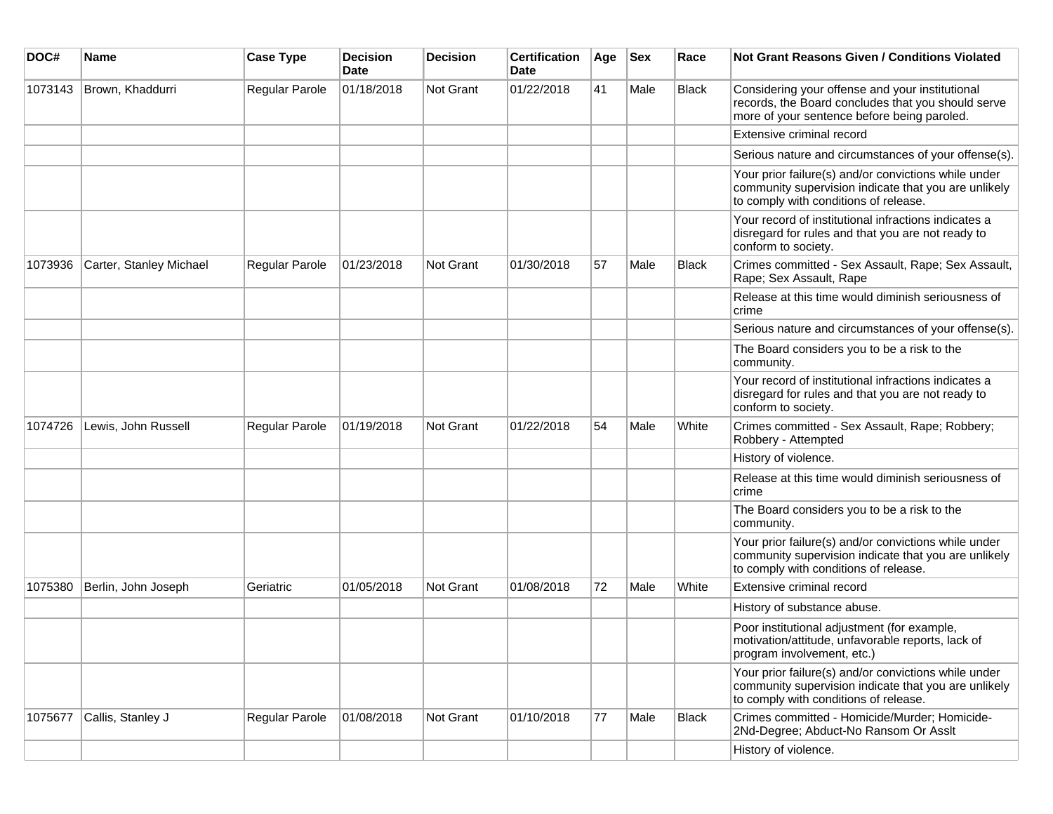| DOC# | Name | Case Type | Decision Date | Decision | Certification Date | Age | Sex | Race | Not Grant Reasons Given / Conditions Violated |
|---|---|---|---|---|---|---|---|---|---|
| 1073143 | Brown, Khaddurri | Regular Parole | 01/18/2018 | Not Grant | 01/22/2018 | 41 | Male | Black | Considering your offense and your institutional records, the Board concludes that you should serve more of your sentence before being paroled. |
| | | | | | | | | | Extensive criminal record |
| | | | | | | | | | Serious nature and circumstances of your offense(s). |
| | | | | | | | | | Your prior failure(s) and/or convictions while under community supervision indicate that you are unlikely to comply with conditions of release. |
| | | | | | | | | | Your record of institutional infractions indicates a disregard for rules and that you are not ready to conform to society. |
| 1073936 | Carter, Stanley Michael | Regular Parole | 01/23/2018 | Not Grant | 01/30/2018 | 57 | Male | Black | Crimes committed - Sex Assault, Rape; Sex Assault, Rape; Sex Assault, Rape |
| | | | | | | | | | Release at this time would diminish seriousness of crime |
| | | | | | | | | | Serious nature and circumstances of your offense(s). |
| | | | | | | | | | The Board considers you to be a risk to the community. |
| | | | | | | | | | Your record of institutional infractions indicates a disregard for rules and that you are not ready to conform to society. |
| 1074726 | Lewis, John Russell | Regular Parole | 01/19/2018 | Not Grant | 01/22/2018 | 54 | Male | White | Crimes committed - Sex Assault, Rape; Robbery; Robbery - Attempted |
| | | | | | | | | | History of violence. |
| | | | | | | | | | Release at this time would diminish seriousness of crime |
| | | | | | | | | | The Board considers you to be a risk to the community. |
| | | | | | | | | | Your prior failure(s) and/or convictions while under community supervision indicate that you are unlikely to comply with conditions of release. |
| 1075380 | Berlin, John Joseph | Geriatric | 01/05/2018 | Not Grant | 01/08/2018 | 72 | Male | White | Extensive criminal record |
| | | | | | | | | | History of substance abuse. |
| | | | | | | | | | Poor institutional adjustment (for example, motivation/attitude, unfavorable reports, lack of program involvement, etc.) |
| | | | | | | | | | Your prior failure(s) and/or convictions while under community supervision indicate that you are unlikely to comply with conditions of release. |
| 1075677 | Callis, Stanley J | Regular Parole | 01/08/2018 | Not Grant | 01/10/2018 | 77 | Male | Black | Crimes committed - Homicide/Murder; Homicide-2Nd-Degree; Abduct-No Ransom Or Asslt |
| | | | | | | | | | History of violence. |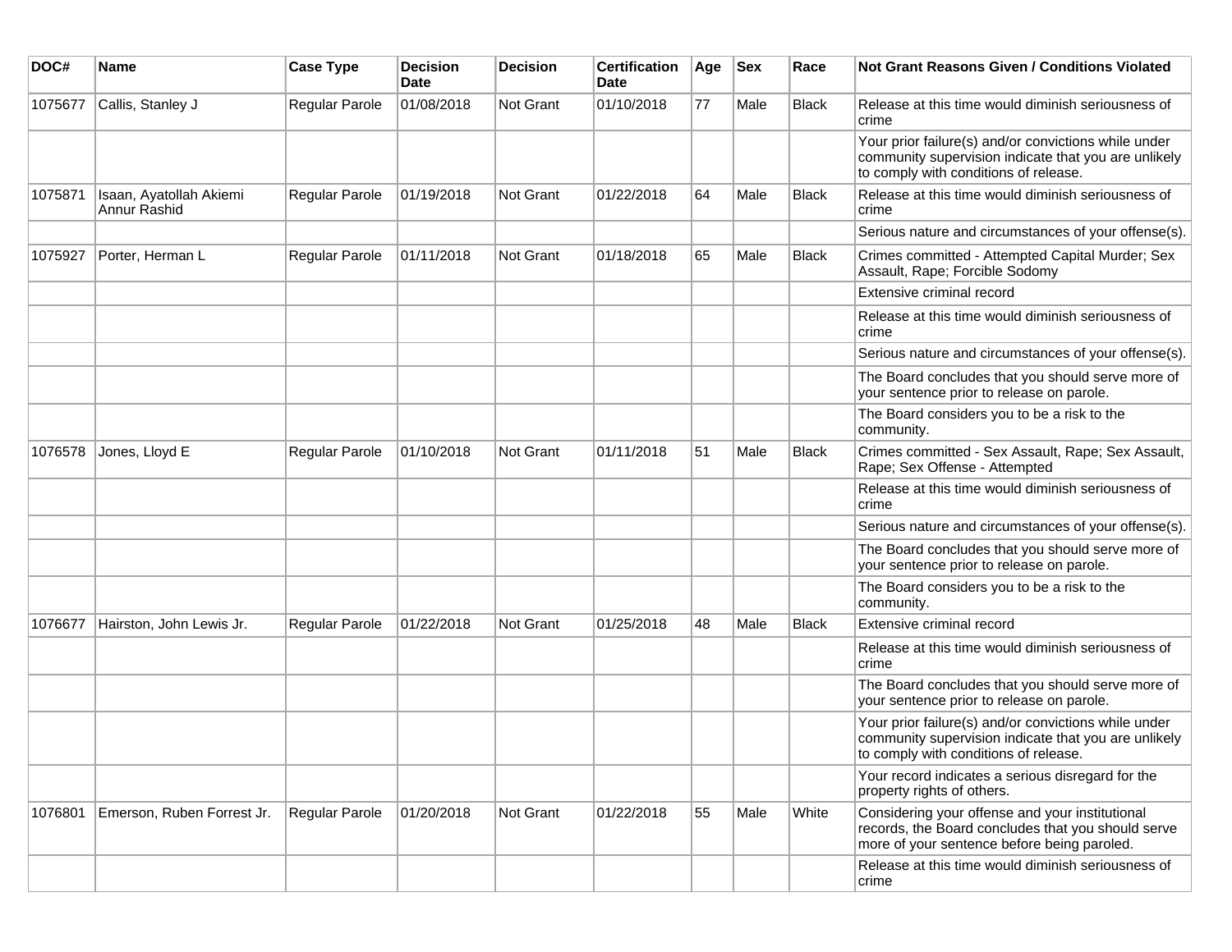| DOC# | Name | Case Type | Decision Date | Decision | Certification Date | Age | Sex | Race | Not Grant Reasons Given / Conditions Violated |
|---|---|---|---|---|---|---|---|---|---|
| 1075677 | Callis, Stanley J | Regular Parole | 01/08/2018 | Not Grant | 01/10/2018 | 77 | Male | Black | Release at this time would diminish seriousness of crime |
| | | | | | | | | | Your prior failure(s) and/or convictions while under community supervision indicate that you are unlikely to comply with conditions of release. |
| 1075871 | Isaan, Ayatollah Akiemi Annur Rashid | Regular Parole | 01/19/2018 | Not Grant | 01/22/2018 | 64 | Male | Black | Release at this time would diminish seriousness of crime |
| | | | | | | | | | Serious nature and circumstances of your offense(s). |
| 1075927 | Porter, Herman L | Regular Parole | 01/11/2018 | Not Grant | 01/18/2018 | 65 | Male | Black | Crimes committed - Attempted Capital Murder; Sex Assault, Rape; Forcible Sodomy |
| | | | | | | | | | Extensive criminal record |
| | | | | | | | | | Release at this time would diminish seriousness of crime |
| | | | | | | | | | Serious nature and circumstances of your offense(s). |
| | | | | | | | | | The Board concludes that you should serve more of your sentence prior to release on parole. |
| | | | | | | | | | The Board considers you to be a risk to the community. |
| 1076578 | Jones, Lloyd E | Regular Parole | 01/10/2018 | Not Grant | 01/11/2018 | 51 | Male | Black | Crimes committed - Sex Assault, Rape; Sex Assault, Rape; Sex Offense - Attempted |
| | | | | | | | | | Release at this time would diminish seriousness of crime |
| | | | | | | | | | Serious nature and circumstances of your offense(s). |
| | | | | | | | | | The Board concludes that you should serve more of your sentence prior to release on parole. |
| | | | | | | | | | The Board considers you to be a risk to the community. |
| 1076677 | Hairston, John Lewis Jr. | Regular Parole | 01/22/2018 | Not Grant | 01/25/2018 | 48 | Male | Black | Extensive criminal record |
| | | | | | | | | | Release at this time would diminish seriousness of crime |
| | | | | | | | | | The Board concludes that you should serve more of your sentence prior to release on parole. |
| | | | | | | | | | Your prior failure(s) and/or convictions while under community supervision indicate that you are unlikely to comply with conditions of release. |
| | | | | | | | | | Your record indicates a serious disregard for the property rights of others. |
| 1076801 | Emerson, Ruben Forrest Jr. | Regular Parole | 01/20/2018 | Not Grant | 01/22/2018 | 55 | Male | White | Considering your offense and your institutional records, the Board concludes that you should serve more of your sentence before being paroled. |
| | | | | | | | | | Release at this time would diminish seriousness of crime |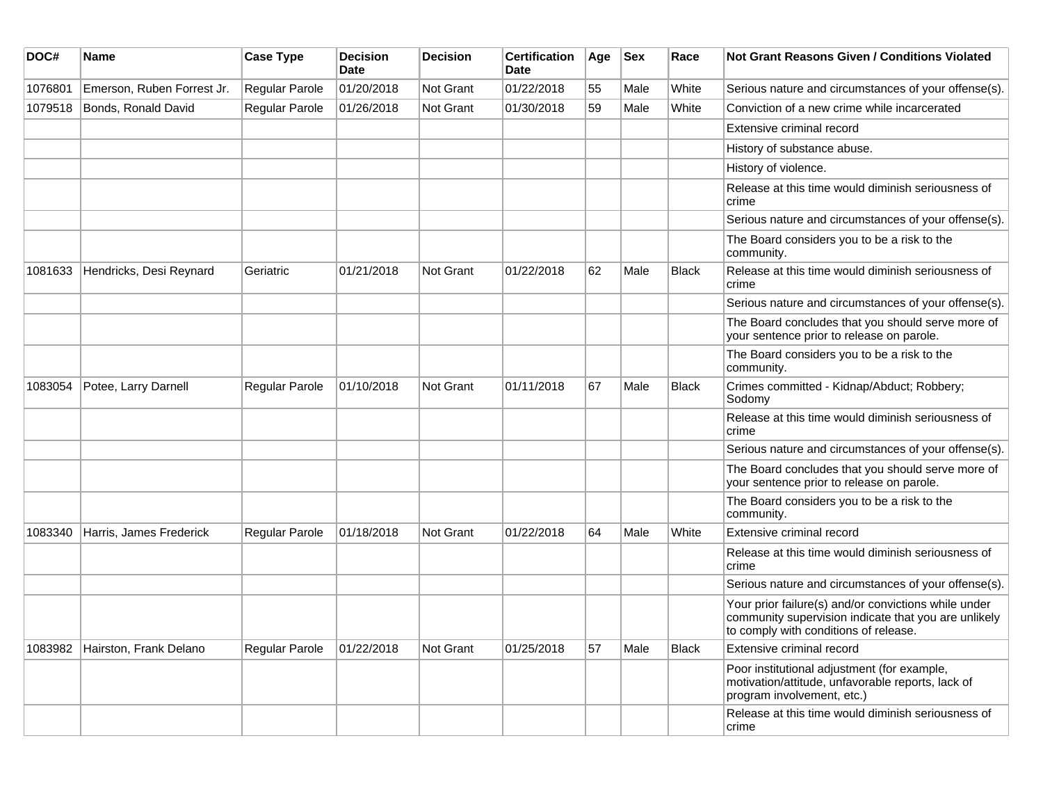| DOC# | Name | Case Type | Decision Date | Decision | Certification Date | Age | Sex | Race | Not Grant Reasons Given / Conditions Violated |
|---|---|---|---|---|---|---|---|---|---|
| 1076801 | Emerson, Ruben Forrest Jr. | Regular Parole | 01/20/2018 | Not Grant | 01/22/2018 | 55 | Male | White | Serious nature and circumstances of your offense(s). |
| 1079518 | Bonds, Ronald David | Regular Parole | 01/26/2018 | Not Grant | 01/30/2018 | 59 | Male | White | Conviction of a new crime while incarcerated |
| | | | | | | | | | Extensive criminal record |
| | | | | | | | | | History of substance abuse. |
| | | | | | | | | | History of violence. |
| | | | | | | | | | Release at this time would diminish seriousness of crime |
| | | | | | | | | | Serious nature and circumstances of your offense(s). |
| | | | | | | | | | The Board considers you to be a risk to the community. |
| 1081633 | Hendricks, Desi Reynard | Geriatric | 01/21/2018 | Not Grant | 01/22/2018 | 62 | Male | Black | Release at this time would diminish seriousness of crime |
| | | | | | | | | | Serious nature and circumstances of your offense(s). |
| | | | | | | | | | The Board concludes that you should serve more of your sentence prior to release on parole. |
| | | | | | | | | | The Board considers you to be a risk to the community. |
| 1083054 | Potee, Larry Darnell | Regular Parole | 01/10/2018 | Not Grant | 01/11/2018 | 67 | Male | Black | Crimes committed - Kidnap/Abduct; Robbery; Sodomy |
| | | | | | | | | | Release at this time would diminish seriousness of crime |
| | | | | | | | | | Serious nature and circumstances of your offense(s). |
| | | | | | | | | | The Board concludes that you should serve more of your sentence prior to release on parole. |
| | | | | | | | | | The Board considers you to be a risk to the community. |
| 1083340 | Harris, James Frederick | Regular Parole | 01/18/2018 | Not Grant | 01/22/2018 | 64 | Male | White | Extensive criminal record |
| | | | | | | | | | Release at this time would diminish seriousness of crime |
| | | | | | | | | | Serious nature and circumstances of your offense(s). |
| | | | | | | | | | Your prior failure(s) and/or convictions while under community supervision indicate that you are unlikely to comply with conditions of release. |
| 1083982 | Hairston, Frank Delano | Regular Parole | 01/22/2018 | Not Grant | 01/25/2018 | 57 | Male | Black | Extensive criminal record |
| | | | | | | | | | Poor institutional adjustment (for example, motivation/attitude, unfavorable reports, lack of program involvement, etc.) |
| | | | | | | | | | Release at this time would diminish seriousness of crime |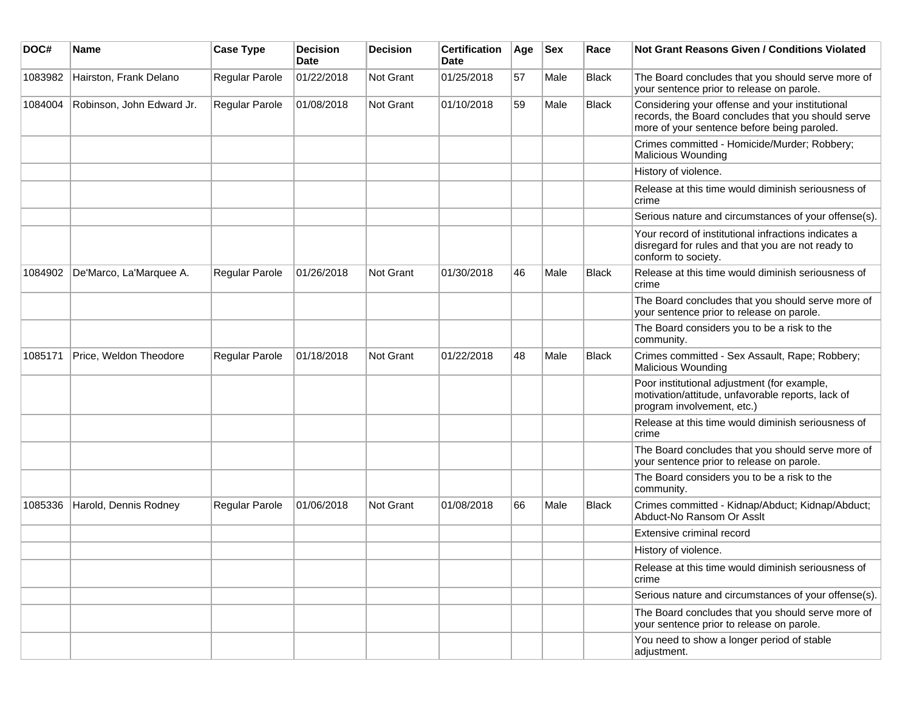| DOC# | Name | Case Type | Decision Date | Decision | Certification Date | Age | Sex | Race | Not Grant Reasons Given / Conditions Violated |
|---|---|---|---|---|---|---|---|---|---|
| 1083982 | Hairston, Frank Delano | Regular Parole | 01/22/2018 | Not Grant | 01/25/2018 | 57 | Male | Black | The Board concludes that you should serve more of your sentence prior to release on parole. |
| 1084004 | Robinson, John Edward Jr. | Regular Parole | 01/08/2018 | Not Grant | 01/10/2018 | 59 | Male | Black | Considering your offense and your institutional records, the Board concludes that you should serve more of your sentence before being paroled. |
| | | | | | | | | | Crimes committed - Homicide/Murder; Robbery; Malicious Wounding |
| | | | | | | | | | History of violence. |
| | | | | | | | | | Release at this time would diminish seriousness of crime |
| | | | | | | | | | Serious nature and circumstances of your offense(s). |
| | | | | | | | | | Your record of institutional infractions indicates a disregard for rules and that you are not ready to conform to society. |
| 1084902 | De'Marco, La'Marquee A. | Regular Parole | 01/26/2018 | Not Grant | 01/30/2018 | 46 | Male | Black | Release at this time would diminish seriousness of crime |
| | | | | | | | | | The Board concludes that you should serve more of your sentence prior to release on parole. |
| | | | | | | | | | The Board considers you to be a risk to the community. |
| 1085171 | Price, Weldon Theodore | Regular Parole | 01/18/2018 | Not Grant | 01/22/2018 | 48 | Male | Black | Crimes committed - Sex Assault, Rape; Robbery; Malicious Wounding |
| | | | | | | | | | Poor institutional adjustment (for example, motivation/attitude, unfavorable reports, lack of program involvement, etc.) |
| | | | | | | | | | Release at this time would diminish seriousness of crime |
| | | | | | | | | | The Board concludes that you should serve more of your sentence prior to release on parole. |
| | | | | | | | | | The Board considers you to be a risk to the community. |
| 1085336 | Harold, Dennis Rodney | Regular Parole | 01/06/2018 | Not Grant | 01/08/2018 | 66 | Male | Black | Crimes committed - Kidnap/Abduct; Kidnap/Abduct; Abduct-No Ransom Or Asslt |
| | | | | | | | | | Extensive criminal record |
| | | | | | | | | | History of violence. |
| | | | | | | | | | Release at this time would diminish seriousness of crime |
| | | | | | | | | | Serious nature and circumstances of your offense(s). |
| | | | | | | | | | The Board concludes that you should serve more of your sentence prior to release on parole. |
| | | | | | | | | | You need to show a longer period of stable adjustment. |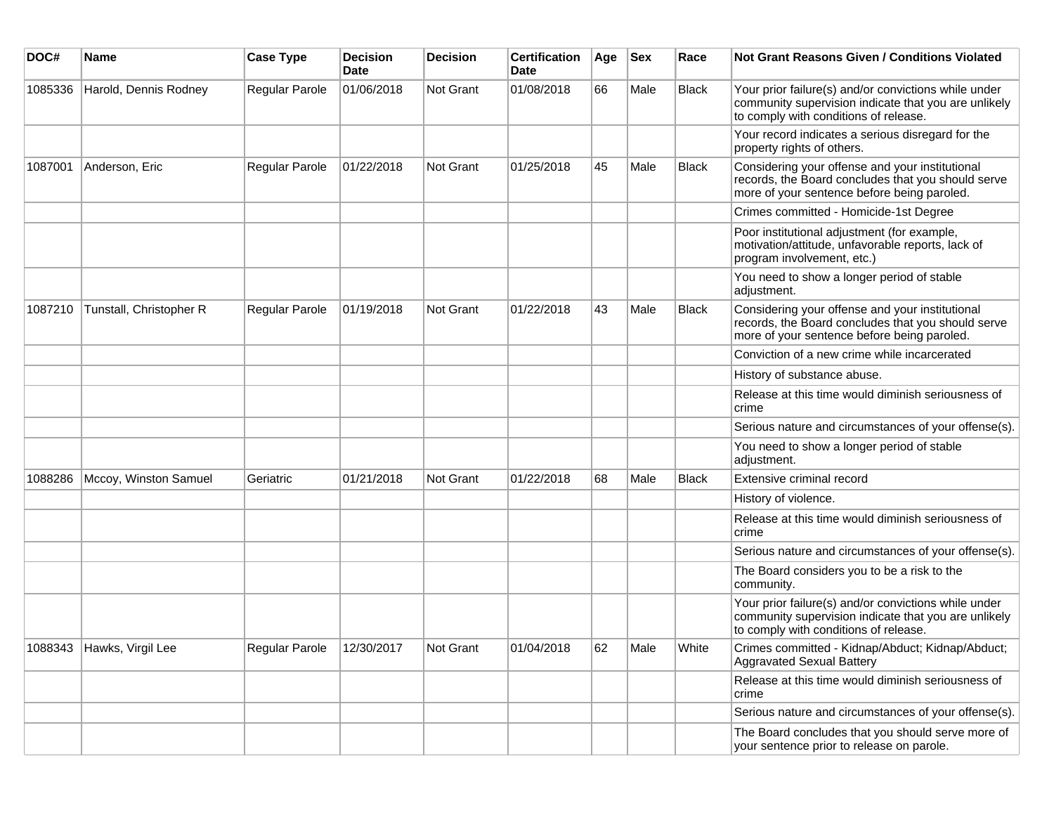| DOC# | Name | Case Type | Decision Date | Decision | Certification Date | Age | Sex | Race | Not Grant Reasons Given / Conditions Violated |
| --- | --- | --- | --- | --- | --- | --- | --- | --- | --- |
| 1085336 | Harold, Dennis Rodney | Regular Parole | 01/06/2018 | Not Grant | 01/08/2018 | 66 | Male | Black | Your prior failure(s) and/or convictions while under community supervision indicate that you are unlikely to comply with conditions of release. |
| | | | | | | | | | Your record indicates a serious disregard for the property rights of others. |
| 1087001 | Anderson, Eric | Regular Parole | 01/22/2018 | Not Grant | 01/25/2018 | 45 | Male | Black | Considering your offense and your institutional records, the Board concludes that you should serve more of your sentence before being paroled. |
| | | | | | | | | | Crimes committed - Homicide-1st Degree |
| | | | | | | | | | Poor institutional adjustment (for example, motivation/attitude, unfavorable reports, lack of program involvement, etc.) |
| | | | | | | | | | You need to show a longer period of stable adjustment. |
| 1087210 | Tunstall, Christopher R | Regular Parole | 01/19/2018 | Not Grant | 01/22/2018 | 43 | Male | Black | Considering your offense and your institutional records, the Board concludes that you should serve more of your sentence before being paroled. |
| | | | | | | | | | Conviction of a new crime while incarcerated |
| | | | | | | | | | History of substance abuse. |
| | | | | | | | | | Release at this time would diminish seriousness of crime |
| | | | | | | | | | Serious nature and circumstances of your offense(s). |
| | | | | | | | | | You need to show a longer period of stable adjustment. |
| 1088286 | Mccoy, Winston Samuel | Geriatric | 01/21/2018 | Not Grant | 01/22/2018 | 68 | Male | Black | Extensive criminal record |
| | | | | | | | | | History of violence. |
| | | | | | | | | | Release at this time would diminish seriousness of crime |
| | | | | | | | | | Serious nature and circumstances of your offense(s). |
| | | | | | | | | | The Board considers you to be a risk to the community. |
| | | | | | | | | | Your prior failure(s) and/or convictions while under community supervision indicate that you are unlikely to comply with conditions of release. |
| 1088343 | Hawks, Virgil Lee | Regular Parole | 12/30/2017 | Not Grant | 01/04/2018 | 62 | Male | White | Crimes committed - Kidnap/Abduct; Kidnap/Abduct; Aggravated Sexual Battery |
| | | | | | | | | | Release at this time would diminish seriousness of crime |
| | | | | | | | | | Serious nature and circumstances of your offense(s). |
| | | | | | | | | | The Board concludes that you should serve more of your sentence prior to release on parole. |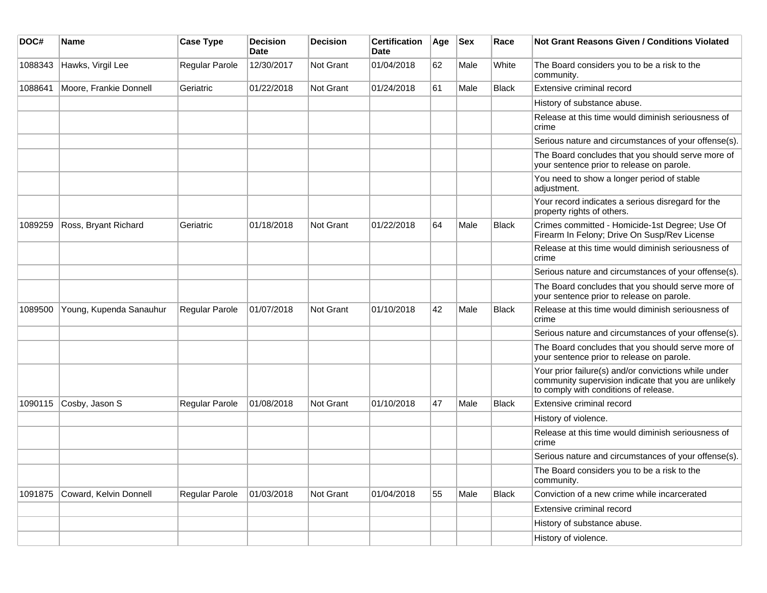| DOC# | Name | Case Type | Decision Date | Decision | Certification Date | Age | Sex | Race | Not Grant Reasons Given / Conditions Violated |
|---|---|---|---|---|---|---|---|---|---|
| 1088343 | Hawks, Virgil Lee | Regular Parole | 12/30/2017 | Not Grant | 01/04/2018 | 62 | Male | White | The Board considers you to be a risk to the community. |
| 1088641 | Moore, Frankie Donnell | Geriatric | 01/22/2018 | Not Grant | 01/24/2018 | 61 | Male | Black | Extensive criminal record |
| | | | | | | | | | History of substance abuse. |
| | | | | | | | | | Release at this time would diminish seriousness of crime |
| | | | | | | | | | Serious nature and circumstances of your offense(s). |
| | | | | | | | | | The Board concludes that you should serve more of your sentence prior to release on parole. |
| | | | | | | | | | You need to show a longer period of stable adjustment. |
| | | | | | | | | | Your record indicates a serious disregard for the property rights of others. |
| 1089259 | Ross, Bryant Richard | Geriatric | 01/18/2018 | Not Grant | 01/22/2018 | 64 | Male | Black | Crimes committed - Homicide-1st Degree; Use Of Firearm In Felony; Drive On Susp/Rev License |
| | | | | | | | | | Release at this time would diminish seriousness of crime |
| | | | | | | | | | Serious nature and circumstances of your offense(s). |
| | | | | | | | | | The Board concludes that you should serve more of your sentence prior to release on parole. |
| 1089500 | Young, Kupenda Sanauhur | Regular Parole | 01/07/2018 | Not Grant | 01/10/2018 | 42 | Male | Black | Release at this time would diminish seriousness of crime |
| | | | | | | | | | Serious nature and circumstances of your offense(s). |
| | | | | | | | | | The Board concludes that you should serve more of your sentence prior to release on parole. |
| | | | | | | | | | Your prior failure(s) and/or convictions while under community supervision indicate that you are unlikely to comply with conditions of release. |
| 1090115 | Cosby, Jason S | Regular Parole | 01/08/2018 | Not Grant | 01/10/2018 | 47 | Male | Black | Extensive criminal record |
| | | | | | | | | | History of violence. |
| | | | | | | | | | Release at this time would diminish seriousness of crime |
| | | | | | | | | | Serious nature and circumstances of your offense(s). |
| | | | | | | | | | The Board considers you to be a risk to the community. |
| 1091875 | Coward, Kelvin Donnell | Regular Parole | 01/03/2018 | Not Grant | 01/04/2018 | 55 | Male | Black | Conviction of a new crime while incarcerated |
| | | | | | | | | | Extensive criminal record |
| | | | | | | | | | History of substance abuse. |
| | | | | | | | | | History of violence. |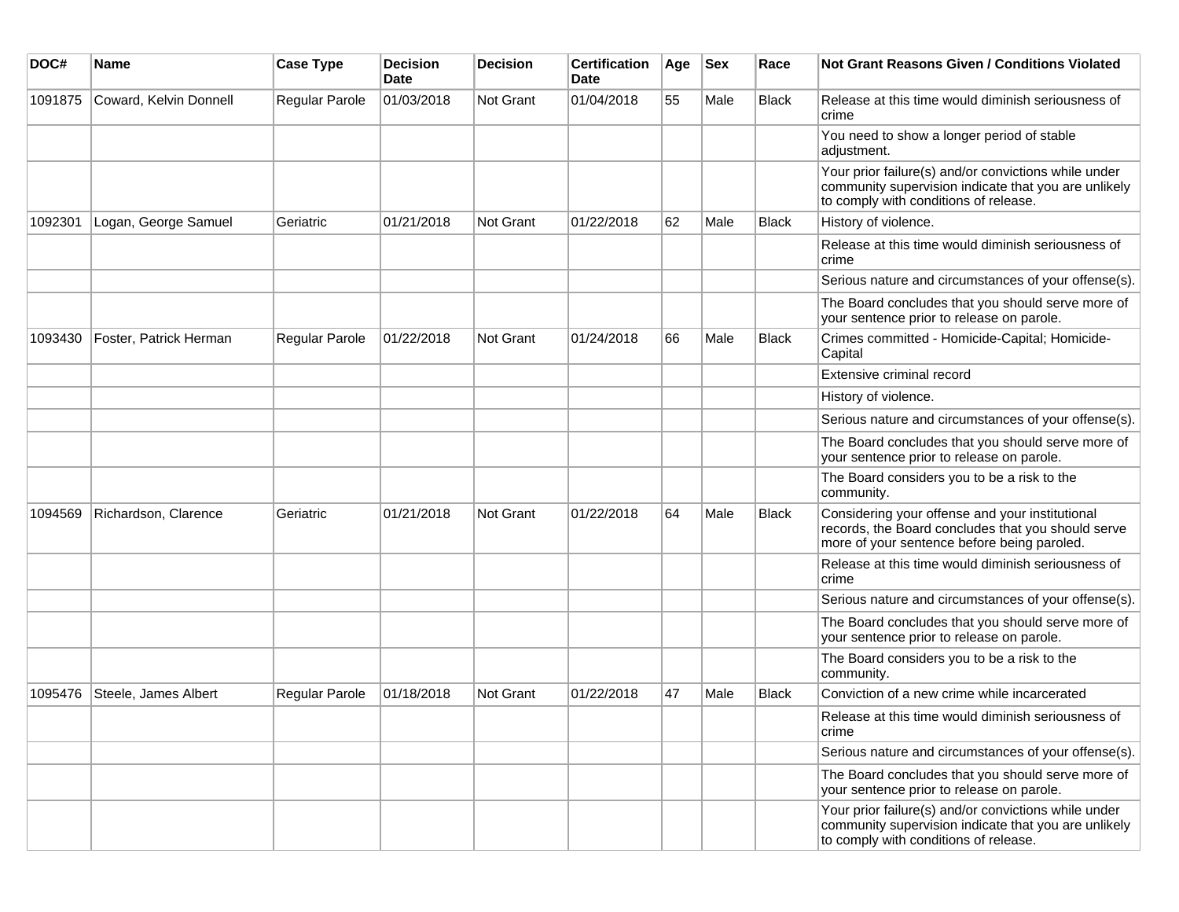| DOC# | Name | Case Type | Decision Date | Decision | Certification Date | Age | Sex | Race | Not Grant Reasons Given / Conditions Violated |
|---|---|---|---|---|---|---|---|---|---|
| 1091875 | Coward, Kelvin Donnell | Regular Parole | 01/03/2018 | Not Grant | 01/04/2018 | 55 | Male | Black | Release at this time would diminish seriousness of crime |
| | | | | | | | | | You need to show a longer period of stable adjustment. |
| | | | | | | | | | Your prior failure(s) and/or convictions while under community supervision indicate that you are unlikely to comply with conditions of release. |
| 1092301 | Logan, George Samuel | Geriatric | 01/21/2018 | Not Grant | 01/22/2018 | 62 | Male | Black | History of violence. |
| | | | | | | | | | Release at this time would diminish seriousness of crime |
| | | | | | | | | | Serious nature and circumstances of your offense(s). |
| | | | | | | | | | The Board concludes that you should serve more of your sentence prior to release on parole. |
| 1093430 | Foster, Patrick Herman | Regular Parole | 01/22/2018 | Not Grant | 01/24/2018 | 66 | Male | Black | Crimes committed - Homicide-Capital; Homicide-Capital |
| | | | | | | | | | Extensive criminal record |
| | | | | | | | | | History of violence. |
| | | | | | | | | | Serious nature and circumstances of your offense(s). |
| | | | | | | | | | The Board concludes that you should serve more of your sentence prior to release on parole. |
| | | | | | | | | | The Board considers you to be a risk to the community. |
| 1094569 | Richardson, Clarence | Geriatric | 01/21/2018 | Not Grant | 01/22/2018 | 64 | Male | Black | Considering your offense and your institutional records, the Board concludes that you should serve more of your sentence before being paroled. |
| | | | | | | | | | Release at this time would diminish seriousness of crime |
| | | | | | | | | | Serious nature and circumstances of your offense(s). |
| | | | | | | | | | The Board concludes that you should serve more of your sentence prior to release on parole. |
| | | | | | | | | | The Board considers you to be a risk to the community. |
| 1095476 | Steele, James Albert | Regular Parole | 01/18/2018 | Not Grant | 01/22/2018 | 47 | Male | Black | Conviction of a new crime while incarcerated |
| | | | | | | | | | Release at this time would diminish seriousness of crime |
| | | | | | | | | | Serious nature and circumstances of your offense(s). |
| | | | | | | | | | The Board concludes that you should serve more of your sentence prior to release on parole. |
| | | | | | | | | | Your prior failure(s) and/or convictions while under community supervision indicate that you are unlikely to comply with conditions of release. |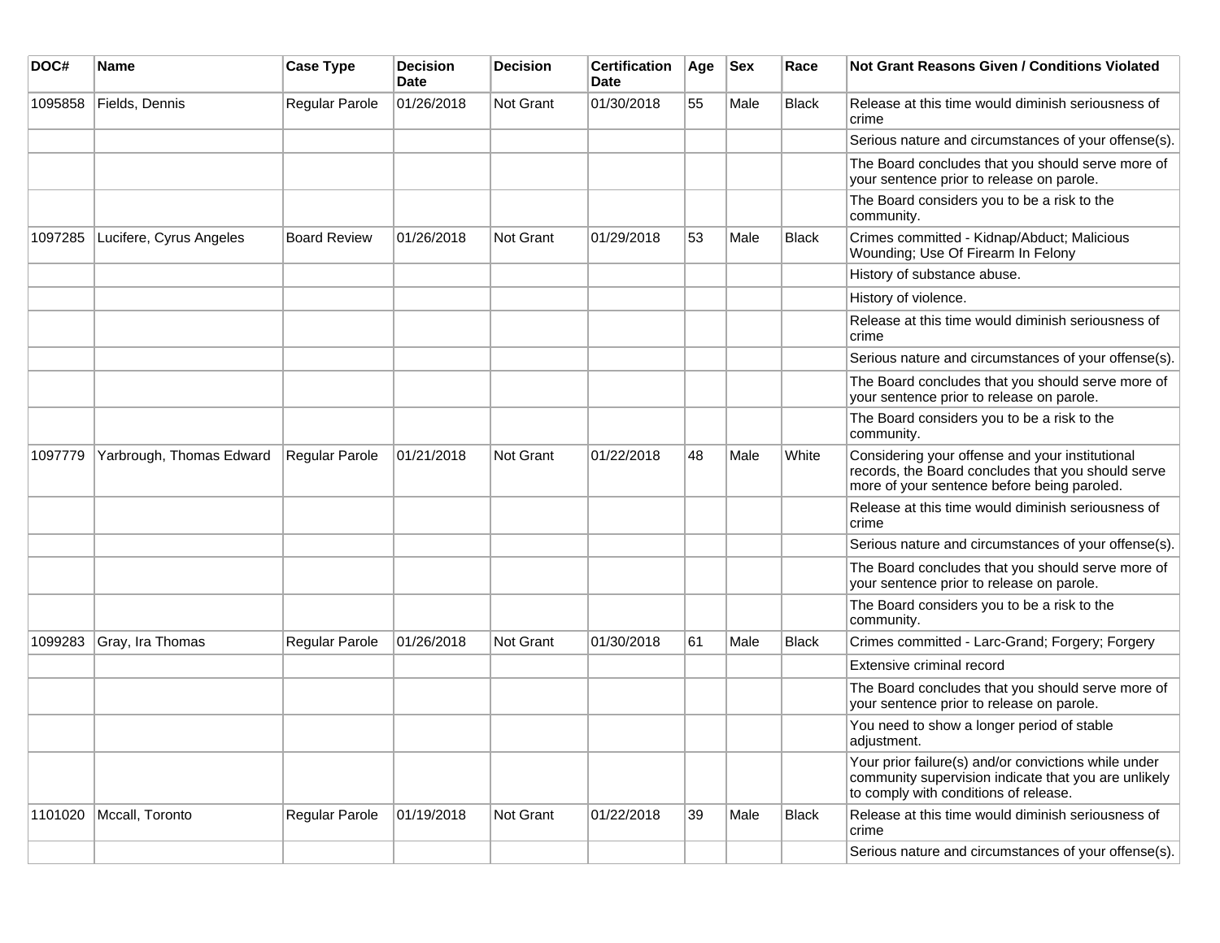| DOC# | Name | Case Type | Decision Date | Decision | Certification Date | Age | Sex | Race | Not Grant Reasons Given / Conditions Violated |
|---|---|---|---|---|---|---|---|---|---|
| 1095858 | Fields, Dennis | Regular Parole | 01/26/2018 | Not Grant | 01/30/2018 | 55 | Male | Black | Release at this time would diminish seriousness of crime |
| | | | | | | | | | Serious nature and circumstances of your offense(s). |
| | | | | | | | | | The Board concludes that you should serve more of your sentence prior to release on parole. |
| | | | | | | | | | The Board considers you to be a risk to the community. |
| 1097285 | Lucifere, Cyrus Angeles | Board Review | 01/26/2018 | Not Grant | 01/29/2018 | 53 | Male | Black | Crimes committed - Kidnap/Abduct; Malicious Wounding; Use Of Firearm In Felony |
| | | | | | | | | | History of substance abuse. |
| | | | | | | | | | History of violence. |
| | | | | | | | | | Release at this time would diminish seriousness of crime |
| | | | | | | | | | Serious nature and circumstances of your offense(s). |
| | | | | | | | | | The Board concludes that you should serve more of your sentence prior to release on parole. |
| | | | | | | | | | The Board considers you to be a risk to the community. |
| 1097779 | Yarbrough, Thomas Edward | Regular Parole | 01/21/2018 | Not Grant | 01/22/2018 | 48 | Male | White | Considering your offense and your institutional records, the Board concludes that you should serve more of your sentence before being paroled. |
| | | | | | | | | | Release at this time would diminish seriousness of crime |
| | | | | | | | | | Serious nature and circumstances of your offense(s). |
| | | | | | | | | | The Board concludes that you should serve more of your sentence prior to release on parole. |
| | | | | | | | | | The Board considers you to be a risk to the community. |
| 1099283 | Gray, Ira Thomas | Regular Parole | 01/26/2018 | Not Grant | 01/30/2018 | 61 | Male | Black | Crimes committed - Larc-Grand; Forgery; Forgery |
| | | | | | | | | | Extensive criminal record |
| | | | | | | | | | The Board concludes that you should serve more of your sentence prior to release on parole. |
| | | | | | | | | | You need to show a longer period of stable adjustment. |
| | | | | | | | | | Your prior failure(s) and/or convictions while under community supervision indicate that you are unlikely to comply with conditions of release. |
| 1101020 | Mccall, Toronto | Regular Parole | 01/19/2018 | Not Grant | 01/22/2018 | 39 | Male | Black | Release at this time would diminish seriousness of crime |
| | | | | | | | | | Serious nature and circumstances of your offense(s). |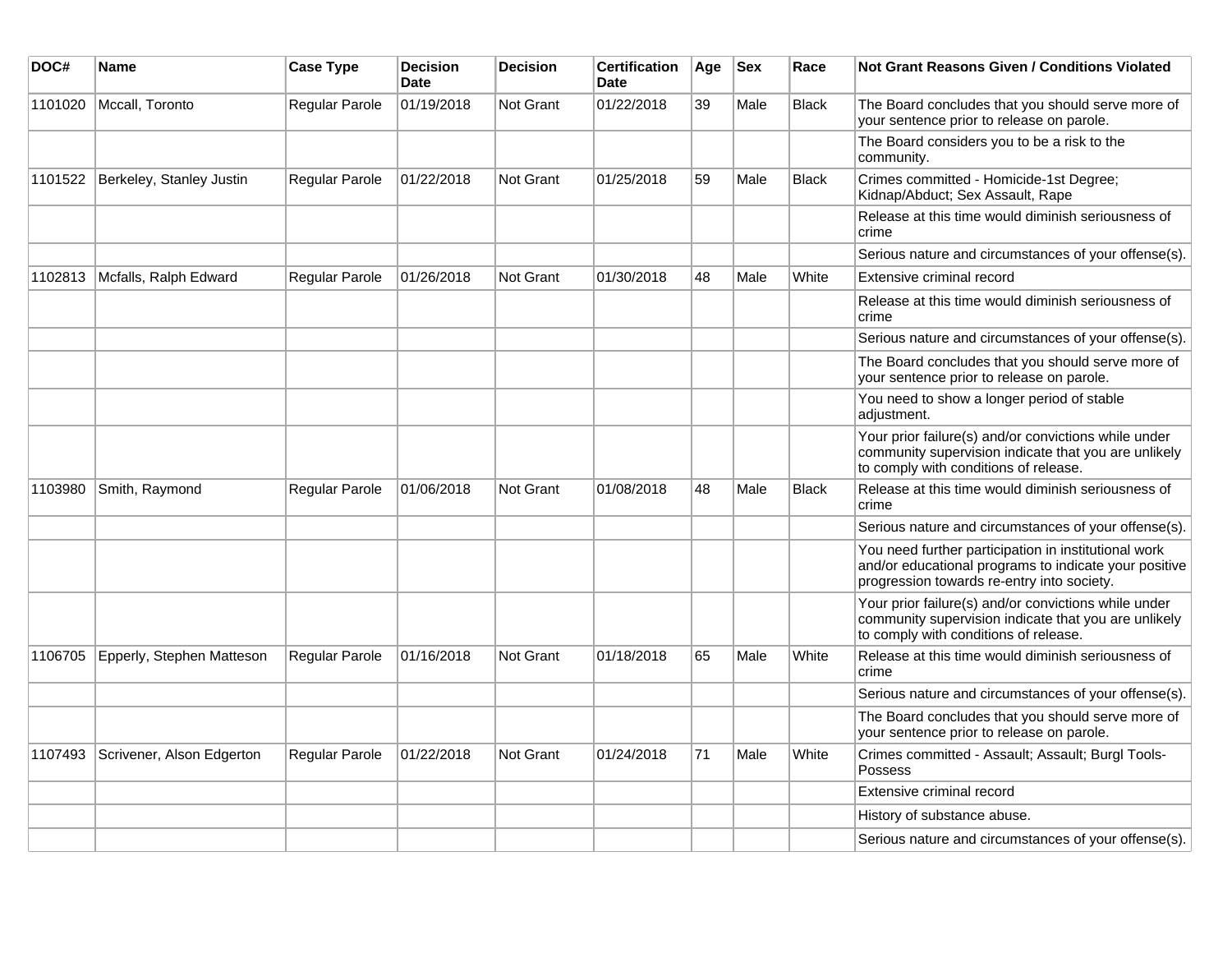| DOC# | Name | Case Type | Decision Date | Decision | Certification Date | Age | Sex | Race | Not Grant Reasons Given / Conditions Violated |
| --- | --- | --- | --- | --- | --- | --- | --- | --- | --- |
| 1101020 | Mccall, Toronto | Regular Parole | 01/19/2018 | Not Grant | 01/22/2018 | 39 | Male | Black | The Board concludes that you should serve more of your sentence prior to release on parole. |
| | | | | | | | | | The Board considers you to be a risk to the community. |
| 1101522 | Berkeley, Stanley Justin | Regular Parole | 01/22/2018 | Not Grant | 01/25/2018 | 59 | Male | Black | Crimes committed - Homicide-1st Degree; Kidnap/Abduct; Sex Assault, Rape |
| | | | | | | | | | Release at this time would diminish seriousness of crime |
| | | | | | | | | | Serious nature and circumstances of your offense(s). |
| 1102813 | Mcfalls, Ralph Edward | Regular Parole | 01/26/2018 | Not Grant | 01/30/2018 | 48 | Male | White | Extensive criminal record |
| | | | | | | | | | Release at this time would diminish seriousness of crime |
| | | | | | | | | | Serious nature and circumstances of your offense(s). |
| | | | | | | | | | The Board concludes that you should serve more of your sentence prior to release on parole. |
| | | | | | | | | | You need to show a longer period of stable adjustment. |
| | | | | | | | | | Your prior failure(s) and/or convictions while under community supervision indicate that you are unlikely to comply with conditions of release. |
| 1103980 | Smith, Raymond | Regular Parole | 01/06/2018 | Not Grant | 01/08/2018 | 48 | Male | Black | Release at this time would diminish seriousness of crime |
| | | | | | | | | | Serious nature and circumstances of your offense(s). |
| | | | | | | | | | You need further participation in institutional work and/or educational programs to indicate your positive progression towards re-entry into society. |
| | | | | | | | | | Your prior failure(s) and/or convictions while under community supervision indicate that you are unlikely to comply with conditions of release. |
| 1106705 | Epperly, Stephen Matteson | Regular Parole | 01/16/2018 | Not Grant | 01/18/2018 | 65 | Male | White | Release at this time would diminish seriousness of crime |
| | | | | | | | | | Serious nature and circumstances of your offense(s). |
| | | | | | | | | | The Board concludes that you should serve more of your sentence prior to release on parole. |
| 1107493 | Scrivener, Alson Edgerton | Regular Parole | 01/22/2018 | Not Grant | 01/24/2018 | 71 | Male | White | Crimes committed - Assault; Assault; Burgl Tools-Possess |
| | | | | | | | | | Extensive criminal record |
| | | | | | | | | | History of substance abuse. |
| | | | | | | | | | Serious nature and circumstances of your offense(s). |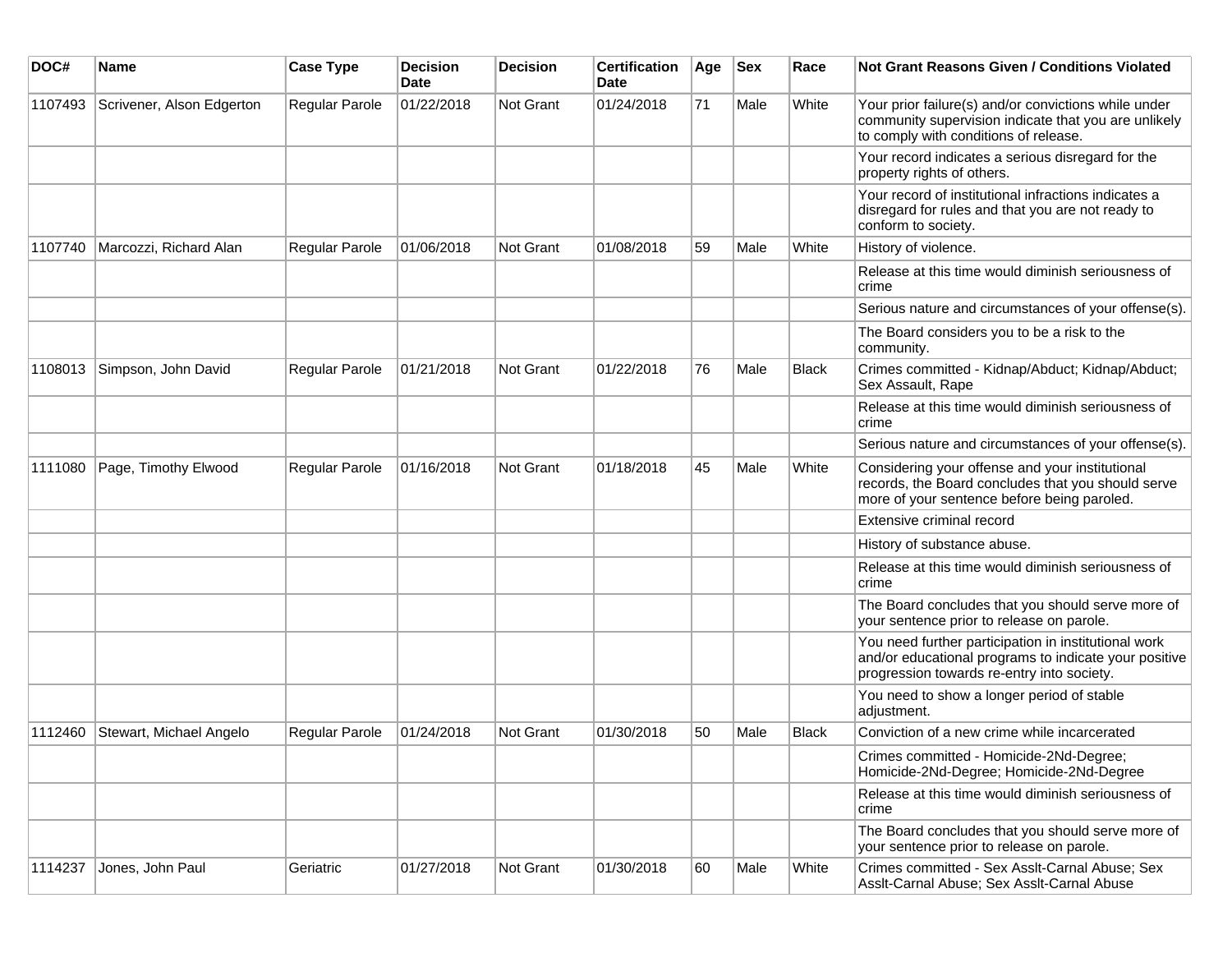| DOC# | Name | Case Type | Decision Date | Decision | Certification Date | Age | Sex | Race | Not Grant Reasons Given / Conditions Violated |
|---|---|---|---|---|---|---|---|---|---|
| 1107493 | Scrivener, Alson Edgerton | Regular Parole | 01/22/2018 | Not Grant | 01/24/2018 | 71 | Male | White | Your prior failure(s) and/or convictions while under community supervision indicate that you are unlikely to comply with conditions of release. |
| | | | | | | | | | Your record indicates a serious disregard for the property rights of others. |
| | | | | | | | | | Your record of institutional infractions indicates a disregard for rules and that you are not ready to conform to society. |
| 1107740 | Marcozzi, Richard Alan | Regular Parole | 01/06/2018 | Not Grant | 01/08/2018 | 59 | Male | White | History of violence. |
| | | | | | | | | | Release at this time would diminish seriousness of crime |
| | | | | | | | | | Serious nature and circumstances of your offense(s). |
| | | | | | | | | | The Board considers you to be a risk to the community. |
| 1108013 | Simpson, John David | Regular Parole | 01/21/2018 | Not Grant | 01/22/2018 | 76 | Male | Black | Crimes committed - Kidnap/Abduct; Kidnap/Abduct; Sex Assault, Rape |
| | | | | | | | | | Release at this time would diminish seriousness of crime |
| | | | | | | | | | Serious nature and circumstances of your offense(s). |
| 1111080 | Page, Timothy Elwood | Regular Parole | 01/16/2018 | Not Grant | 01/18/2018 | 45 | Male | White | Considering your offense and your institutional records, the Board concludes that you should serve more of your sentence before being paroled. |
| | | | | | | | | | Extensive criminal record |
| | | | | | | | | | History of substance abuse. |
| | | | | | | | | | Release at this time would diminish seriousness of crime |
| | | | | | | | | | The Board concludes that you should serve more of your sentence prior to release on parole. |
| | | | | | | | | | You need further participation in institutional work and/or educational programs to indicate your positive progression towards re-entry into society. |
| | | | | | | | | | You need to show a longer period of stable adjustment. |
| 1112460 | Stewart, Michael Angelo | Regular Parole | 01/24/2018 | Not Grant | 01/30/2018 | 50 | Male | Black | Conviction of a new crime while incarcerated |
| | | | | | | | | | Crimes committed - Homicide-2Nd-Degree; Homicide-2Nd-Degree; Homicide-2Nd-Degree |
| | | | | | | | | | Release at this time would diminish seriousness of crime |
| | | | | | | | | | The Board concludes that you should serve more of your sentence prior to release on parole. |
| 1114237 | Jones, John Paul | Geriatric | 01/27/2018 | Not Grant | 01/30/2018 | 60 | Male | White | Crimes committed - Sex Asslt-Carnal Abuse; Sex Asslt-Carnal Abuse; Sex Asslt-Carnal Abuse |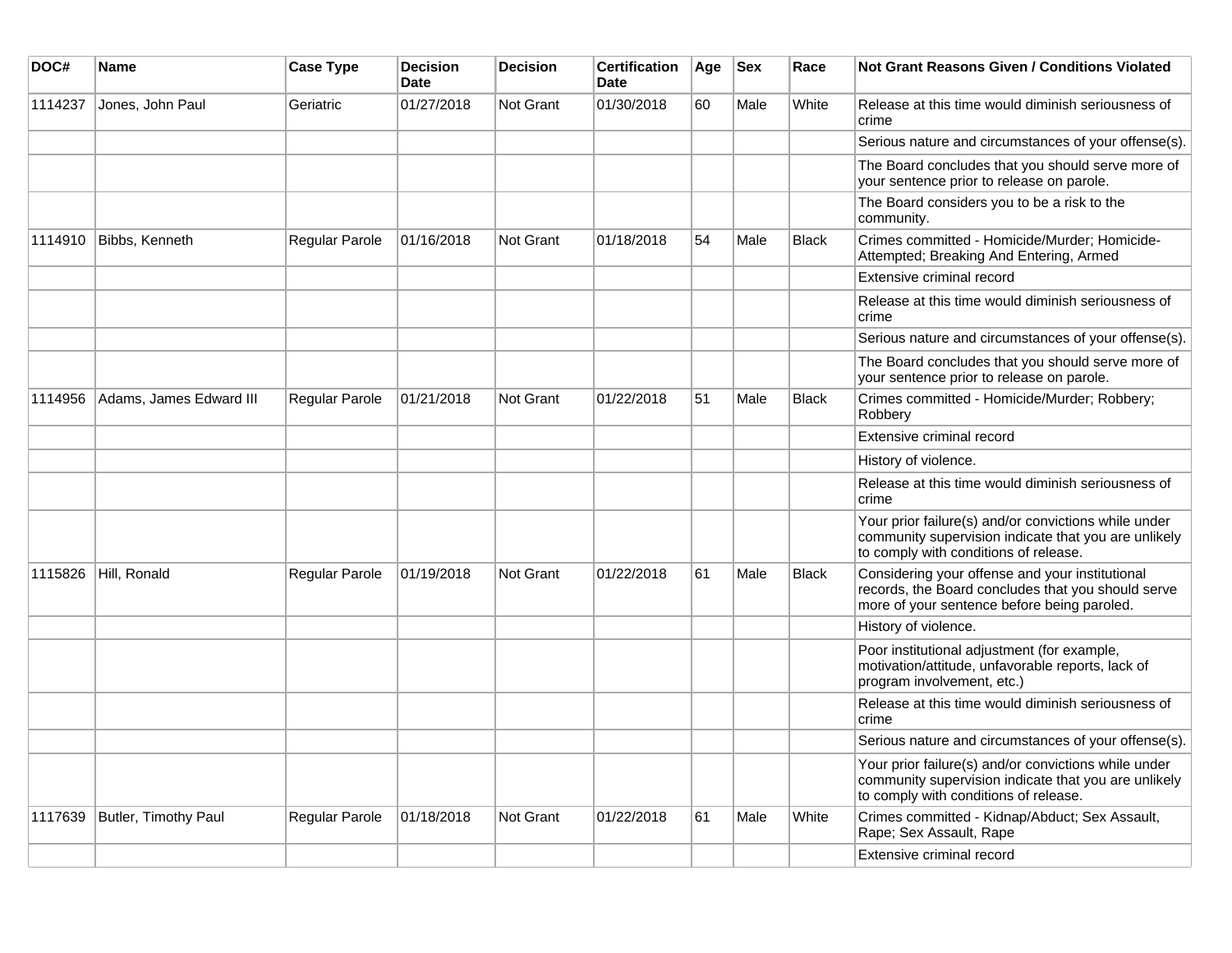| DOC# | Name | Case Type | Decision Date | Decision | Certification Date | Age | Sex | Race | Not Grant Reasons Given / Conditions Violated |
|---|---|---|---|---|---|---|---|---|---|
| 1114237 | Jones, John Paul | Geriatric | 01/27/2018 | Not Grant | 01/30/2018 | 60 | Male | White | Release at this time would diminish seriousness of crime |
| | | | | | | | | | Serious nature and circumstances of your offense(s). |
| | | | | | | | | | The Board concludes that you should serve more of your sentence prior to release on parole. |
| | | | | | | | | | The Board considers you to be a risk to the community. |
| 1114910 | Bibbs, Kenneth | Regular Parole | 01/16/2018 | Not Grant | 01/18/2018 | 54 | Male | Black | Crimes committed - Homicide/Murder; Homicide-Attempted; Breaking And Entering, Armed |
| | | | | | | | | | Extensive criminal record |
| | | | | | | | | | Release at this time would diminish seriousness of crime |
| | | | | | | | | | Serious nature and circumstances of your offense(s). |
| | | | | | | | | | The Board concludes that you should serve more of your sentence prior to release on parole. |
| 1114956 | Adams, James Edward III | Regular Parole | 01/21/2018 | Not Grant | 01/22/2018 | 51 | Male | Black | Crimes committed - Homicide/Murder; Robbery; Robbery |
| | | | | | | | | | Extensive criminal record |
| | | | | | | | | | History of violence. |
| | | | | | | | | | Release at this time would diminish seriousness of crime |
| | | | | | | | | | Your prior failure(s) and/or convictions while under community supervision indicate that you are unlikely to comply with conditions of release. |
| 1115826 | Hill, Ronald | Regular Parole | 01/19/2018 | Not Grant | 01/22/2018 | 61 | Male | Black | Considering your offense and your institutional records, the Board concludes that you should serve more of your sentence before being paroled. |
| | | | | | | | | | History of violence. |
| | | | | | | | | | Poor institutional adjustment (for example, motivation/attitude, unfavorable reports, lack of program involvement, etc.) |
| | | | | | | | | | Release at this time would diminish seriousness of crime |
| | | | | | | | | | Serious nature and circumstances of your offense(s). |
| | | | | | | | | | Your prior failure(s) and/or convictions while under community supervision indicate that you are unlikely to comply with conditions of release. |
| 1117639 | Butler, Timothy Paul | Regular Parole | 01/18/2018 | Not Grant | 01/22/2018 | 61 | Male | White | Crimes committed - Kidnap/Abduct; Sex Assault, Rape; Sex Assault, Rape |
| | | | | | | | | | Extensive criminal record |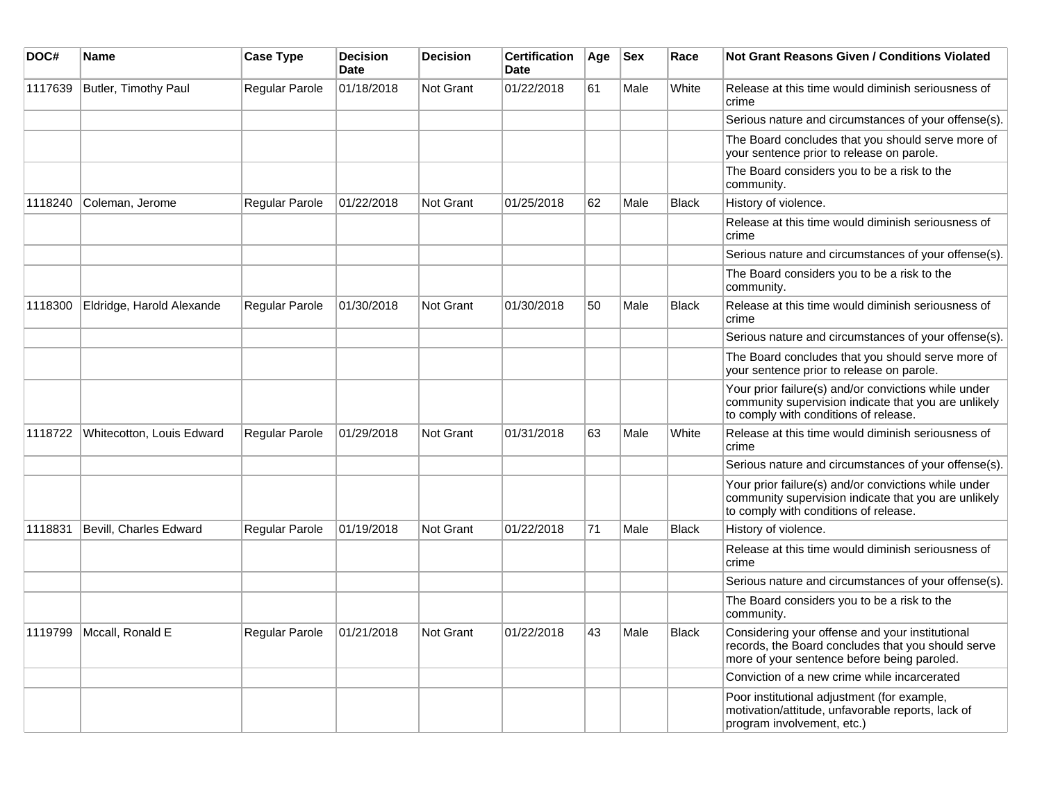| DOC# | Name | Case Type | Decision Date | Decision | Certification Date | Age | Sex | Race | Not Grant Reasons Given / Conditions Violated |
| --- | --- | --- | --- | --- | --- | --- | --- | --- | --- |
| 1117639 | Butler, Timothy Paul | Regular Parole | 01/18/2018 | Not Grant | 01/22/2018 | 61 | Male | White | Release at this time would diminish seriousness of crime |
| | | | | | | | | | Serious nature and circumstances of your offense(s). |
| | | | | | | | | | The Board concludes that you should serve more of your sentence prior to release on parole. |
| | | | | | | | | | The Board considers you to be a risk to the community. |
| 1118240 | Coleman, Jerome | Regular Parole | 01/22/2018 | Not Grant | 01/25/2018 | 62 | Male | Black | History of violence. |
| | | | | | | | | | Release at this time would diminish seriousness of crime |
| | | | | | | | | | Serious nature and circumstances of your offense(s). |
| | | | | | | | | | The Board considers you to be a risk to the community. |
| 1118300 | Eldridge, Harold Alexande | Regular Parole | 01/30/2018 | Not Grant | 01/30/2018 | 50 | Male | Black | Release at this time would diminish seriousness of crime |
| | | | | | | | | | Serious nature and circumstances of your offense(s). |
| | | | | | | | | | The Board concludes that you should serve more of your sentence prior to release on parole. |
| | | | | | | | | | Your prior failure(s) and/or convictions while under community supervision indicate that you are unlikely to comply with conditions of release. |
| 1118722 | Whitecotton, Louis Edward | Regular Parole | 01/29/2018 | Not Grant | 01/31/2018 | 63 | Male | White | Release at this time would diminish seriousness of crime |
| | | | | | | | | | Serious nature and circumstances of your offense(s). |
| | | | | | | | | | Your prior failure(s) and/or convictions while under community supervision indicate that you are unlikely to comply with conditions of release. |
| 1118831 | Bevill, Charles Edward | Regular Parole | 01/19/2018 | Not Grant | 01/22/2018 | 71 | Male | Black | History of violence. |
| | | | | | | | | | Release at this time would diminish seriousness of crime |
| | | | | | | | | | Serious nature and circumstances of your offense(s). |
| | | | | | | | | | The Board considers you to be a risk to the community. |
| 1119799 | Mccall, Ronald E | Regular Parole | 01/21/2018 | Not Grant | 01/22/2018 | 43 | Male | Black | Considering your offense and your institutional records, the Board concludes that you should serve more of your sentence before being paroled. |
| | | | | | | | | | Conviction of a new crime while incarcerated |
| | | | | | | | | | Poor institutional adjustment (for example, motivation/attitude, unfavorable reports, lack of program involvement, etc.) |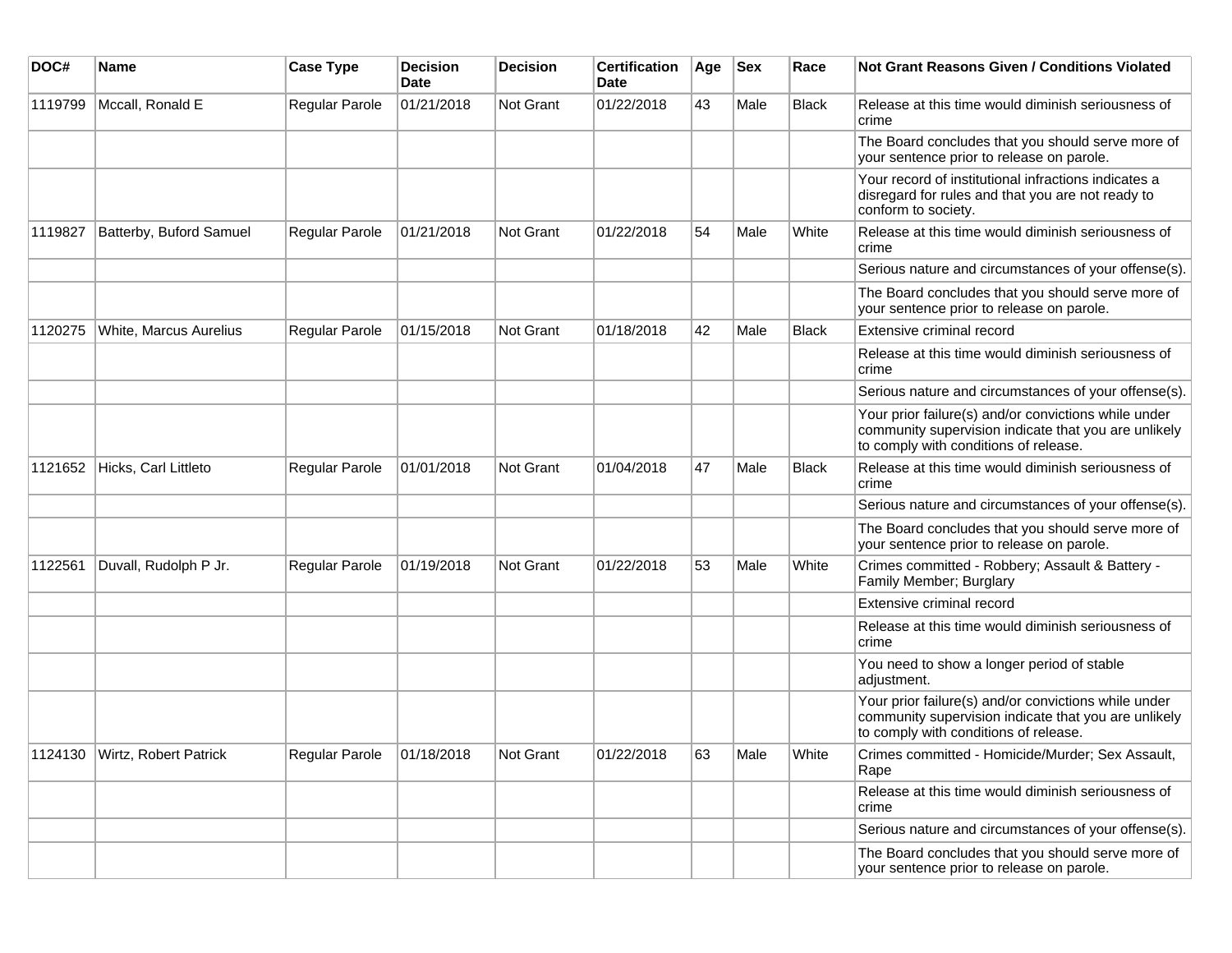| DOC# | Name | Case Type | Decision Date | Decision | Certification Date | Age | Sex | Race | Not Grant Reasons Given / Conditions Violated |
|---|---|---|---|---|---|---|---|---|---|
| 1119799 | Mccall, Ronald E | Regular Parole | 01/21/2018 | Not Grant | 01/22/2018 | 43 | Male | Black | Release at this time would diminish seriousness of crime |
| | | | | | | | | | The Board concludes that you should serve more of your sentence prior to release on parole. |
| | | | | | | | | | Your record of institutional infractions indicates a disregard for rules and that you are not ready to conform to society. |
| 1119827 | Batterby, Buford Samuel | Regular Parole | 01/21/2018 | Not Grant | 01/22/2018 | 54 | Male | White | Release at this time would diminish seriousness of crime |
| | | | | | | | | | Serious nature and circumstances of your offense(s). |
| | | | | | | | | | The Board concludes that you should serve more of your sentence prior to release on parole. |
| 1120275 | White, Marcus Aurelius | Regular Parole | 01/15/2018 | Not Grant | 01/18/2018 | 42 | Male | Black | Extensive criminal record |
| | | | | | | | | | Release at this time would diminish seriousness of crime |
| | | | | | | | | | Serious nature and circumstances of your offense(s). |
| | | | | | | | | | Your prior failure(s) and/or convictions while under community supervision indicate that you are unlikely to comply with conditions of release. |
| 1121652 | Hicks, Carl Littleto | Regular Parole | 01/01/2018 | Not Grant | 01/04/2018 | 47 | Male | Black | Release at this time would diminish seriousness of crime |
| | | | | | | | | | Serious nature and circumstances of your offense(s). |
| | | | | | | | | | The Board concludes that you should serve more of your sentence prior to release on parole. |
| 1122561 | Duvall, Rudolph P Jr. | Regular Parole | 01/19/2018 | Not Grant | 01/22/2018 | 53 | Male | White | Crimes committed - Robbery; Assault & Battery - Family Member; Burglary |
| | | | | | | | | | Extensive criminal record |
| | | | | | | | | | Release at this time would diminish seriousness of crime |
| | | | | | | | | | You need to show a longer period of stable adjustment. |
| | | | | | | | | | Your prior failure(s) and/or convictions while under community supervision indicate that you are unlikely to comply with conditions of release. |
| 1124130 | Wirtz, Robert Patrick | Regular Parole | 01/18/2018 | Not Grant | 01/22/2018 | 63 | Male | White | Crimes committed - Homicide/Murder; Sex Assault, Rape |
| | | | | | | | | | Release at this time would diminish seriousness of crime |
| | | | | | | | | | Serious nature and circumstances of your offense(s). |
| | | | | | | | | | The Board concludes that you should serve more of your sentence prior to release on parole. |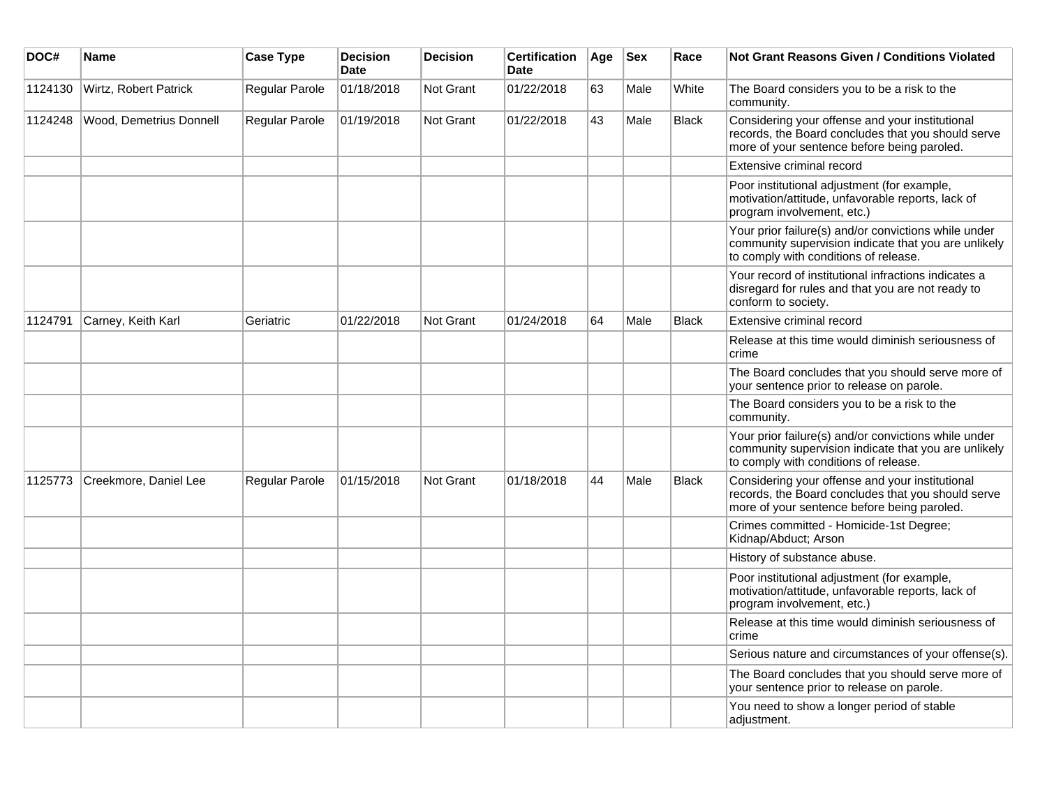| DOC# | Name | Case Type | Decision Date | Decision | Certification Date | Age | Sex | Race | Not Grant Reasons Given / Conditions Violated |
| --- | --- | --- | --- | --- | --- | --- | --- | --- | --- |
| 1124130 | Wirtz, Robert Patrick | Regular Parole | 01/18/2018 | Not Grant | 01/22/2018 | 63 | Male | White | The Board considers you to be a risk to the community. |
| 1124248 | Wood, Demetrius Donnell | Regular Parole | 01/19/2018 | Not Grant | 01/22/2018 | 43 | Male | Black | Considering your offense and your institutional records, the Board concludes that you should serve more of your sentence before being paroled. |
| | | | | | | | | | Extensive criminal record |
| | | | | | | | | | Poor institutional adjustment (for example, motivation/attitude, unfavorable reports, lack of program involvement, etc.) |
| | | | | | | | | | Your prior failure(s) and/or convictions while under community supervision indicate that you are unlikely to comply with conditions of release. |
| | | | | | | | | | Your record of institutional infractions indicates a disregard for rules and that you are not ready to conform to society. |
| 1124791 | Carney, Keith Karl | Geriatric | 01/22/2018 | Not Grant | 01/24/2018 | 64 | Male | Black | Extensive criminal record |
| | | | | | | | | | Release at this time would diminish seriousness of crime |
| | | | | | | | | | The Board concludes that you should serve more of your sentence prior to release on parole. |
| | | | | | | | | | The Board considers you to be a risk to the community. |
| | | | | | | | | | Your prior failure(s) and/or convictions while under community supervision indicate that you are unlikely to comply with conditions of release. |
| 1125773 | Creekmore, Daniel Lee | Regular Parole | 01/15/2018 | Not Grant | 01/18/2018 | 44 | Male | Black | Considering your offense and your institutional records, the Board concludes that you should serve more of your sentence before being paroled. |
| | | | | | | | | | Crimes committed - Homicide-1st Degree; Kidnap/Abduct; Arson |
| | | | | | | | | | History of substance abuse. |
| | | | | | | | | | Poor institutional adjustment (for example, motivation/attitude, unfavorable reports, lack of program involvement, etc.) |
| | | | | | | | | | Release at this time would diminish seriousness of crime |
| | | | | | | | | | Serious nature and circumstances of your offense(s). |
| | | | | | | | | | The Board concludes that you should serve more of your sentence prior to release on parole. |
| | | | | | | | | | You need to show a longer period of stable adjustment. |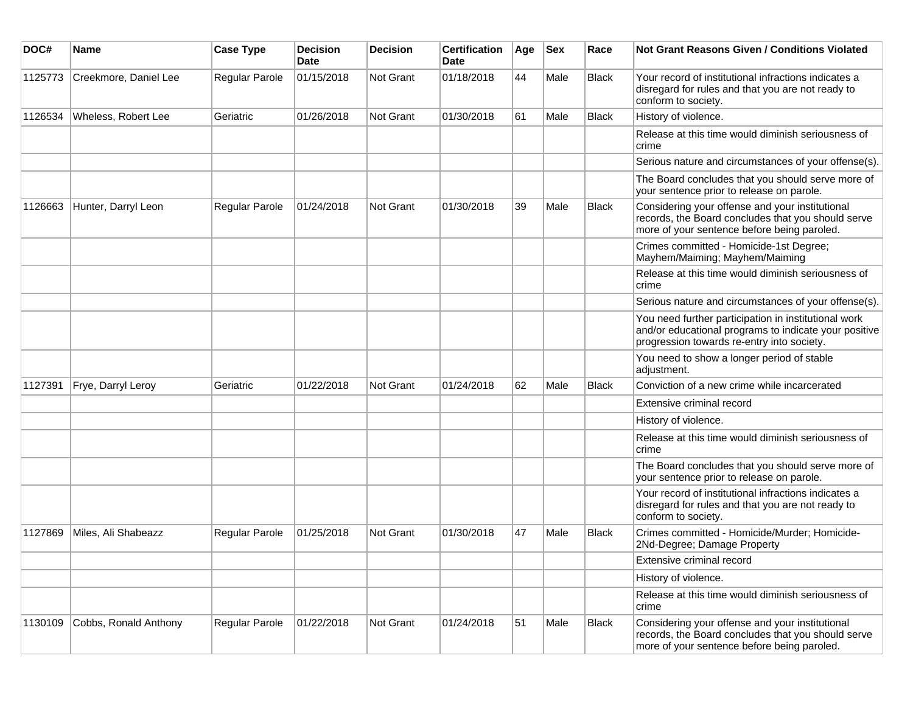| DOC# | Name | Case Type | Decision Date | Decision | Certification Date | Age | Sex | Race | Not Grant Reasons Given / Conditions Violated |
|---|---|---|---|---|---|---|---|---|---|
| 1125773 | Creekmore, Daniel Lee | Regular Parole | 01/15/2018 | Not Grant | 01/18/2018 | 44 | Male | Black | Your record of institutional infractions indicates a disregard for rules and that you are not ready to conform to society. |
| 1126534 | Wheless, Robert Lee | Geriatric | 01/26/2018 | Not Grant | 01/30/2018 | 61 | Male | Black | History of violence. |
| | | | | | | | | | Release at this time would diminish seriousness of crime |
| | | | | | | | | | Serious nature and circumstances of your offense(s). |
| | | | | | | | | | The Board concludes that you should serve more of your sentence prior to release on parole. |
| 1126663 | Hunter, Darryl Leon | Regular Parole | 01/24/2018 | Not Grant | 01/30/2018 | 39 | Male | Black | Considering your offense and your institutional records, the Board concludes that you should serve more of your sentence before being paroled. |
| | | | | | | | | | Crimes committed - Homicide-1st Degree; Mayhem/Maiming; Mayhem/Maiming |
| | | | | | | | | | Release at this time would diminish seriousness of crime |
| | | | | | | | | | Serious nature and circumstances of your offense(s). |
| | | | | | | | | | You need further participation in institutional work and/or educational programs to indicate your positive progression towards re-entry into society. |
| | | | | | | | | | You need to show a longer period of stable adjustment. |
| 1127391 | Frye, Darryl Leroy | Geriatric | 01/22/2018 | Not Grant | 01/24/2018 | 62 | Male | Black | Conviction of a new crime while incarcerated |
| | | | | | | | | | Extensive criminal record |
| | | | | | | | | | History of violence. |
| | | | | | | | | | Release at this time would diminish seriousness of crime |
| | | | | | | | | | The Board concludes that you should serve more of your sentence prior to release on parole. |
| | | | | | | | | | Your record of institutional infractions indicates a disregard for rules and that you are not ready to conform to society. |
| 1127869 | Miles, Ali Shabeazz | Regular Parole | 01/25/2018 | Not Grant | 01/30/2018 | 47 | Male | Black | Crimes committed - Homicide/Murder; Homicide-2Nd-Degree; Damage Property |
| | | | | | | | | | Extensive criminal record |
| | | | | | | | | | History of violence. |
| | | | | | | | | | Release at this time would diminish seriousness of crime |
| 1130109 | Cobbs, Ronald Anthony | Regular Parole | 01/22/2018 | Not Grant | 01/24/2018 | 51 | Male | Black | Considering your offense and your institutional records, the Board concludes that you should serve more of your sentence before being paroled. |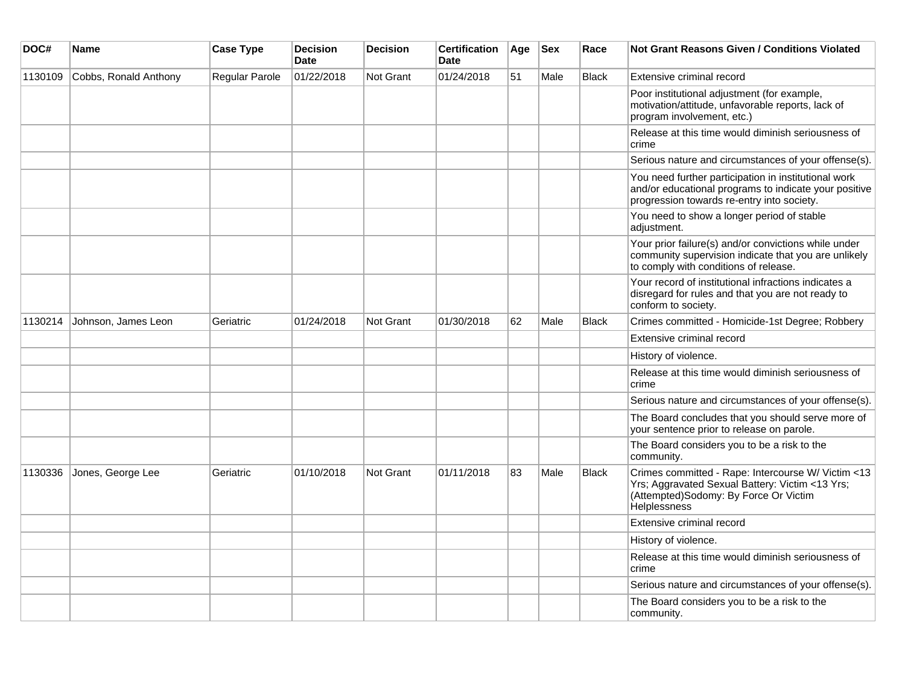| DOC# | Name | Case Type | Decision Date | Decision | Certification Date | Age | Sex | Race | Not Grant Reasons Given / Conditions Violated |
|---|---|---|---|---|---|---|---|---|---|
| 1130109 | Cobbs, Ronald Anthony | Regular Parole | 01/22/2018 | Not Grant | 01/24/2018 | 51 | Male | Black | Extensive criminal record |
| | | | | | | | | | Poor institutional adjustment (for example, motivation/attitude, unfavorable reports, lack of program involvement, etc.) |
| | | | | | | | | | Release at this time would diminish seriousness of crime |
| | | | | | | | | | Serious nature and circumstances of your offense(s). |
| | | | | | | | | | You need further participation in institutional work and/or educational programs to indicate your positive progression towards re-entry into society. |
| | | | | | | | | | You need to show a longer period of stable adjustment. |
| | | | | | | | | | Your prior failure(s) and/or convictions while under community supervision indicate that you are unlikely to comply with conditions of release. |
| | | | | | | | | | Your record of institutional infractions indicates a disregard for rules and that you are not ready to conform to society. |
| 1130214 | Johnson, James Leon | Geriatric | 01/24/2018 | Not Grant | 01/30/2018 | 62 | Male | Black | Crimes committed - Homicide-1st Degree; Robbery |
| | | | | | | | | | Extensive criminal record |
| | | | | | | | | | History of violence. |
| | | | | | | | | | Release at this time would diminish seriousness of crime |
| | | | | | | | | | Serious nature and circumstances of your offense(s). |
| | | | | | | | | | The Board concludes that you should serve more of your sentence prior to release on parole. |
| | | | | | | | | | The Board considers you to be a risk to the community. |
| 1130336 | Jones, George Lee | Geriatric | 01/10/2018 | Not Grant | 01/11/2018 | 83 | Male | Black | Crimes committed - Rape: Intercourse W/ Victim <13 Yrs; Aggravated Sexual Battery: Victim <13 Yrs; (Attempted)Sodomy: By Force Or Victim Helplessness |
| | | | | | | | | | Extensive criminal record |
| | | | | | | | | | History of violence. |
| | | | | | | | | | Release at this time would diminish seriousness of crime |
| | | | | | | | | | Serious nature and circumstances of your offense(s). |
| | | | | | | | | | The Board considers you to be a risk to the community. |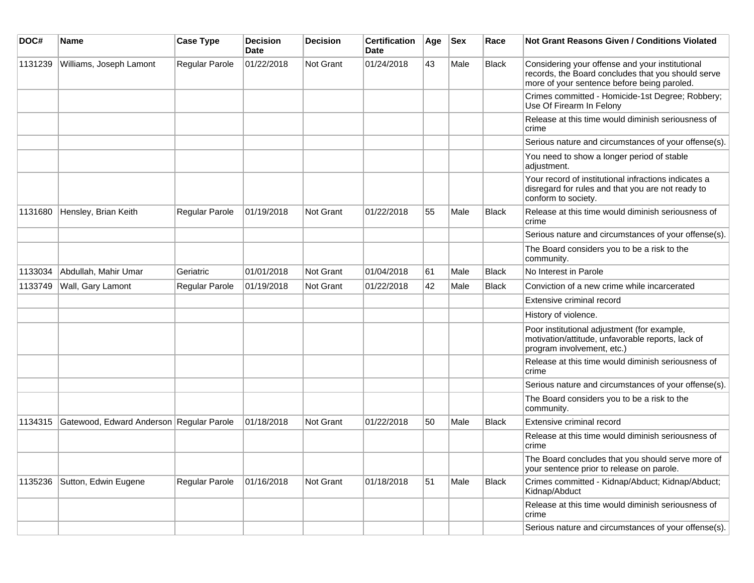| DOC# | Name | Case Type | Decision Date | Decision | Certification Date | Age | Sex | Race | Not Grant Reasons Given / Conditions Violated |
|---|---|---|---|---|---|---|---|---|---|
| 1131239 | Williams, Joseph Lamont | Regular Parole | 01/22/2018 | Not Grant | 01/24/2018 | 43 | Male | Black | Considering your offense and your institutional records, the Board concludes that you should serve more of your sentence before being paroled. |
| | | | | | | | | | Crimes committed - Homicide-1st Degree; Robbery; Use Of Firearm In Felony |
| | | | | | | | | | Release at this time would diminish seriousness of crime |
| | | | | | | | | | Serious nature and circumstances of your offense(s). |
| | | | | | | | | | You need to show a longer period of stable adjustment. |
| | | | | | | | | | Your record of institutional infractions indicates a disregard for rules and that you are not ready to conform to society. |
| 1131680 | Hensley, Brian Keith | Regular Parole | 01/19/2018 | Not Grant | 01/22/2018 | 55 | Male | Black | Release at this time would diminish seriousness of crime |
| | | | | | | | | | Serious nature and circumstances of your offense(s). |
| | | | | | | | | | The Board considers you to be a risk to the community. |
| 1133034 | Abdullah, Mahir Umar | Geriatric | 01/01/2018 | Not Grant | 01/04/2018 | 61 | Male | Black | No Interest in Parole |
| 1133749 | Wall, Gary Lamont | Regular Parole | 01/19/2018 | Not Grant | 01/22/2018 | 42 | Male | Black | Conviction of a new crime while incarcerated |
| | | | | | | | | | Extensive criminal record |
| | | | | | | | | | History of violence. |
| | | | | | | | | | Poor institutional adjustment (for example, motivation/attitude, unfavorable reports, lack of program involvement, etc.) |
| | | | | | | | | | Release at this time would diminish seriousness of crime |
| | | | | | | | | | Serious nature and circumstances of your offense(s). |
| | | | | | | | | | The Board considers you to be a risk to the community. |
| 1134315 | Gatewood, Edward Anderson | Regular Parole | 01/18/2018 | Not Grant | 01/22/2018 | 50 | Male | Black | Extensive criminal record |
| | | | | | | | | | Release at this time would diminish seriousness of crime |
| | | | | | | | | | The Board concludes that you should serve more of your sentence prior to release on parole. |
| 1135236 | Sutton, Edwin Eugene | Regular Parole | 01/16/2018 | Not Grant | 01/18/2018 | 51 | Male | Black | Crimes committed - Kidnap/Abduct; Kidnap/Abduct; Kidnap/Abduct |
| | | | | | | | | | Release at this time would diminish seriousness of crime |
| | | | | | | | | | Serious nature and circumstances of your offense(s). |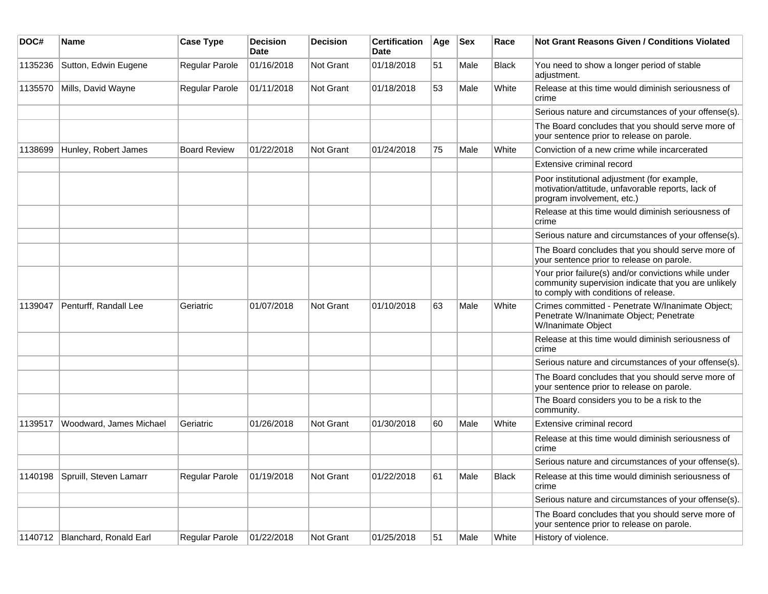| DOC# | Name | Case Type | Decision Date | Decision | Certification Date | Age | Sex | Race | Not Grant Reasons Given / Conditions Violated |
|---|---|---|---|---|---|---|---|---|---|
| 1135236 | Sutton, Edwin Eugene | Regular Parole | 01/16/2018 | Not Grant | 01/18/2018 | 51 | Male | Black | You need to show a longer period of stable adjustment. |
| 1135570 | Mills, David Wayne | Regular Parole | 01/11/2018 | Not Grant | 01/18/2018 | 53 | Male | White | Release at this time would diminish seriousness of crime |
| | | | | | | | | | Serious nature and circumstances of your offense(s). |
| | | | | | | | | | The Board concludes that you should serve more of your sentence prior to release on parole. |
| 1138699 | Hunley, Robert James | Board Review | 01/22/2018 | Not Grant | 01/24/2018 | 75 | Male | White | Conviction of a new crime while incarcerated |
| | | | | | | | | | Extensive criminal record |
| | | | | | | | | | Poor institutional adjustment (for example, motivation/attitude, unfavorable reports, lack of program involvement, etc.) |
| | | | | | | | | | Release at this time would diminish seriousness of crime |
| | | | | | | | | | Serious nature and circumstances of your offense(s). |
| | | | | | | | | | The Board concludes that you should serve more of your sentence prior to release on parole. |
| | | | | | | | | | Your prior failure(s) and/or convictions while under community supervision indicate that you are unlikely to comply with conditions of release. |
| 1139047 | Penturff, Randall Lee | Geriatric | 01/07/2018 | Not Grant | 01/10/2018 | 63 | Male | White | Crimes committed - Penetrate W/Inanimate Object; Penetrate W/Inanimate Object; Penetrate W/Inanimate Object |
| | | | | | | | | | Release at this time would diminish seriousness of crime |
| | | | | | | | | | Serious nature and circumstances of your offense(s). |
| | | | | | | | | | The Board concludes that you should serve more of your sentence prior to release on parole. |
| | | | | | | | | | The Board considers you to be a risk to the community. |
| 1139517 | Woodward, James Michael | Geriatric | 01/26/2018 | Not Grant | 01/30/2018 | 60 | Male | White | Extensive criminal record |
| | | | | | | | | | Release at this time would diminish seriousness of crime |
| | | | | | | | | | Serious nature and circumstances of your offense(s). |
| 1140198 | Spruill, Steven Lamarr | Regular Parole | 01/19/2018 | Not Grant | 01/22/2018 | 61 | Male | Black | Release at this time would diminish seriousness of crime |
| | | | | | | | | | Serious nature and circumstances of your offense(s). |
| | | | | | | | | | The Board concludes that you should serve more of your sentence prior to release on parole. |
| 1140712 | Blanchard, Ronald Earl | Regular Parole | 01/22/2018 | Not Grant | 01/25/2018 | 51 | Male | White | History of violence. |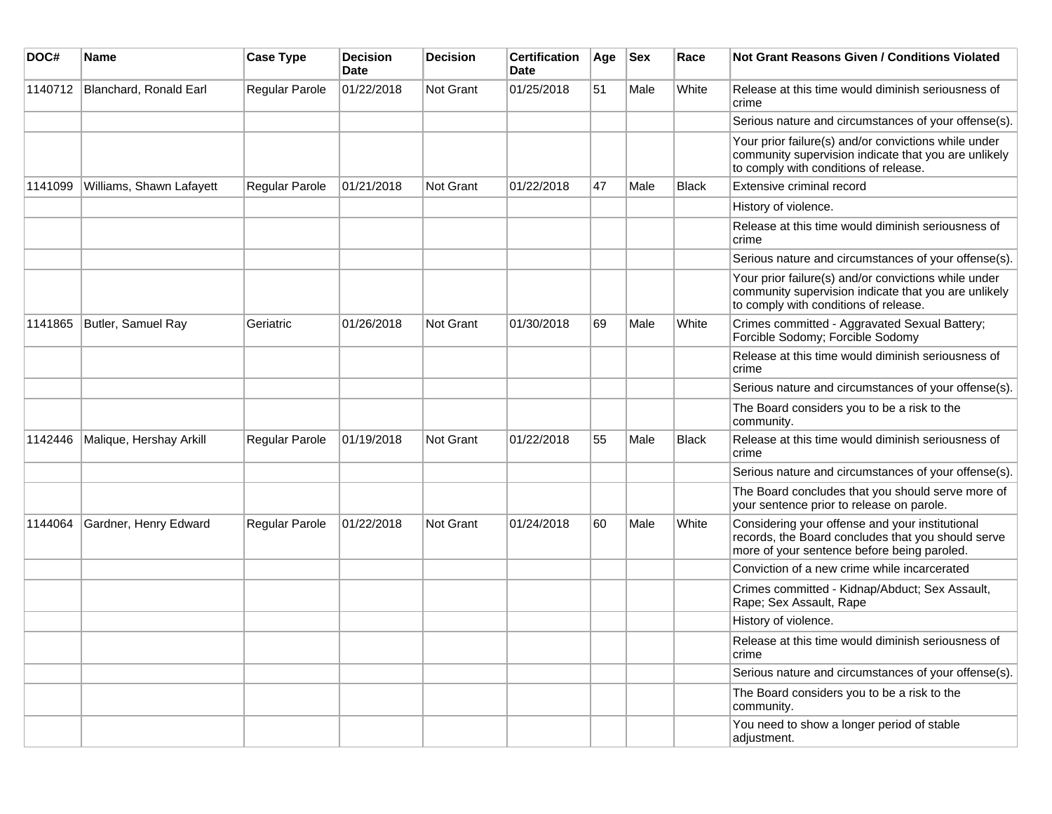| DOC# | Name | Case Type | Decision Date | Decision | Certification Date | Age | Sex | Race | Not Grant Reasons Given / Conditions Violated |
|---|---|---|---|---|---|---|---|---|---|
| 1140712 | Blanchard, Ronald Earl | Regular Parole | 01/22/2018 | Not Grant | 01/25/2018 | 51 | Male | White | Release at this time would diminish seriousness of crime |
| | | | | | | | | | Serious nature and circumstances of your offense(s). |
| | | | | | | | | | Your prior failure(s) and/or convictions while under community supervision indicate that you are unlikely to comply with conditions of release. |
| 1141099 | Williams, Shawn Lafayett | Regular Parole | 01/21/2018 | Not Grant | 01/22/2018 | 47 | Male | Black | Extensive criminal record |
| | | | | | | | | | History of violence. |
| | | | | | | | | | Release at this time would diminish seriousness of crime |
| | | | | | | | | | Serious nature and circumstances of your offense(s). |
| | | | | | | | | | Your prior failure(s) and/or convictions while under community supervision indicate that you are unlikely to comply with conditions of release. |
| 1141865 | Butler, Samuel Ray | Geriatric | 01/26/2018 | Not Grant | 01/30/2018 | 69 | Male | White | Crimes committed - Aggravated Sexual Battery; Forcible Sodomy; Forcible Sodomy |
| | | | | | | | | | Release at this time would diminish seriousness of crime |
| | | | | | | | | | Serious nature and circumstances of your offense(s). |
| | | | | | | | | | The Board considers you to be a risk to the community. |
| 1142446 | Malique, Hershay Arkill | Regular Parole | 01/19/2018 | Not Grant | 01/22/2018 | 55 | Male | Black | Release at this time would diminish seriousness of crime |
| | | | | | | | | | Serious nature and circumstances of your offense(s). |
| | | | | | | | | | The Board concludes that you should serve more of your sentence prior to release on parole. |
| 1144064 | Gardner, Henry Edward | Regular Parole | 01/22/2018 | Not Grant | 01/24/2018 | 60 | Male | White | Considering your offense and your institutional records, the Board concludes that you should serve more of your sentence before being paroled. |
| | | | | | | | | | Conviction of a new crime while incarcerated |
| | | | | | | | | | Crimes committed - Kidnap/Abduct; Sex Assault, Rape; Sex Assault, Rape |
| | | | | | | | | | History of violence. |
| | | | | | | | | | Release at this time would diminish seriousness of crime |
| | | | | | | | | | Serious nature and circumstances of your offense(s). |
| | | | | | | | | | The Board considers you to be a risk to the community. |
| | | | | | | | | | You need to show a longer period of stable adjustment. |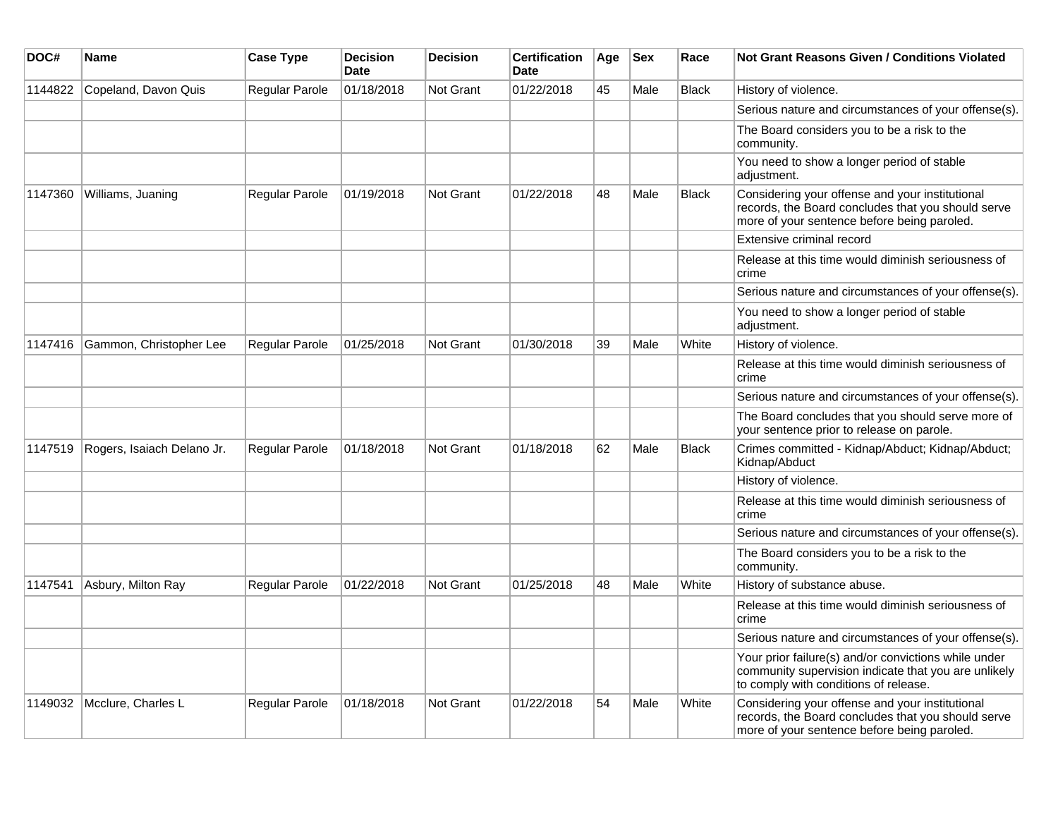| DOC# | Name | Case Type | Decision Date | Decision | Certification Date | Age | Sex | Race | Not Grant Reasons Given / Conditions Violated |
|---|---|---|---|---|---|---|---|---|---|
| 1144822 | Copeland, Davon Quis | Regular Parole | 01/18/2018 | Not Grant | 01/22/2018 | 45 | Male | Black | History of violence. |
| | | | | | | | | | Serious nature and circumstances of your offense(s). |
| | | | | | | | | | The Board considers you to be a risk to the community. |
| | | | | | | | | | You need to show a longer period of stable adjustment. |
| 1147360 | Williams, Juaning | Regular Parole | 01/19/2018 | Not Grant | 01/22/2018 | 48 | Male | Black | Considering your offense and your institutional records, the Board concludes that you should serve more of your sentence before being paroled. |
| | | | | | | | | | Extensive criminal record |
| | | | | | | | | | Release at this time would diminish seriousness of crime |
| | | | | | | | | | Serious nature and circumstances of your offense(s). |
| | | | | | | | | | You need to show a longer period of stable adjustment. |
| 1147416 | Gammon, Christopher Lee | Regular Parole | 01/25/2018 | Not Grant | 01/30/2018 | 39 | Male | White | History of violence. |
| | | | | | | | | | Release at this time would diminish seriousness of crime |
| | | | | | | | | | Serious nature and circumstances of your offense(s). |
| | | | | | | | | | The Board concludes that you should serve more of your sentence prior to release on parole. |
| 1147519 | Rogers, Isaiach Delano Jr. | Regular Parole | 01/18/2018 | Not Grant | 01/18/2018 | 62 | Male | Black | Crimes committed - Kidnap/Abduct; Kidnap/Abduct; Kidnap/Abduct |
| | | | | | | | | | History of violence. |
| | | | | | | | | | Release at this time would diminish seriousness of crime |
| | | | | | | | | | Serious nature and circumstances of your offense(s). |
| | | | | | | | | | The Board considers you to be a risk to the community. |
| 1147541 | Asbury, Milton Ray | Regular Parole | 01/22/2018 | Not Grant | 01/25/2018 | 48 | Male | White | History of substance abuse. |
| | | | | | | | | | Release at this time would diminish seriousness of crime |
| | | | | | | | | | Serious nature and circumstances of your offense(s). |
| | | | | | | | | | Your prior failure(s) and/or convictions while under community supervision indicate that you are unlikely to comply with conditions of release. |
| 1149032 | Mcclure, Charles L | Regular Parole | 01/18/2018 | Not Grant | 01/22/2018 | 54 | Male | White | Considering your offense and your institutional records, the Board concludes that you should serve more of your sentence before being paroled. |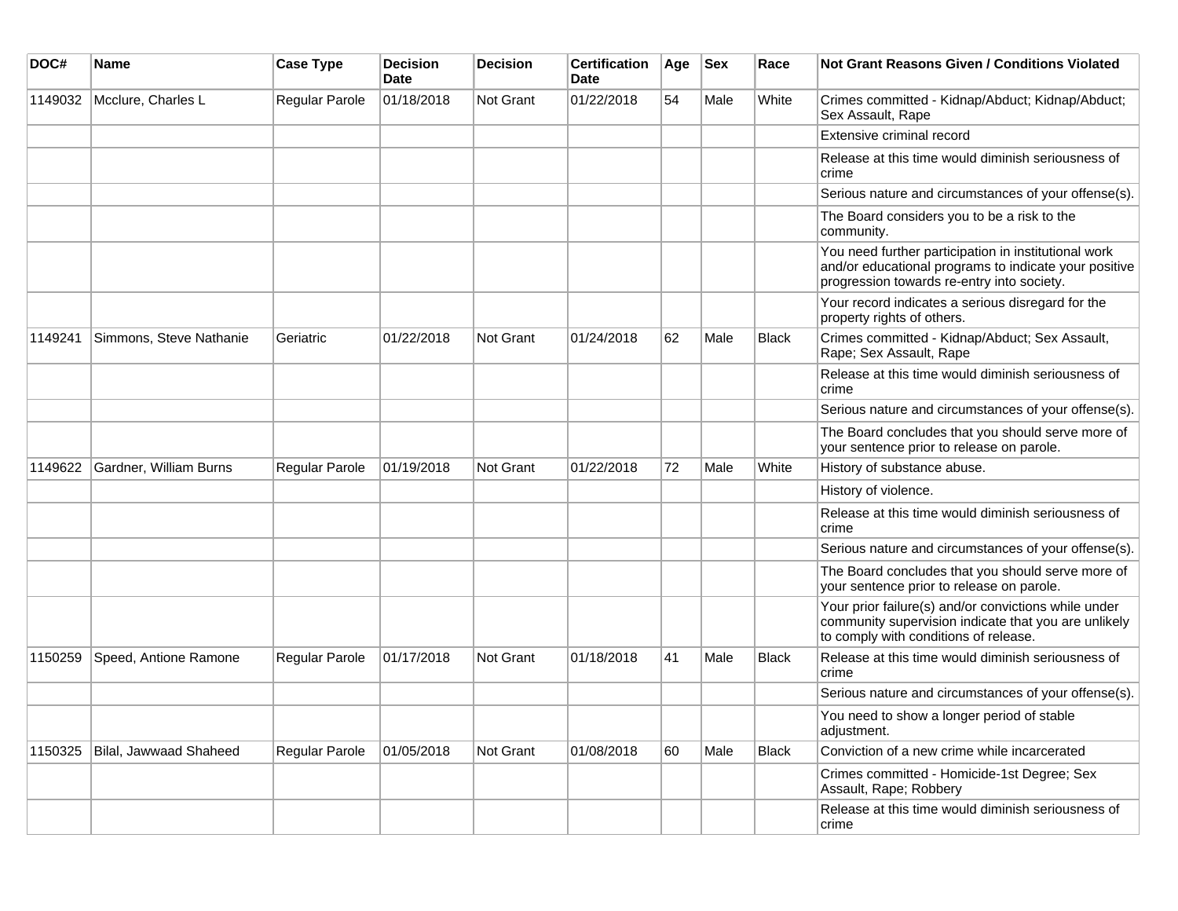| DOC# | Name | Case Type | Decision Date | Decision | Certification Date | Age | Sex | Race | Not Grant Reasons Given / Conditions Violated |
|---|---|---|---|---|---|---|---|---|---|
| 1149032 | Mcclure, Charles L | Regular Parole | 01/18/2018 | Not Grant | 01/22/2018 | 54 | Male | White | Crimes committed - Kidnap/Abduct; Kidnap/Abduct; Sex Assault, Rape |
| | | | | | | | | | Extensive criminal record |
| | | | | | | | | | Release at this time would diminish seriousness of crime |
| | | | | | | | | | Serious nature and circumstances of your offense(s). |
| | | | | | | | | | The Board considers you to be a risk to the community. |
| | | | | | | | | | You need further participation in institutional work and/or educational programs to indicate your positive progression towards re-entry into society. |
| | | | | | | | | | Your record indicates a serious disregard for the property rights of others. |
| 1149241 | Simmons, Steve Nathanie | Geriatric | 01/22/2018 | Not Grant | 01/24/2018 | 62 | Male | Black | Crimes committed - Kidnap/Abduct; Sex Assault, Rape; Sex Assault, Rape |
| | | | | | | | | | Release at this time would diminish seriousness of crime |
| | | | | | | | | | Serious nature and circumstances of your offense(s). |
| | | | | | | | | | The Board concludes that you should serve more of your sentence prior to release on parole. |
| 1149622 | Gardner, William Burns | Regular Parole | 01/19/2018 | Not Grant | 01/22/2018 | 72 | Male | White | History of substance abuse. |
| | | | | | | | | | History of violence. |
| | | | | | | | | | Release at this time would diminish seriousness of crime |
| | | | | | | | | | Serious nature and circumstances of your offense(s). |
| | | | | | | | | | The Board concludes that you should serve more of your sentence prior to release on parole. |
| | | | | | | | | | Your prior failure(s) and/or convictions while under community supervision indicate that you are unlikely to comply with conditions of release. |
| 1150259 | Speed, Antione Ramone | Regular Parole | 01/17/2018 | Not Grant | 01/18/2018 | 41 | Male | Black | Release at this time would diminish seriousness of crime |
| | | | | | | | | | Serious nature and circumstances of your offense(s). |
| | | | | | | | | | You need to show a longer period of stable adjustment. |
| 1150325 | Bilal, Jawwaad Shaheed | Regular Parole | 01/05/2018 | Not Grant | 01/08/2018 | 60 | Male | Black | Conviction of a new crime while incarcerated |
| | | | | | | | | | Crimes committed - Homicide-1st Degree; Sex Assault, Rape; Robbery |
| | | | | | | | | | Release at this time would diminish seriousness of crime |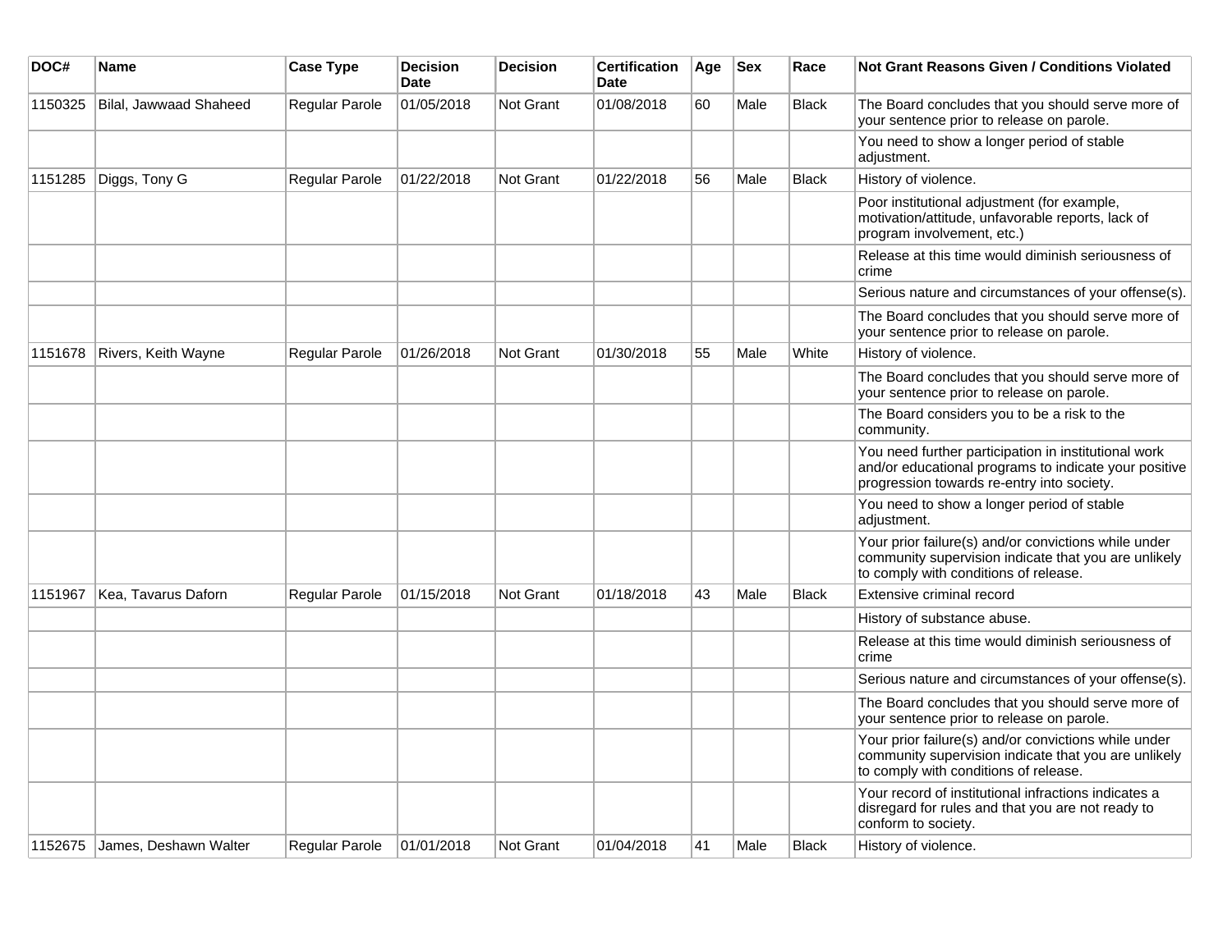| DOC# | Name | Case Type | Decision Date | Decision | Certification Date | Age | Sex | Race | Not Grant Reasons Given / Conditions Violated |
|---|---|---|---|---|---|---|---|---|---|
| 1150325 | Bilal, Jawwaad Shaheed | Regular Parole | 01/05/2018 | Not Grant | 01/08/2018 | 60 | Male | Black | The Board concludes that you should serve more of your sentence prior to release on parole. |
| | | | | | | | | | You need to show a longer period of stable adjustment. |
| 1151285 | Diggs, Tony G | Regular Parole | 01/22/2018 | Not Grant | 01/22/2018 | 56 | Male | Black | History of violence. |
| | | | | | | | | | Poor institutional adjustment (for example, motivation/attitude, unfavorable reports, lack of program involvement, etc.) |
| | | | | | | | | | Release at this time would diminish seriousness of crime |
| | | | | | | | | | Serious nature and circumstances of your offense(s). |
| | | | | | | | | | The Board concludes that you should serve more of your sentence prior to release on parole. |
| 1151678 | Rivers, Keith Wayne | Regular Parole | 01/26/2018 | Not Grant | 01/30/2018 | 55 | Male | White | History of violence. |
| | | | | | | | | | The Board concludes that you should serve more of your sentence prior to release on parole. |
| | | | | | | | | | The Board considers you to be a risk to the community. |
| | | | | | | | | | You need further participation in institutional work and/or educational programs to indicate your positive progression towards re-entry into society. |
| | | | | | | | | | You need to show a longer period of stable adjustment. |
| | | | | | | | | | Your prior failure(s) and/or convictions while under community supervision indicate that you are unlikely to comply with conditions of release. |
| 1151967 | Kea, Tavarus Daforn | Regular Parole | 01/15/2018 | Not Grant | 01/18/2018 | 43 | Male | Black | Extensive criminal record |
| | | | | | | | | | History of substance abuse. |
| | | | | | | | | | Release at this time would diminish seriousness of crime |
| | | | | | | | | | Serious nature and circumstances of your offense(s). |
| | | | | | | | | | The Board concludes that you should serve more of your sentence prior to release on parole. |
| | | | | | | | | | Your prior failure(s) and/or convictions while under community supervision indicate that you are unlikely to comply with conditions of release. |
| | | | | | | | | | Your record of institutional infractions indicates a disregard for rules and that you are not ready to conform to society. |
| 1152675 | James, Deshawn Walter | Regular Parole | 01/01/2018 | Not Grant | 01/04/2018 | 41 | Male | Black | History of violence. |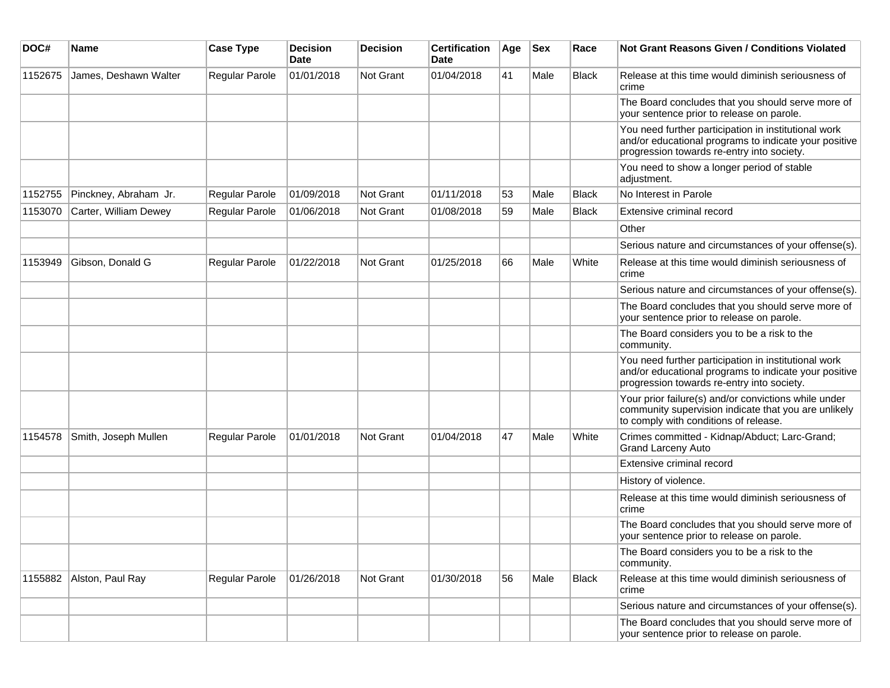| DOC# | Name | Case Type | Decision Date | Decision | Certification Date | Age | Sex | Race | Not Grant Reasons Given / Conditions Violated |
|---|---|---|---|---|---|---|---|---|---|
| 1152675 | James, Deshawn Walter | Regular Parole | 01/01/2018 | Not Grant | 01/04/2018 | 41 | Male | Black | Release at this time would diminish seriousness of crime |
| | | | | | | | | | The Board concludes that you should serve more of your sentence prior to release on parole. |
| | | | | | | | | | You need further participation in institutional work and/or educational programs to indicate your positive progression towards re-entry into society. |
| | | | | | | | | | You need to show a longer period of stable adjustment. |
| 1152755 | Pinckney, Abraham Jr. | Regular Parole | 01/09/2018 | Not Grant | 01/11/2018 | 53 | Male | Black | No Interest in Parole |
| 1153070 | Carter, William Dewey | Regular Parole | 01/06/2018 | Not Grant | 01/08/2018 | 59 | Male | Black | Extensive criminal record |
| | | | | | | | | | Other |
| | | | | | | | | | Serious nature and circumstances of your offense(s). |
| 1153949 | Gibson, Donald G | Regular Parole | 01/22/2018 | Not Grant | 01/25/2018 | 66 | Male | White | Release at this time would diminish seriousness of crime |
| | | | | | | | | | Serious nature and circumstances of your offense(s). |
| | | | | | | | | | The Board concludes that you should serve more of your sentence prior to release on parole. |
| | | | | | | | | | The Board considers you to be a risk to the community. |
| | | | | | | | | | You need further participation in institutional work and/or educational programs to indicate your positive progression towards re-entry into society. |
| | | | | | | | | | Your prior failure(s) and/or convictions while under community supervision indicate that you are unlikely to comply with conditions of release. |
| 1154578 | Smith, Joseph Mullen | Regular Parole | 01/01/2018 | Not Grant | 01/04/2018 | 47 | Male | White | Crimes committed - Kidnap/Abduct; Larc-Grand; Grand Larceny Auto |
| | | | | | | | | | Extensive criminal record |
| | | | | | | | | | History of violence. |
| | | | | | | | | | Release at this time would diminish seriousness of crime |
| | | | | | | | | | The Board concludes that you should serve more of your sentence prior to release on parole. |
| | | | | | | | | | The Board considers you to be a risk to the community. |
| 1155882 | Alston, Paul Ray | Regular Parole | 01/26/2018 | Not Grant | 01/30/2018 | 56 | Male | Black | Release at this time would diminish seriousness of crime |
| | | | | | | | | | Serious nature and circumstances of your offense(s). |
| | | | | | | | | | The Board concludes that you should serve more of your sentence prior to release on parole. |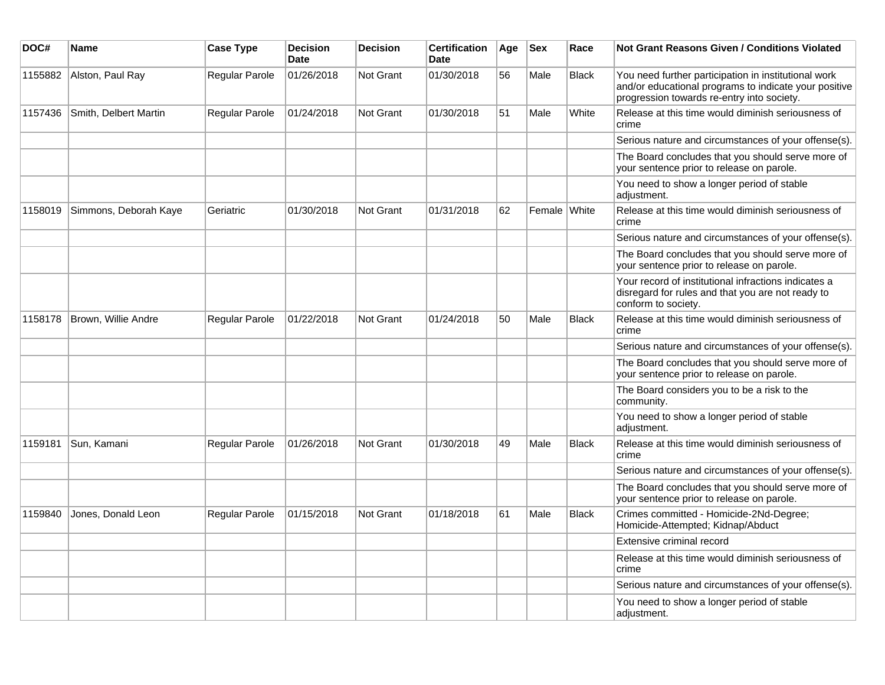| DOC# | Name | Case Type | Decision Date | Decision | Certification Date | Age | Sex | Race | Not Grant Reasons Given / Conditions Violated |
|---|---|---|---|---|---|---|---|---|---|
| 1155882 | Alston, Paul Ray | Regular Parole | 01/26/2018 | Not Grant | 01/30/2018 | 56 | Male | Black | You need further participation in institutional work and/or educational programs to indicate your positive progression towards re-entry into society. |
| 1157436 | Smith, Delbert Martin | Regular Parole | 01/24/2018 | Not Grant | 01/30/2018 | 51 | Male | White | Release at this time would diminish seriousness of crime |
| | | | | | | | | | Serious nature and circumstances of your offense(s). |
| | | | | | | | | | The Board concludes that you should serve more of your sentence prior to release on parole. |
| | | | | | | | | | You need to show a longer period of stable adjustment. |
| 1158019 | Simmons, Deborah Kaye | Geriatric | 01/30/2018 | Not Grant | 01/31/2018 | 62 | Female | White | Release at this time would diminish seriousness of crime |
| | | | | | | | | | Serious nature and circumstances of your offense(s). |
| | | | | | | | | | The Board concludes that you should serve more of your sentence prior to release on parole. |
| | | | | | | | | | Your record of institutional infractions indicates a disregard for rules and that you are not ready to conform to society. |
| 1158178 | Brown, Willie Andre | Regular Parole | 01/22/2018 | Not Grant | 01/24/2018 | 50 | Male | Black | Release at this time would diminish seriousness of crime |
| | | | | | | | | | Serious nature and circumstances of your offense(s). |
| | | | | | | | | | The Board concludes that you should serve more of your sentence prior to release on parole. |
| | | | | | | | | | The Board considers you to be a risk to the community. |
| | | | | | | | | | You need to show a longer period of stable adjustment. |
| 1159181 | Sun, Kamani | Regular Parole | 01/26/2018 | Not Grant | 01/30/2018 | 49 | Male | Black | Release at this time would diminish seriousness of crime |
| | | | | | | | | | Serious nature and circumstances of your offense(s). |
| | | | | | | | | | The Board concludes that you should serve more of your sentence prior to release on parole. |
| 1159840 | Jones, Donald Leon | Regular Parole | 01/15/2018 | Not Grant | 01/18/2018 | 61 | Male | Black | Crimes committed - Homicide-2Nd-Degree; Homicide-Attempted; Kidnap/Abduct |
| | | | | | | | | | Extensive criminal record |
| | | | | | | | | | Release at this time would diminish seriousness of crime |
| | | | | | | | | | Serious nature and circumstances of your offense(s). |
| | | | | | | | | | You need to show a longer period of stable adjustment. |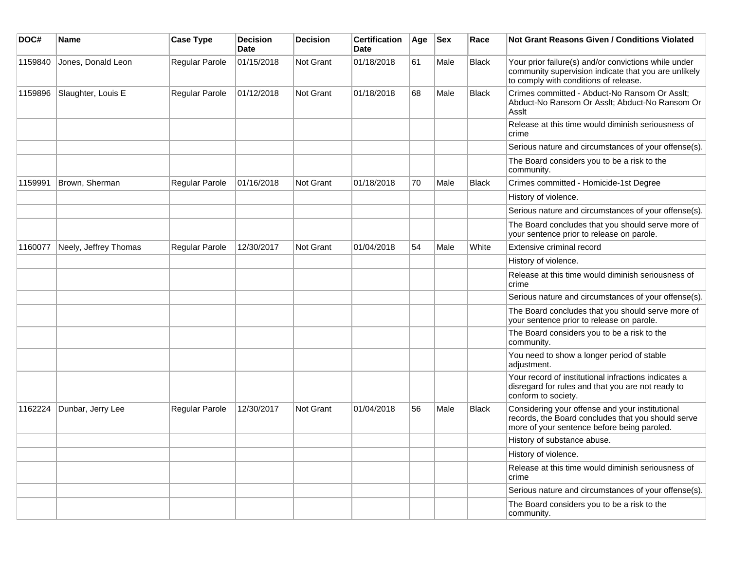| DOC# | Name | Case Type | Decision Date | Decision | Certification Date | Age | Sex | Race | Not Grant Reasons Given / Conditions Violated |
| --- | --- | --- | --- | --- | --- | --- | --- | --- | --- |
| 1159840 | Jones, Donald Leon | Regular Parole | 01/15/2018 | Not Grant | 01/18/2018 | 61 | Male | Black | Your prior failure(s) and/or convictions while under community supervision indicate that you are unlikely to comply with conditions of release. |
| 1159896 | Slaughter, Louis E | Regular Parole | 01/12/2018 | Not Grant | 01/18/2018 | 68 | Male | Black | Crimes committed - Abduct-No Ransom Or Asslt; Abduct-No Ransom Or Asslt; Abduct-No Ransom Or Asslt |
| | | | | | | | | | Release at this time would diminish seriousness of crime |
| | | | | | | | | | Serious nature and circumstances of your offense(s). |
| | | | | | | | | | The Board considers you to be a risk to the community. |
| 1159991 | Brown, Sherman | Regular Parole | 01/16/2018 | Not Grant | 01/18/2018 | 70 | Male | Black | Crimes committed - Homicide-1st Degree |
| | | | | | | | | | History of violence. |
| | | | | | | | | | Serious nature and circumstances of your offense(s). |
| | | | | | | | | | The Board concludes that you should serve more of your sentence prior to release on parole. |
| 1160077 | Neely, Jeffrey Thomas | Regular Parole | 12/30/2017 | Not Grant | 01/04/2018 | 54 | Male | White | Extensive criminal record |
| | | | | | | | | | History of violence. |
| | | | | | | | | | Release at this time would diminish seriousness of crime |
| | | | | | | | | | Serious nature and circumstances of your offense(s). |
| | | | | | | | | | The Board concludes that you should serve more of your sentence prior to release on parole. |
| | | | | | | | | | The Board considers you to be a risk to the community. |
| | | | | | | | | | You need to show a longer period of stable adjustment. |
| | | | | | | | | | Your record of institutional infractions indicates a disregard for rules and that you are not ready to conform to society. |
| 1162224 | Dunbar, Jerry Lee | Regular Parole | 12/30/2017 | Not Grant | 01/04/2018 | 56 | Male | Black | Considering your offense and your institutional records, the Board concludes that you should serve more of your sentence before being paroled. |
| | | | | | | | | | History of substance abuse. |
| | | | | | | | | | History of violence. |
| | | | | | | | | | Release at this time would diminish seriousness of crime |
| | | | | | | | | | Serious nature and circumstances of your offense(s). |
| | | | | | | | | | The Board considers you to be a risk to the community. |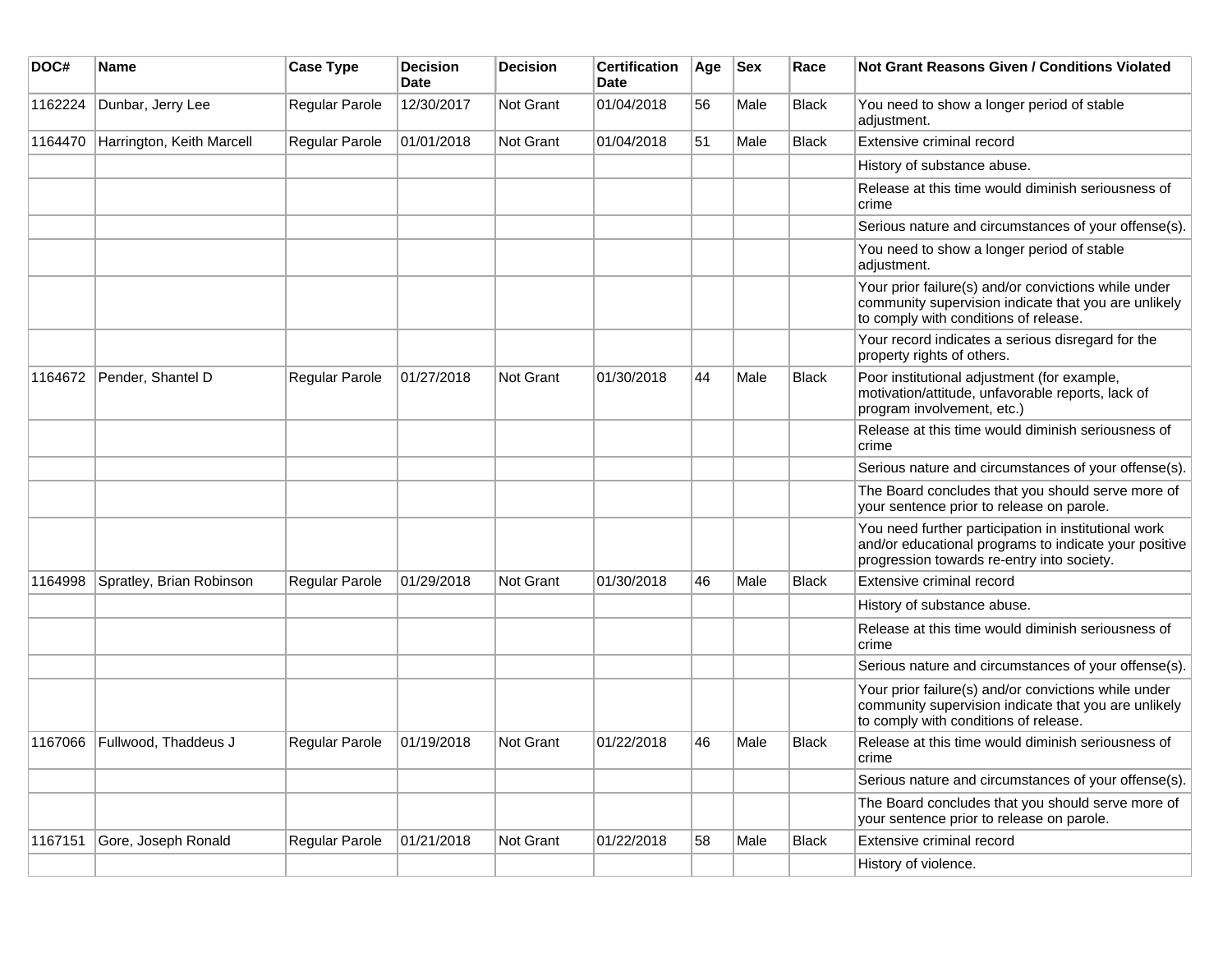| DOC# | Name | Case Type | Decision Date | Decision | Certification Date | Age | Sex | Race | Not Grant Reasons Given / Conditions Violated |
|---|---|---|---|---|---|---|---|---|---|
| 1162224 | Dunbar, Jerry Lee | Regular Parole | 12/30/2017 | Not Grant | 01/04/2018 | 56 | Male | Black | You need to show a longer period of stable adjustment. |
| 1164470 | Harrington, Keith Marcell | Regular Parole | 01/01/2018 | Not Grant | 01/04/2018 | 51 | Male | Black | Extensive criminal record |
| | | | | | | | | | History of substance abuse. |
| | | | | | | | | | Release at this time would diminish seriousness of crime |
| | | | | | | | | | Serious nature and circumstances of your offense(s). |
| | | | | | | | | | You need to show a longer period of stable adjustment. |
| | | | | | | | | | Your prior failure(s) and/or convictions while under community supervision indicate that you are unlikely to comply with conditions of release. |
| | | | | | | | | | Your record indicates a serious disregard for the property rights of others. |
| 1164672 | Pender, Shantel D | Regular Parole | 01/27/2018 | Not Grant | 01/30/2018 | 44 | Male | Black | Poor institutional adjustment (for example, motivation/attitude, unfavorable reports, lack of program involvement, etc.) |
| | | | | | | | | | Release at this time would diminish seriousness of crime |
| | | | | | | | | | Serious nature and circumstances of your offense(s). |
| | | | | | | | | | The Board concludes that you should serve more of your sentence prior to release on parole. |
| | | | | | | | | | You need further participation in institutional work and/or educational programs to indicate your positive progression towards re-entry into society. |
| 1164998 | Spratley, Brian Robinson | Regular Parole | 01/29/2018 | Not Grant | 01/30/2018 | 46 | Male | Black | Extensive criminal record |
| | | | | | | | | | History of substance abuse. |
| | | | | | | | | | Release at this time would diminish seriousness of crime |
| | | | | | | | | | Serious nature and circumstances of your offense(s). |
| | | | | | | | | | Your prior failure(s) and/or convictions while under community supervision indicate that you are unlikely to comply with conditions of release. |
| 1167066 | Fullwood, Thaddeus J | Regular Parole | 01/19/2018 | Not Grant | 01/22/2018 | 46 | Male | Black | Release at this time would diminish seriousness of crime |
| | | | | | | | | | Serious nature and circumstances of your offense(s). |
| | | | | | | | | | The Board concludes that you should serve more of your sentence prior to release on parole. |
| 1167151 | Gore, Joseph Ronald | Regular Parole | 01/21/2018 | Not Grant | 01/22/2018 | 58 | Male | Black | Extensive criminal record |
| | | | | | | | | | History of violence. |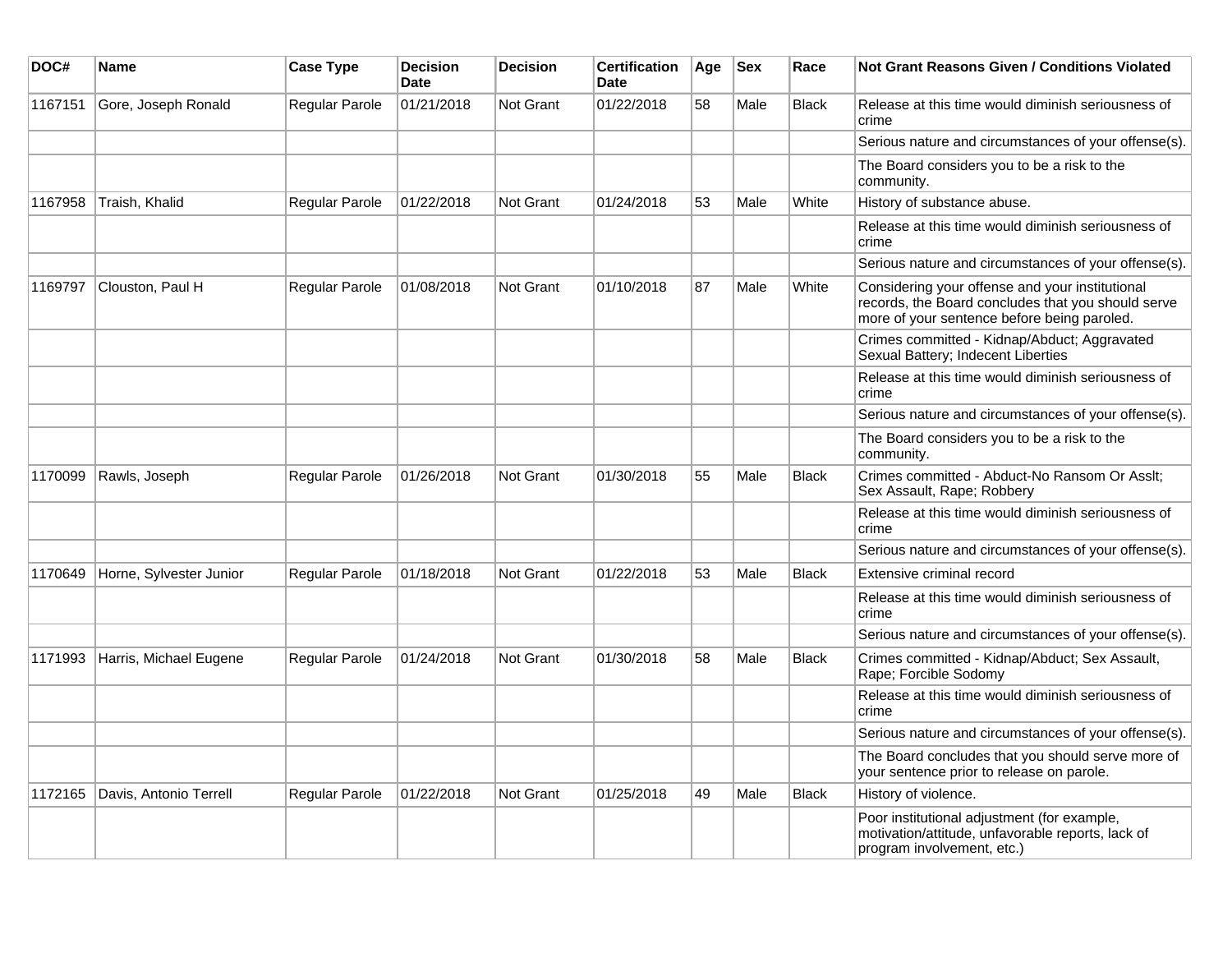| DOC# | Name | Case Type | Decision Date | Decision | Certification Date | Age | Sex | Race | Not Grant Reasons Given / Conditions Violated |
|---|---|---|---|---|---|---|---|---|---|
| 1167151 | Gore, Joseph Ronald | Regular Parole | 01/21/2018 | Not Grant | 01/22/2018 | 58 | Male | Black | Release at this time would diminish seriousness of crime |
| | | | | | | | | | Serious nature and circumstances of your offense(s). |
| | | | | | | | | | The Board considers you to be a risk to the community. |
| 1167958 | Traish, Khalid | Regular Parole | 01/22/2018 | Not Grant | 01/24/2018 | 53 | Male | White | History of substance abuse. |
| | | | | | | | | | Release at this time would diminish seriousness of crime |
| | | | | | | | | | Serious nature and circumstances of your offense(s). |
| 1169797 | Clouston, Paul H | Regular Parole | 01/08/2018 | Not Grant | 01/10/2018 | 87 | Male | White | Considering your offense and your institutional records, the Board concludes that you should serve more of your sentence before being paroled. |
| | | | | | | | | | Crimes committed - Kidnap/Abduct; Aggravated Sexual Battery; Indecent Liberties |
| | | | | | | | | | Release at this time would diminish seriousness of crime |
| | | | | | | | | | Serious nature and circumstances of your offense(s). |
| | | | | | | | | | The Board considers you to be a risk to the community. |
| 1170099 | Rawls, Joseph | Regular Parole | 01/26/2018 | Not Grant | 01/30/2018 | 55 | Male | Black | Crimes committed - Abduct-No Ransom Or Asslt; Sex Assault, Rape; Robbery |
| | | | | | | | | | Release at this time would diminish seriousness of crime |
| | | | | | | | | | Serious nature and circumstances of your offense(s). |
| 1170649 | Horne, Sylvester Junior | Regular Parole | 01/18/2018 | Not Grant | 01/22/2018 | 53 | Male | Black | Extensive criminal record |
| | | | | | | | | | Release at this time would diminish seriousness of crime |
| | | | | | | | | | Serious nature and circumstances of your offense(s). |
| 1171993 | Harris, Michael Eugene | Regular Parole | 01/24/2018 | Not Grant | 01/30/2018 | 58 | Male | Black | Crimes committed - Kidnap/Abduct; Sex Assault, Rape; Forcible Sodomy |
| | | | | | | | | | Release at this time would diminish seriousness of crime |
| | | | | | | | | | Serious nature and circumstances of your offense(s). |
| | | | | | | | | | The Board concludes that you should serve more of your sentence prior to release on parole. |
| 1172165 | Davis, Antonio Terrell | Regular Parole | 01/22/2018 | Not Grant | 01/25/2018 | 49 | Male | Black | History of violence. |
| | | | | | | | | | Poor institutional adjustment (for example, motivation/attitude, unfavorable reports, lack of program involvement, etc.) |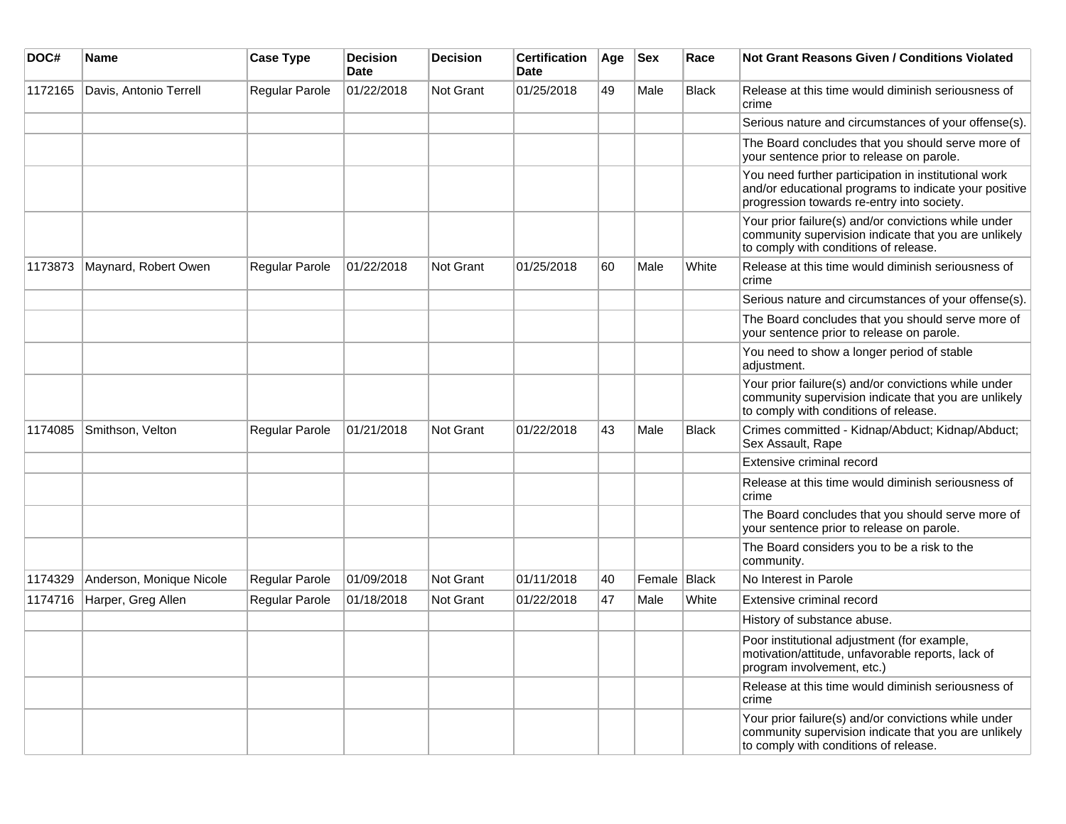| DOC# | Name | Case Type | Decision Date | Decision | Certification Date | Age | Sex | Race | Not Grant Reasons Given / Conditions Violated |
|---|---|---|---|---|---|---|---|---|---|
| 1172165 | Davis, Antonio Terrell | Regular Parole | 01/22/2018 | Not Grant | 01/25/2018 | 49 | Male | Black | Release at this time would diminish seriousness of crime |
| | | | | | | | | | Serious nature and circumstances of your offense(s). |
| | | | | | | | | | The Board concludes that you should serve more of your sentence prior to release on parole. |
| | | | | | | | | | You need further participation in institutional work and/or educational programs to indicate your positive progression towards re-entry into society. |
| | | | | | | | | | Your prior failure(s) and/or convictions while under community supervision indicate that you are unlikely to comply with conditions of release. |
| 1173873 | Maynard, Robert Owen | Regular Parole | 01/22/2018 | Not Grant | 01/25/2018 | 60 | Male | White | Release at this time would diminish seriousness of crime |
| | | | | | | | | | Serious nature and circumstances of your offense(s). |
| | | | | | | | | | The Board concludes that you should serve more of your sentence prior to release on parole. |
| | | | | | | | | | You need to show a longer period of stable adjustment. |
| | | | | | | | | | Your prior failure(s) and/or convictions while under community supervision indicate that you are unlikely to comply with conditions of release. |
| 1174085 | Smithson, Velton | Regular Parole | 01/21/2018 | Not Grant | 01/22/2018 | 43 | Male | Black | Crimes committed - Kidnap/Abduct; Kidnap/Abduct; Sex Assault, Rape |
| | | | | | | | | | Extensive criminal record |
| | | | | | | | | | Release at this time would diminish seriousness of crime |
| | | | | | | | | | The Board concludes that you should serve more of your sentence prior to release on parole. |
| | | | | | | | | | The Board considers you to be a risk to the community. |
| 1174329 | Anderson, Monique Nicole | Regular Parole | 01/09/2018 | Not Grant | 01/11/2018 | 40 | Female | Black | No Interest in Parole |
| 1174716 | Harper, Greg Allen | Regular Parole | 01/18/2018 | Not Grant | 01/22/2018 | 47 | Male | White | Extensive criminal record |
| | | | | | | | | | History of substance abuse. |
| | | | | | | | | | Poor institutional adjustment (for example, motivation/attitude, unfavorable reports, lack of program involvement, etc.) |
| | | | | | | | | | Release at this time would diminish seriousness of crime |
| | | | | | | | | | Your prior failure(s) and/or convictions while under community supervision indicate that you are unlikely to comply with conditions of release. |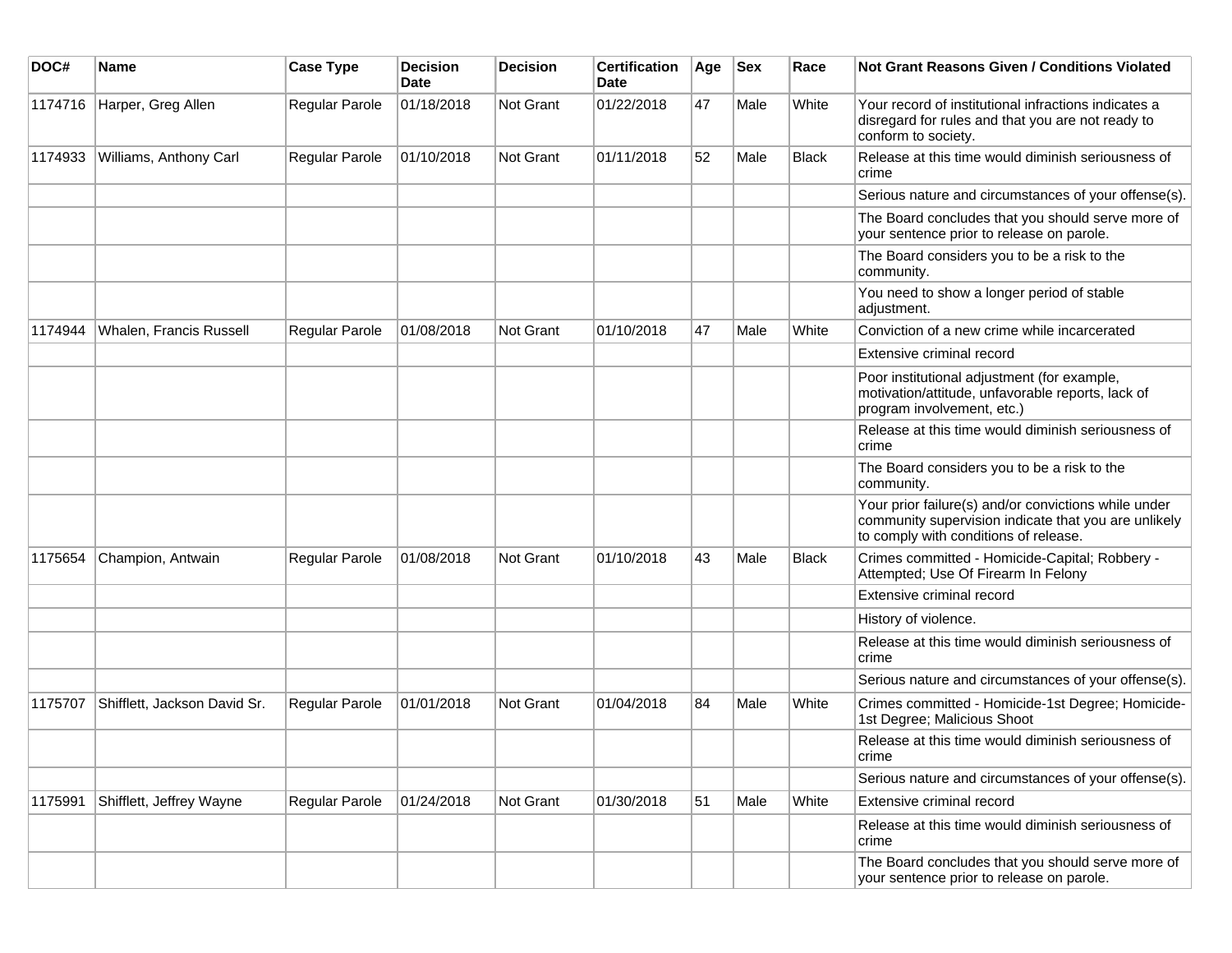| DOC# | Name | Case Type | Decision Date | Decision | Certification Date | Age | Sex | Race | Not Grant Reasons Given / Conditions Violated |
|---|---|---|---|---|---|---|---|---|---|
| 1174716 | Harper, Greg Allen | Regular Parole | 01/18/2018 | Not Grant | 01/22/2018 | 47 | Male | White | Your record of institutional infractions indicates a disregard for rules and that you are not ready to conform to society. |
| 1174933 | Williams, Anthony Carl | Regular Parole | 01/10/2018 | Not Grant | 01/11/2018 | 52 | Male | Black | Release at this time would diminish seriousness of crime |
| | | | | | | | | | Serious nature and circumstances of your offense(s). |
| | | | | | | | | | The Board concludes that you should serve more of your sentence prior to release on parole. |
| | | | | | | | | | The Board considers you to be a risk to the community. |
| | | | | | | | | | You need to show a longer period of stable adjustment. |
| 1174944 | Whalen, Francis Russell | Regular Parole | 01/08/2018 | Not Grant | 01/10/2018 | 47 | Male | White | Conviction of a new crime while incarcerated |
| | | | | | | | | | Extensive criminal record |
| | | | | | | | | | Poor institutional adjustment (for example, motivation/attitude, unfavorable reports, lack of program involvement, etc.) |
| | | | | | | | | | Release at this time would diminish seriousness of crime |
| | | | | | | | | | The Board considers you to be a risk to the community. |
| | | | | | | | | | Your prior failure(s) and/or convictions while under community supervision indicate that you are unlikely to comply with conditions of release. |
| 1175654 | Champion, Antwain | Regular Parole | 01/08/2018 | Not Grant | 01/10/2018 | 43 | Male | Black | Crimes committed - Homicide-Capital; Robbery - Attempted; Use Of Firearm In Felony |
| | | | | | | | | | Extensive criminal record |
| | | | | | | | | | History of violence. |
| | | | | | | | | | Release at this time would diminish seriousness of crime |
| | | | | | | | | | Serious nature and circumstances of your offense(s). |
| 1175707 | Shifflett, Jackson David Sr. | Regular Parole | 01/01/2018 | Not Grant | 01/04/2018 | 84 | Male | White | Crimes committed - Homicide-1st Degree; Homicide-1st Degree; Malicious Shoot |
| | | | | | | | | | Release at this time would diminish seriousness of crime |
| | | | | | | | | | Serious nature and circumstances of your offense(s). |
| 1175991 | Shifflett, Jeffrey Wayne | Regular Parole | 01/24/2018 | Not Grant | 01/30/2018 | 51 | Male | White | Extensive criminal record |
| | | | | | | | | | Release at this time would diminish seriousness of crime |
| | | | | | | | | | The Board concludes that you should serve more of your sentence prior to release on parole. |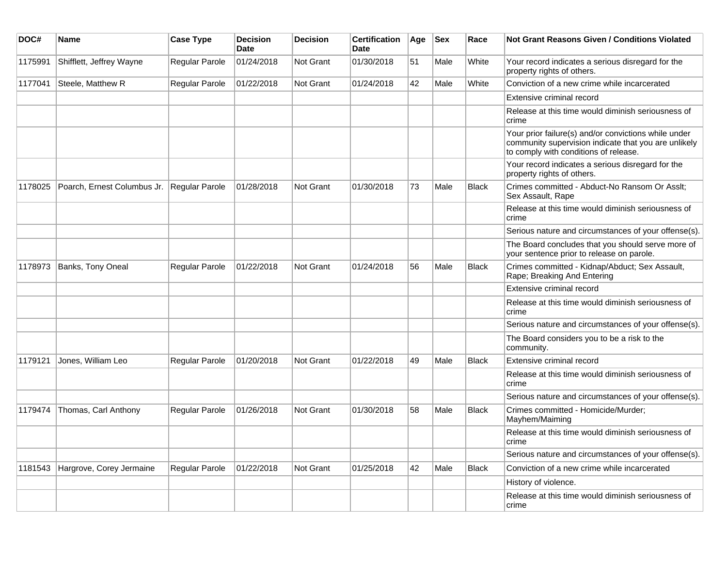| DOC# | Name | Case Type | Decision Date | Decision | Certification Date | Age | Sex | Race | Not Grant Reasons Given / Conditions Violated |
|---|---|---|---|---|---|---|---|---|---|
| 1175991 | Shifflett, Jeffrey Wayne | Regular Parole | 01/24/2018 | Not Grant | 01/30/2018 | 51 | Male | White | Your record indicates a serious disregard for the property rights of others. |
| 1177041 | Steele, Matthew R | Regular Parole | 01/22/2018 | Not Grant | 01/24/2018 | 42 | Male | White | Conviction of a new crime while incarcerated |
| | | | | | | | | | Extensive criminal record |
| | | | | | | | | | Release at this time would diminish seriousness of crime |
| | | | | | | | | | Your prior failure(s) and/or convictions while under community supervision indicate that you are unlikely to comply with conditions of release. |
| | | | | | | | | | Your record indicates a serious disregard for the property rights of others. |
| 1178025 | Poarch, Ernest Columbus Jr. | Regular Parole | 01/28/2018 | Not Grant | 01/30/2018 | 73 | Male | Black | Crimes committed - Abduct-No Ransom Or Asslt; Sex Assault, Rape |
| | | | | | | | | | Release at this time would diminish seriousness of crime |
| | | | | | | | | | Serious nature and circumstances of your offense(s). |
| | | | | | | | | | The Board concludes that you should serve more of your sentence prior to release on parole. |
| 1178973 | Banks, Tony Oneal | Regular Parole | 01/22/2018 | Not Grant | 01/24/2018 | 56 | Male | Black | Crimes committed - Kidnap/Abduct; Sex Assault, Rape; Breaking And Entering |
| | | | | | | | | | Extensive criminal record |
| | | | | | | | | | Release at this time would diminish seriousness of crime |
| | | | | | | | | | Serious nature and circumstances of your offense(s). |
| | | | | | | | | | The Board considers you to be a risk to the community. |
| 1179121 | Jones, William Leo | Regular Parole | 01/20/2018 | Not Grant | 01/22/2018 | 49 | Male | Black | Extensive criminal record |
| | | | | | | | | | Release at this time would diminish seriousness of crime |
| | | | | | | | | | Serious nature and circumstances of your offense(s). |
| 1179474 | Thomas, Carl Anthony | Regular Parole | 01/26/2018 | Not Grant | 01/30/2018 | 58 | Male | Black | Crimes committed - Homicide/Murder; Mayhem/Maiming |
| | | | | | | | | | Release at this time would diminish seriousness of crime |
| | | | | | | | | | Serious nature and circumstances of your offense(s). |
| 1181543 | Hargrove, Corey Jermaine | Regular Parole | 01/22/2018 | Not Grant | 01/25/2018 | 42 | Male | Black | Conviction of a new crime while incarcerated |
| | | | | | | | | | History of violence. |
| | | | | | | | | | Release at this time would diminish seriousness of crime |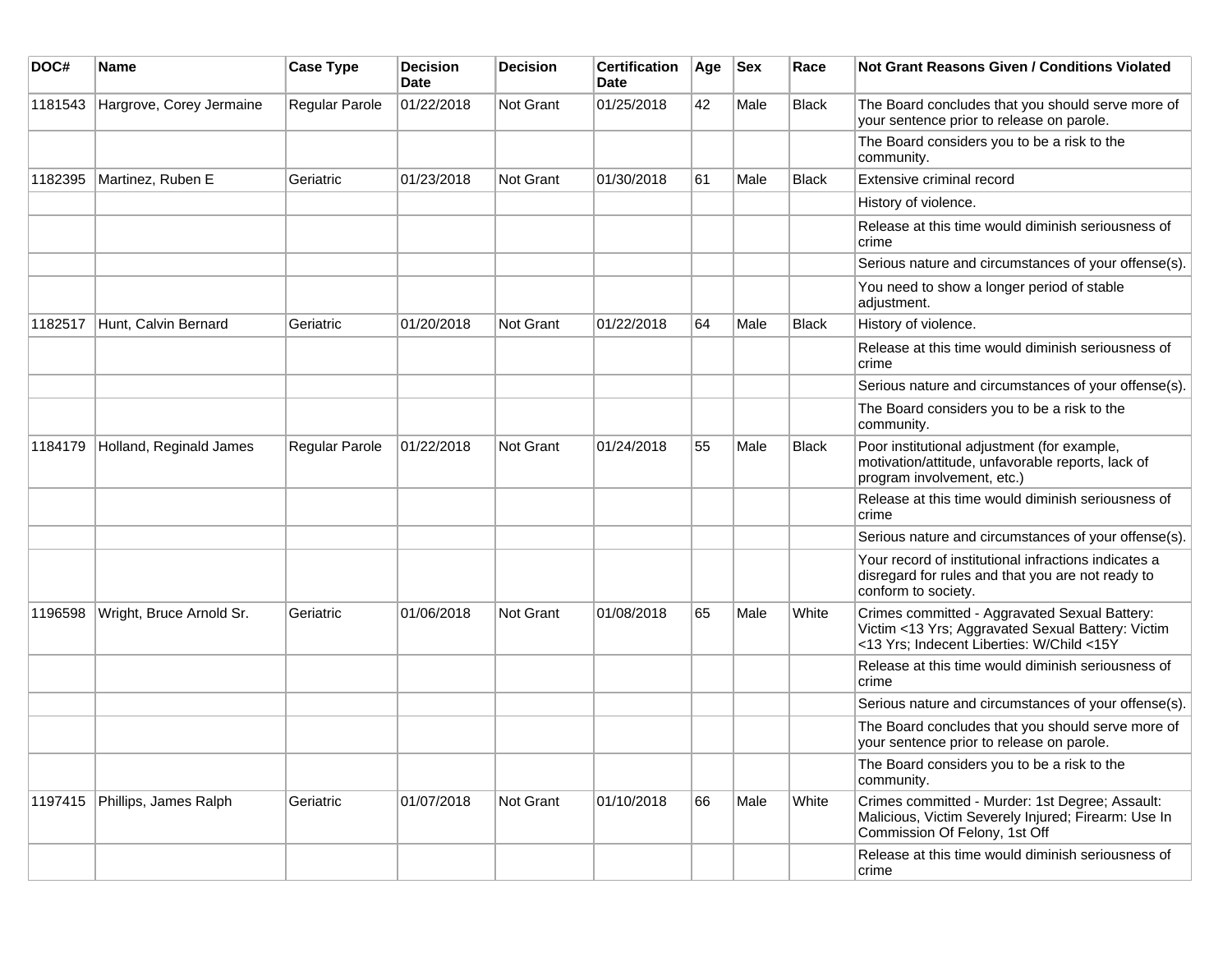| DOC# | Name | Case Type | Decision Date | Decision | Certification Date | Age | Sex | Race | Not Grant Reasons Given / Conditions Violated |
|---|---|---|---|---|---|---|---|---|---|
| 1181543 | Hargrove, Corey Jermaine | Regular Parole | 01/22/2018 | Not Grant | 01/25/2018 | 42 | Male | Black | The Board concludes that you should serve more of your sentence prior to release on parole. |
| | | | | | | | | | The Board considers you to be a risk to the community. |
| 1182395 | Martinez, Ruben E | Geriatric | 01/23/2018 | Not Grant | 01/30/2018 | 61 | Male | Black | Extensive criminal record |
| | | | | | | | | | History of violence. |
| | | | | | | | | | Release at this time would diminish seriousness of crime |
| | | | | | | | | | Serious nature and circumstances of your offense(s). |
| | | | | | | | | | You need to show a longer period of stable adjustment. |
| 1182517 | Hunt, Calvin Bernard | Geriatric | 01/20/2018 | Not Grant | 01/22/2018 | 64 | Male | Black | History of violence. |
| | | | | | | | | | Release at this time would diminish seriousness of crime |
| | | | | | | | | | Serious nature and circumstances of your offense(s). |
| | | | | | | | | | The Board considers you to be a risk to the community. |
| 1184179 | Holland, Reginald James | Regular Parole | 01/22/2018 | Not Grant | 01/24/2018 | 55 | Male | Black | Poor institutional adjustment (for example, motivation/attitude, unfavorable reports, lack of program involvement, etc.) |
| | | | | | | | | | Release at this time would diminish seriousness of crime |
| | | | | | | | | | Serious nature and circumstances of your offense(s). |
| | | | | | | | | | Your record of institutional infractions indicates a disregard for rules and that you are not ready to conform to society. |
| 1196598 | Wright, Bruce Arnold Sr. | Geriatric | 01/06/2018 | Not Grant | 01/08/2018 | 65 | Male | White | Crimes committed - Aggravated Sexual Battery: Victim <13 Yrs; Aggravated Sexual Battery: Victim <13 Yrs; Indecent Liberties: W/Child <15Y |
| | | | | | | | | | Release at this time would diminish seriousness of crime |
| | | | | | | | | | Serious nature and circumstances of your offense(s). |
| | | | | | | | | | The Board concludes that you should serve more of your sentence prior to release on parole. |
| | | | | | | | | | The Board considers you to be a risk to the community. |
| 1197415 | Phillips, James Ralph | Geriatric | 01/07/2018 | Not Grant | 01/10/2018 | 66 | Male | White | Crimes committed - Murder: 1st Degree; Assault: Malicious, Victim Severely Injured; Firearm: Use In Commission Of Felony, 1st Off |
| | | | | | | | | | Release at this time would diminish seriousness of crime |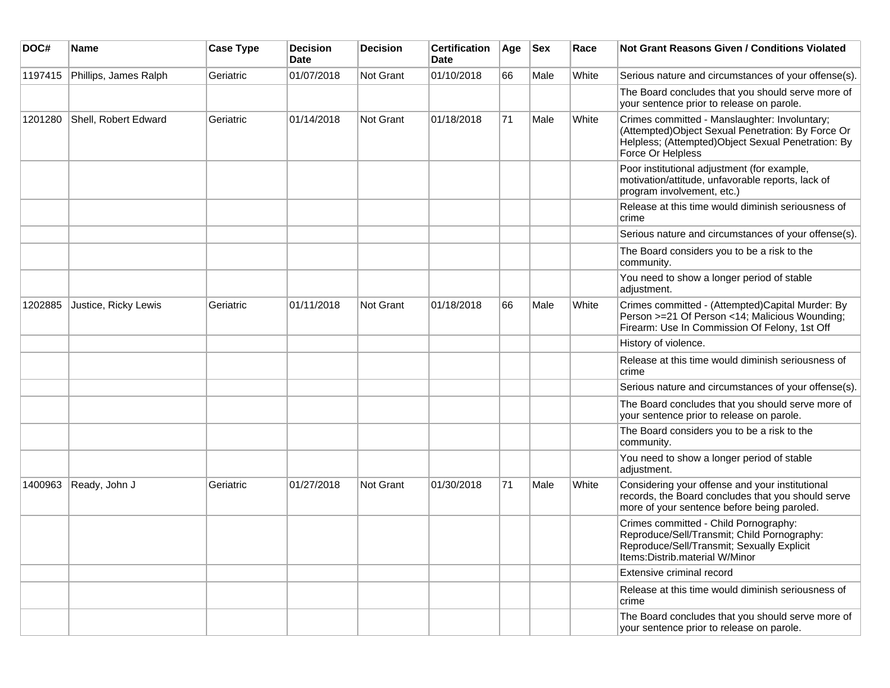| DOC# | Name | Case Type | Decision Date | Decision | Certification Date | Age | Sex | Race | Not Grant Reasons Given / Conditions Violated |
|---|---|---|---|---|---|---|---|---|---|
| 1197415 | Phillips, James Ralph | Geriatric | 01/07/2018 | Not Grant | 01/10/2018 | 66 | Male | White | Serious nature and circumstances of your offense(s). |
| | | | | | | | | | The Board concludes that you should serve more of your sentence prior to release on parole. |
| 1201280 | Shell, Robert Edward | Geriatric | 01/14/2018 | Not Grant | 01/18/2018 | 71 | Male | White | Crimes committed - Manslaughter: Involuntary; (Attempted)Object Sexual Penetration: By Force Or Helpless; (Attempted)Object Sexual Penetration: By Force Or Helpless |
| | | | | | | | | | Poor institutional adjustment (for example, motivation/attitude, unfavorable reports, lack of program involvement, etc.) |
| | | | | | | | | | Release at this time would diminish seriousness of crime |
| | | | | | | | | | Serious nature and circumstances of your offense(s). |
| | | | | | | | | | The Board considers you to be a risk to the community. |
| | | | | | | | | | You need to show a longer period of stable adjustment. |
| 1202885 | Justice, Ricky Lewis | Geriatric | 01/11/2018 | Not Grant | 01/18/2018 | 66 | Male | White | Crimes committed - (Attempted)Capital Murder: By Person >=21 Of Person <14; Malicious Wounding; Firearm: Use In Commission Of Felony, 1st Off |
| | | | | | | | | | History of violence. |
| | | | | | | | | | Release at this time would diminish seriousness of crime |
| | | | | | | | | | Serious nature and circumstances of your offense(s). |
| | | | | | | | | | The Board concludes that you should serve more of your sentence prior to release on parole. |
| | | | | | | | | | The Board considers you to be a risk to the community. |
| | | | | | | | | | You need to show a longer period of stable adjustment. |
| 1400963 | Ready, John J | Geriatric | 01/27/2018 | Not Grant | 01/30/2018 | 71 | Male | White | Considering your offense and your institutional records, the Board concludes that you should serve more of your sentence before being paroled. |
| | | | | | | | | | Crimes committed - Child Pornography: Reproduce/Sell/Transmit; Child Pornography: Reproduce/Sell/Transmit; Sexually Explicit Items:Distrib.material W/Minor |
| | | | | | | | | | Extensive criminal record |
| | | | | | | | | | Release at this time would diminish seriousness of crime |
| | | | | | | | | | The Board concludes that you should serve more of your sentence prior to release on parole. |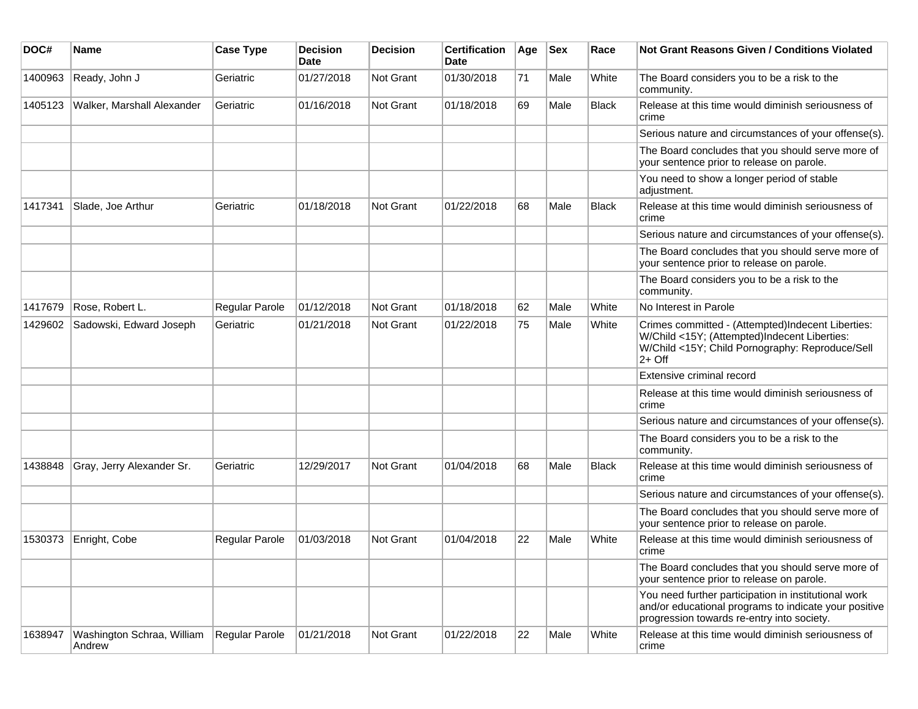| DOC# | Name | Case Type | Decision Date | Decision | Certification Date | Age | Sex | Race | Not Grant Reasons Given / Conditions Violated |
|---|---|---|---|---|---|---|---|---|---|
| 1400963 | Ready, John J | Geriatric | 01/27/2018 | Not Grant | 01/30/2018 | 71 | Male | White | The Board considers you to be a risk to the community. |
| 1405123 | Walker, Marshall Alexander | Geriatric | 01/16/2018 | Not Grant | 01/18/2018 | 69 | Male | Black | Release at this time would diminish seriousness of crime |
| | | | | | | | | | Serious nature and circumstances of your offense(s). |
| | | | | | | | | | The Board concludes that you should serve more of your sentence prior to release on parole. |
| | | | | | | | | | You need to show a longer period of stable adjustment. |
| 1417341 | Slade, Joe Arthur | Geriatric | 01/18/2018 | Not Grant | 01/22/2018 | 68 | Male | Black | Release at this time would diminish seriousness of crime |
| | | | | | | | | | Serious nature and circumstances of your offense(s). |
| | | | | | | | | | The Board concludes that you should serve more of your sentence prior to release on parole. |
| | | | | | | | | | The Board considers you to be a risk to the community. |
| 1417679 | Rose, Robert L. | Regular Parole | 01/12/2018 | Not Grant | 01/18/2018 | 62 | Male | White | No Interest in Parole |
| 1429602 | Sadowski, Edward Joseph | Geriatric | 01/21/2018 | Not Grant | 01/22/2018 | 75 | Male | White | Crimes committed - (Attempted)Indecent Liberties: W/Child <15Y; (Attempted)Indecent Liberties: W/Child <15Y; Child Pornography: Reproduce/Sell 2+ Off |
| | | | | | | | | | Extensive criminal record |
| | | | | | | | | | Release at this time would diminish seriousness of crime |
| | | | | | | | | | Serious nature and circumstances of your offense(s). |
| | | | | | | | | | The Board considers you to be a risk to the community. |
| 1438848 | Gray, Jerry Alexander Sr. | Geriatric | 12/29/2017 | Not Grant | 01/04/2018 | 68 | Male | Black | Release at this time would diminish seriousness of crime |
| | | | | | | | | | Serious nature and circumstances of your offense(s). |
| | | | | | | | | | The Board concludes that you should serve more of your sentence prior to release on parole. |
| 1530373 | Enright, Cobe | Regular Parole | 01/03/2018 | Not Grant | 01/04/2018 | 22 | Male | White | Release at this time would diminish seriousness of crime |
| | | | | | | | | | The Board concludes that you should serve more of your sentence prior to release on parole. |
| | | | | | | | | | You need further participation in institutional work and/or educational programs to indicate your positive progression towards re-entry into society. |
| 1638947 | Washington Schraa, William Andrew | Regular Parole | 01/21/2018 | Not Grant | 01/22/2018 | 22 | Male | White | Release at this time would diminish seriousness of crime |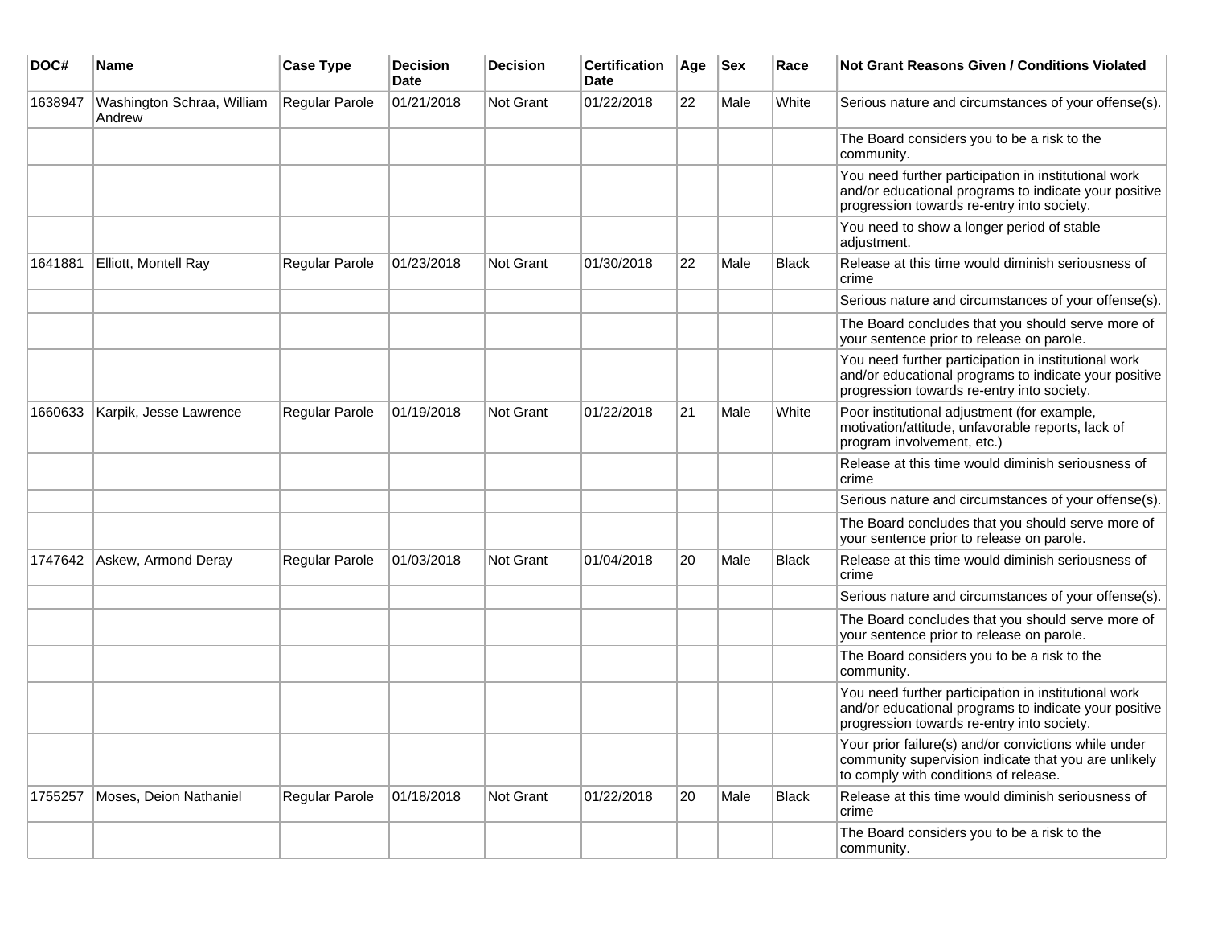| DOC# | Name | Case Type | Decision Date | Decision | Certification Date | Age | Sex | Race | Not Grant Reasons Given / Conditions Violated |
|---|---|---|---|---|---|---|---|---|---|
| 1638947 | Washington Schraa, William Andrew | Regular Parole | 01/21/2018 | Not Grant | 01/22/2018 | 22 | Male | White | Serious nature and circumstances of your offense(s). |
| | | | | | | | | | The Board considers you to be a risk to the community. |
| | | | | | | | | | You need further participation in institutional work and/or educational programs to indicate your positive progression towards re-entry into society. |
| | | | | | | | | | You need to show a longer period of stable adjustment. |
| 1641881 | Elliott, Montell Ray | Regular Parole | 01/23/2018 | Not Grant | 01/30/2018 | 22 | Male | Black | Release at this time would diminish seriousness of crime |
| | | | | | | | | | Serious nature and circumstances of your offense(s). |
| | | | | | | | | | The Board concludes that you should serve more of your sentence prior to release on parole. |
| | | | | | | | | | You need further participation in institutional work and/or educational programs to indicate your positive progression towards re-entry into society. |
| 1660633 | Karpik, Jesse Lawrence | Regular Parole | 01/19/2018 | Not Grant | 01/22/2018 | 21 | Male | White | Poor institutional adjustment (for example, motivation/attitude, unfavorable reports, lack of program involvement, etc.) |
| | | | | | | | | | Release at this time would diminish seriousness of crime |
| | | | | | | | | | Serious nature and circumstances of your offense(s). |
| | | | | | | | | | The Board concludes that you should serve more of your sentence prior to release on parole. |
| 1747642 | Askew, Armond Deray | Regular Parole | 01/03/2018 | Not Grant | 01/04/2018 | 20 | Male | Black | Release at this time would diminish seriousness of crime |
| | | | | | | | | | Serious nature and circumstances of your offense(s). |
| | | | | | | | | | The Board concludes that you should serve more of your sentence prior to release on parole. |
| | | | | | | | | | The Board considers you to be a risk to the community. |
| | | | | | | | | | You need further participation in institutional work and/or educational programs to indicate your positive progression towards re-entry into society. |
| | | | | | | | | | Your prior failure(s) and/or convictions while under community supervision indicate that you are unlikely to comply with conditions of release. |
| 1755257 | Moses, Deion Nathaniel | Regular Parole | 01/18/2018 | Not Grant | 01/22/2018 | 20 | Male | Black | Release at this time would diminish seriousness of crime |
| | | | | | | | | | The Board considers you to be a risk to the community. |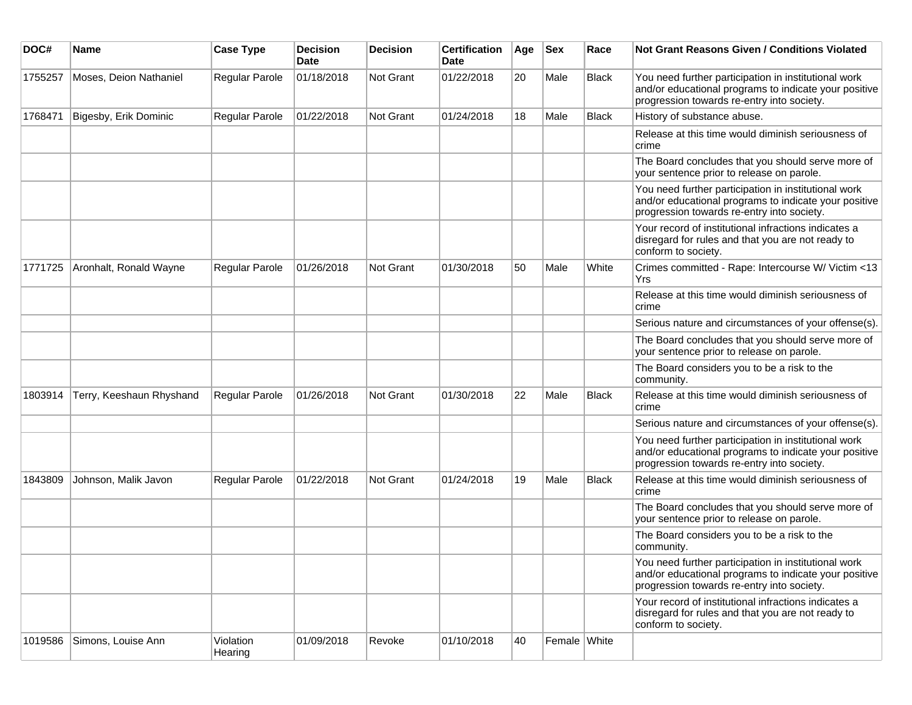| DOC# | Name | Case Type | Decision Date | Decision | Certification Date | Age | Sex | Race | Not Grant Reasons Given / Conditions Violated |
|---|---|---|---|---|---|---|---|---|---|
| 1755257 | Moses, Deion Nathaniel | Regular Parole | 01/18/2018 | Not Grant | 01/22/2018 | 20 | Male | Black | You need further participation in institutional work and/or educational programs to indicate your positive progression towards re-entry into society. |
| 1768471 | Bigesby, Erik Dominic | Regular Parole | 01/22/2018 | Not Grant | 01/24/2018 | 18 | Male | Black | History of substance abuse. |
| | | | | | | | | | Release at this time would diminish seriousness of crime |
| | | | | | | | | | The Board concludes that you should serve more of your sentence prior to release on parole. |
| | | | | | | | | | You need further participation in institutional work and/or educational programs to indicate your positive progression towards re-entry into society. |
| | | | | | | | | | Your record of institutional infractions indicates a disregard for rules and that you are not ready to conform to society. |
| 1771725 | Aronhalt, Ronald Wayne | Regular Parole | 01/26/2018 | Not Grant | 01/30/2018 | 50 | Male | White | Crimes committed - Rape: Intercourse W/ Victim <13 Yrs |
| | | | | | | | | | Release at this time would diminish seriousness of crime |
| | | | | | | | | | Serious nature and circumstances of your offense(s). |
| | | | | | | | | | The Board concludes that you should serve more of your sentence prior to release on parole. |
| | | | | | | | | | The Board considers you to be a risk to the community. |
| 1803914 | Terry, Keeshaun Rhyshand | Regular Parole | 01/26/2018 | Not Grant | 01/30/2018 | 22 | Male | Black | Release at this time would diminish seriousness of crime |
| | | | | | | | | | Serious nature and circumstances of your offense(s). |
| | | | | | | | | | You need further participation in institutional work and/or educational programs to indicate your positive progression towards re-entry into society. |
| 1843809 | Johnson, Malik Javon | Regular Parole | 01/22/2018 | Not Grant | 01/24/2018 | 19 | Male | Black | Release at this time would diminish seriousness of crime |
| | | | | | | | | | The Board concludes that you should serve more of your sentence prior to release on parole. |
| | | | | | | | | | The Board considers you to be a risk to the community. |
| | | | | | | | | | You need further participation in institutional work and/or educational programs to indicate your positive progression towards re-entry into society. |
| | | | | | | | | | Your record of institutional infractions indicates a disregard for rules and that you are not ready to conform to society. |
| 1019586 | Simons, Louise Ann | Violation Hearing | 01/09/2018 | Revoke | 01/10/2018 | 40 | Female | White | |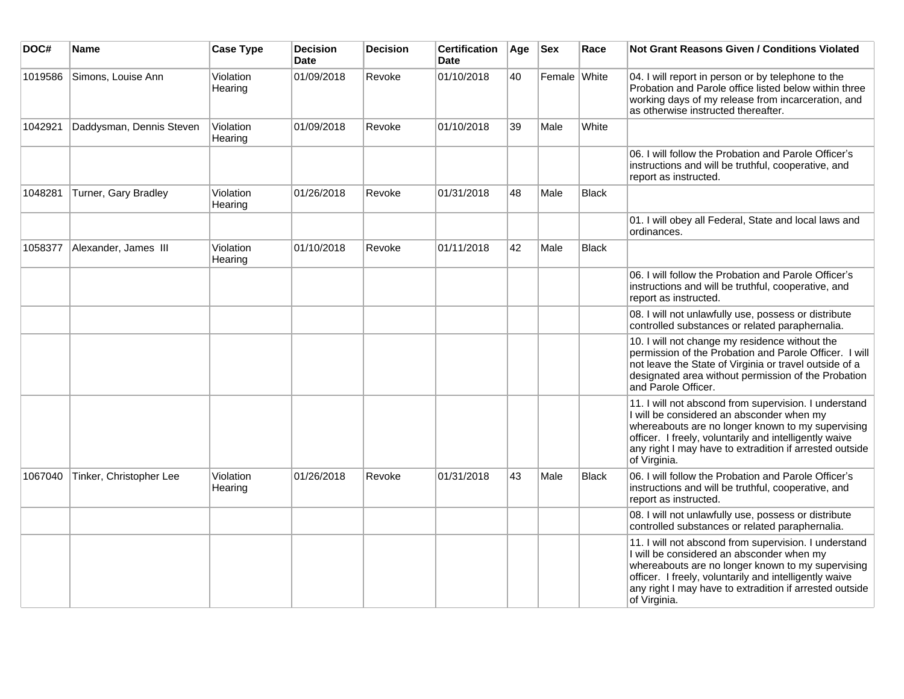| DOC# | Name | Case Type | Decision Date | Decision | Certification Date | Age | Sex | Race | Not Grant Reasons Given / Conditions Violated |
|---|---|---|---|---|---|---|---|---|---|
| 1019586 | Simons, Louise Ann | Violation Hearing | 01/09/2018 | Revoke | 01/10/2018 | 40 | Female | White | 04. I will report in person or by telephone to the Probation and Parole office listed below within three working days of my release from incarceration, and as otherwise instructed thereafter. |
| 1042921 | Daddysman, Dennis Steven | Violation Hearing | 01/09/2018 | Revoke | 01/10/2018 | 39 | Male | White | |
| | | | | | | | | | 06. I will follow the Probation and Parole Officer's instructions and will be truthful, cooperative, and report as instructed. |
| 1048281 | Turner, Gary Bradley | Violation Hearing | 01/26/2018 | Revoke | 01/31/2018 | 48 | Male | Black | |
| | | | | | | | | | 01. I will obey all Federal, State and local laws and ordinances. |
| 1058377 | Alexander, James III | Violation Hearing | 01/10/2018 | Revoke | 01/11/2018 | 42 | Male | Black | |
| | | | | | | | | | 06. I will follow the Probation and Parole Officer's instructions and will be truthful, cooperative, and report as instructed. |
| | | | | | | | | | 08. I will not unlawfully use, possess or distribute controlled substances or related paraphernalia. |
| | | | | | | | | | 10. I will not change my residence without the permission of the Probation and Parole Officer. I will not leave the State of Virginia or travel outside of a designated area without permission of the Probation and Parole Officer. |
| | | | | | | | | | 11. I will not abscond from supervision. I understand I will be considered an absconder when my whereabouts are no longer known to my supervising officer. I freely, voluntarily and intelligently waive any right I may have to extradition if arrested outside of Virginia. |
| 1067040 | Tinker, Christopher Lee | Violation Hearing | 01/26/2018 | Revoke | 01/31/2018 | 43 | Male | Black | 06. I will follow the Probation and Parole Officer's instructions and will be truthful, cooperative, and report as instructed. |
| | | | | | | | | | 08. I will not unlawfully use, possess or distribute controlled substances or related paraphernalia. |
| | | | | | | | | | 11. I will not abscond from supervision. I understand I will be considered an absconder when my whereabouts are no longer known to my supervising officer. I freely, voluntarily and intelligently waive any right I may have to extradition if arrested outside of Virginia. |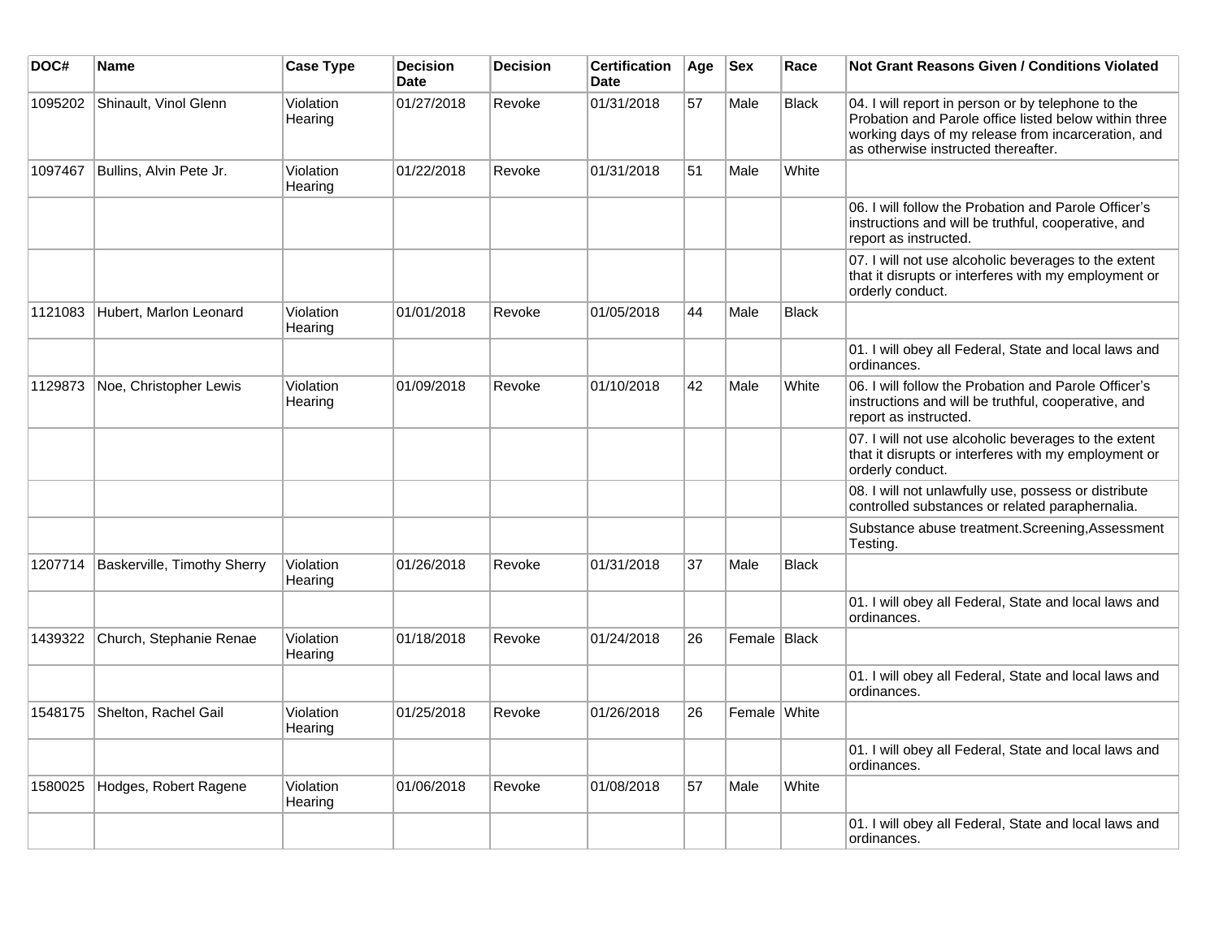| DOC# | Name | Case Type | Decision Date | Decision | Certification Date | Age | Sex | Race | Not Grant Reasons Given / Conditions Violated |
|---|---|---|---|---|---|---|---|---|---|
| 1095202 | Shinault, Vinol Glenn | Violation Hearing | 01/27/2018 | Revoke | 01/31/2018 | 57 | Male | Black | 04. I will report in person or by telephone to the Probation and Parole office listed below within three working days of my release from incarceration, and as otherwise instructed thereafter. |
| 1097467 | Bullins, Alvin Pete Jr. | Violation Hearing | 01/22/2018 | Revoke | 01/31/2018 | 51 | Male | White | |
| | | | | | | | | | 06. I will follow the Probation and Parole Officer's instructions and will be truthful, cooperative, and report as instructed. |
| | | | | | | | | | 07. I will not use alcoholic beverages to the extent that it disrupts or interferes with my employment or orderly conduct. |
| 1121083 | Hubert, Marlon Leonard | Violation Hearing | 01/01/2018 | Revoke | 01/05/2018 | 44 | Male | Black | |
| | | | | | | | | | 01. I will obey all Federal, State and local laws and ordinances. |
| 1129873 | Noe, Christopher Lewis | Violation Hearing | 01/09/2018 | Revoke | 01/10/2018 | 42 | Male | White | 06. I will follow the Probation and Parole Officer's instructions and will be truthful, cooperative, and report as instructed. |
| | | | | | | | | | 07. I will not use alcoholic beverages to the extent that it disrupts or interferes with my employment or orderly conduct. |
| | | | | | | | | | 08. I will not unlawfully use, possess or distribute controlled substances or related paraphernalia. |
| | | | | | | | | | Substance abuse treatment.Screening,Assessment Testing. |
| 1207714 | Baskerville, Timothy Sherry | Violation Hearing | 01/26/2018 | Revoke | 01/31/2018 | 37 | Male | Black | |
| | | | | | | | | | 01. I will obey all Federal, State and local laws and ordinances. |
| 1439322 | Church, Stephanie Renae | Violation Hearing | 01/18/2018 | Revoke | 01/24/2018 | 26 | Female | Black | |
| | | | | | | | | | 01. I will obey all Federal, State and local laws and ordinances. |
| 1548175 | Shelton, Rachel Gail | Violation Hearing | 01/25/2018 | Revoke | 01/26/2018 | 26 | Female | White | |
| | | | | | | | | | 01. I will obey all Federal, State and local laws and ordinances. |
| 1580025 | Hodges, Robert Ragene | Violation Hearing | 01/06/2018 | Revoke | 01/08/2018 | 57 | Male | White | |
| | | | | | | | | | 01. I will obey all Federal, State and local laws and ordinances. |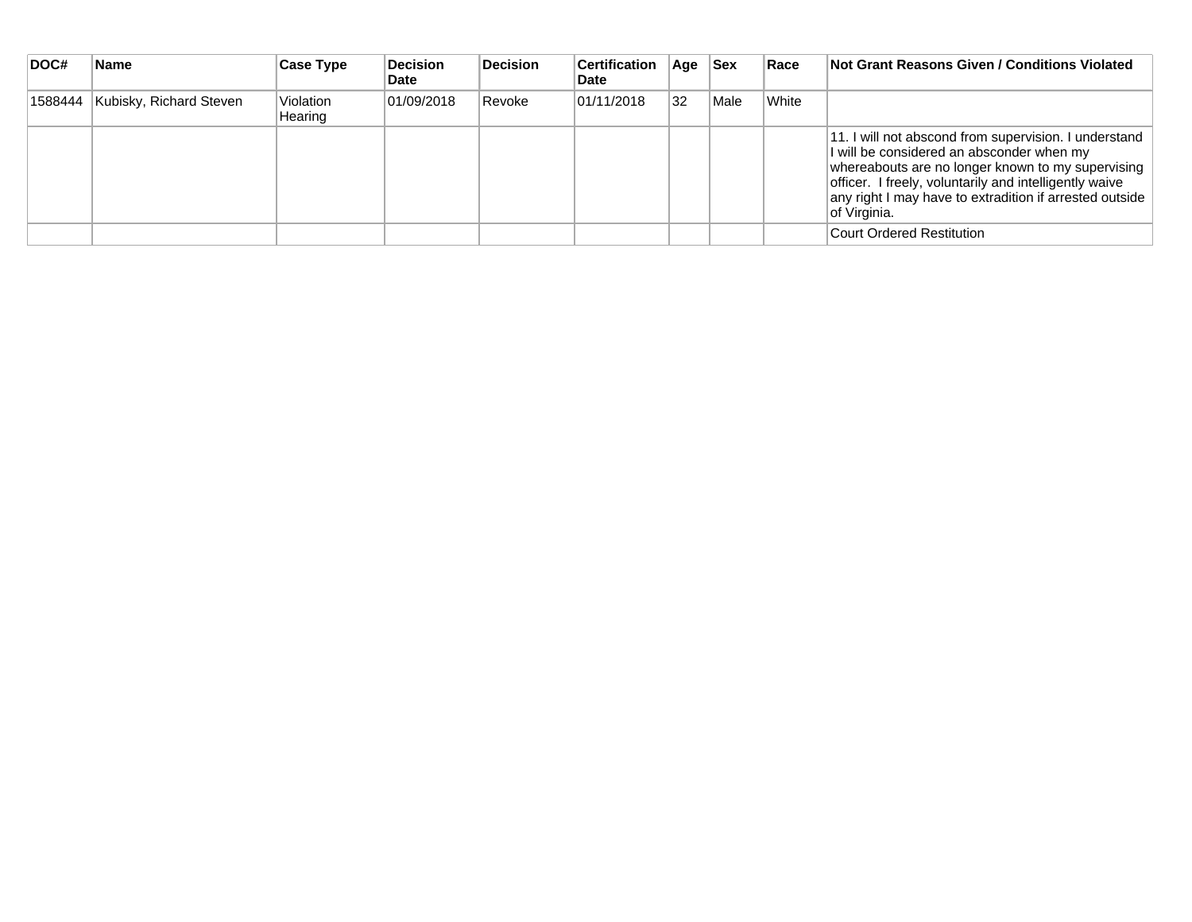| DOC# | Name | Case Type | Decision Date | Decision | Certification Date | Age | Sex | Race | Not Grant Reasons Given / Conditions Violated |
|---|---|---|---|---|---|---|---|---|---|
| 1588444 | Kubisky, Richard Steven | Violation Hearing | 01/09/2018 | Revoke | 01/11/2018 | 32 | Male | White | |
| | | | | | | | | | 11. I will not abscond from supervision. I understand I will be considered an absconder when my whereabouts are no longer known to my supervising officer. I freely, voluntarily and intelligently waive any right I may have to extradition if arrested outside of Virginia. |
| | | | | | | | | | Court Ordered Restitution |